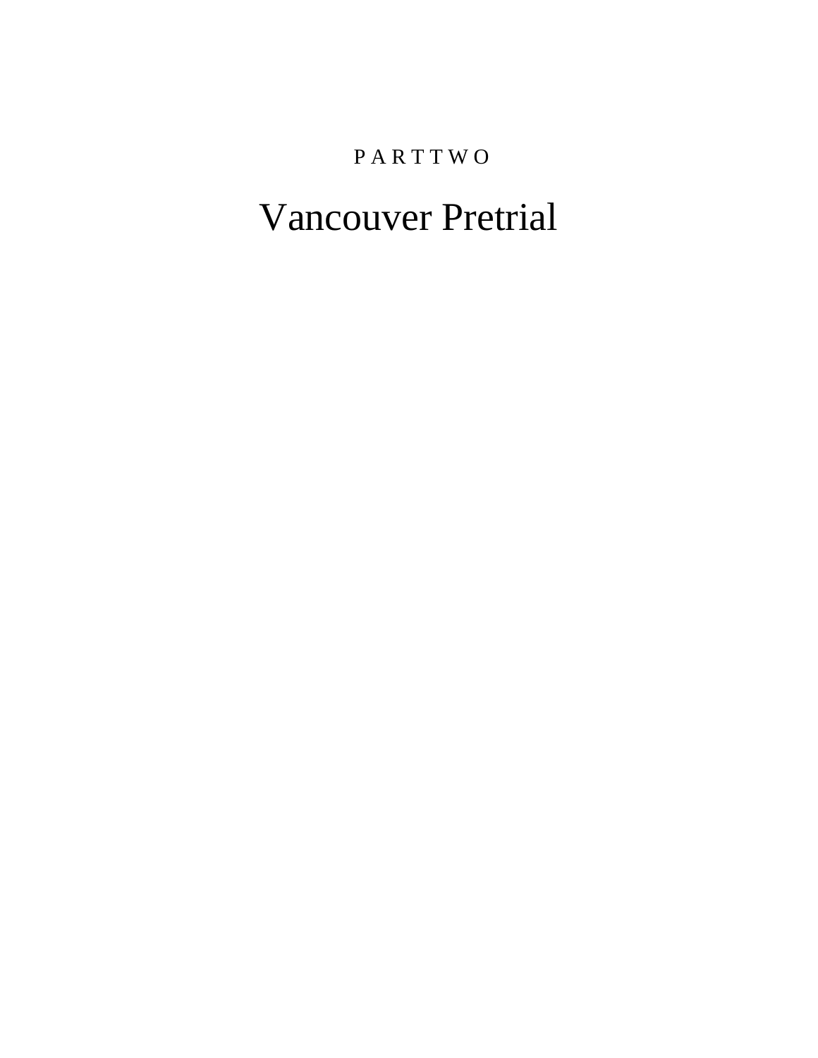P A R T T W O

# Vancouver Pretrial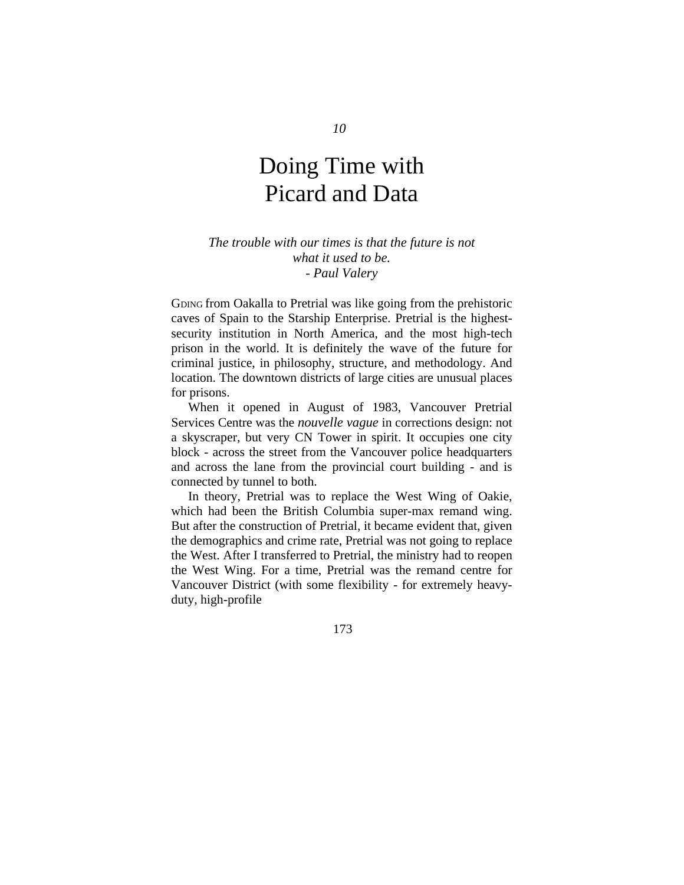# 10

# Doing Time with Picard and Data

*The trouble with our times is that the future is not what it used to be.*
*- Paul Valery*

GOING from Oakalla to Pretrial was like going from the prehistoric caves of Spain to the Starship Enterprise. Pretrial is the highest-security institution in North America, and the most high-tech prison in the world. It is definitely the wave of the future for criminal justice, in philosophy, structure, and methodology. And location. The downtown districts of large cities are unusual places for prisons.

When it opened in August of 1983, Vancouver Pretrial Services Centre was the *nouvelle vague* in corrections design: not a skyscraper, but very CN Tower in spirit. It occupies one city block - across the street from the Vancouver police headquarters and across the lane from the provincial court building - and is connected by tunnel to both.

In theory, Pretrial was to replace the West Wing of Oakie, which had been the British Columbia super-max remand wing. But after the construction of Pretrial, it became evident that, given the demographics and crime rate, Pretrial was not going to replace the West. After I transferred to Pretrial, the ministry had to reopen the West Wing. For a time, Pretrial was the remand centre for Vancouver District (with some flexibility - for extremely heavy-duty, high-profile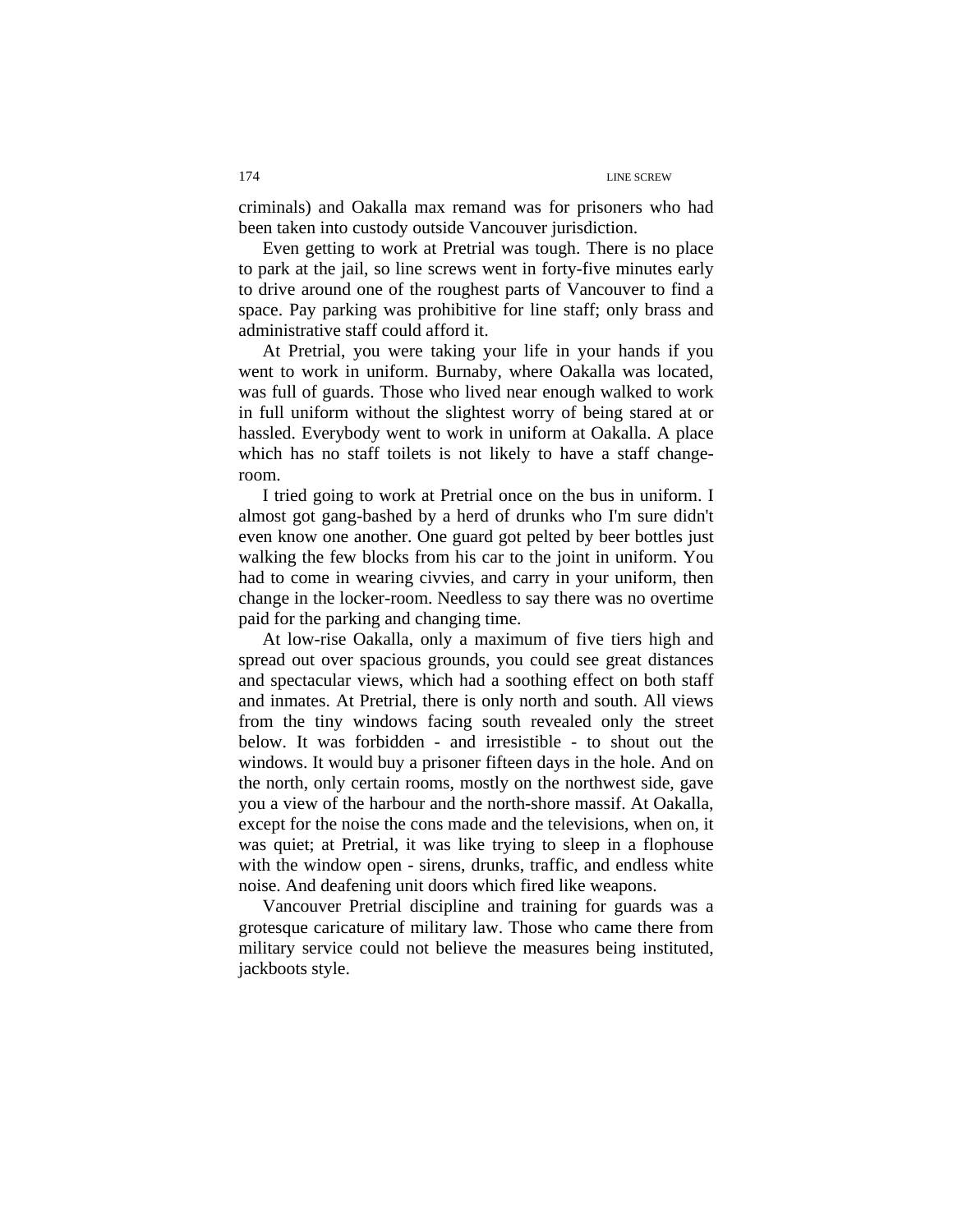criminals) and Oakalla max remand was for prisoners who had been taken into custody outside Vancouver jurisdiction.

Even getting to work at Pretrial was tough. There is no place to park at the jail, so line screws went in forty-five minutes early to drive around one of the roughest parts of Vancouver to find a space. Pay parking was prohibitive for line staff; only brass and administrative staff could afford it.

At Pretrial, you were taking your life in your hands if you went to work in uniform. Burnaby, where Oakalla was located, was full of guards. Those who lived near enough walked to work in full uniform without the slightest worry of being stared at or hassled. Everybody went to work in uniform at Oakalla. A place which has no staff toilets is not likely to have a staff change-room.

I tried going to work at Pretrial once on the bus in uniform. I almost got gang-bashed by a herd of drunks who I'm sure didn't even know one another. One guard got pelted by beer bottles just walking the few blocks from his car to the joint in uniform. You had to come in wearing civvies, and carry in your uniform, then change in the locker-room. Needless to say there was no overtime paid for the parking and changing time.

At low-rise Oakalla, only a maximum of five tiers high and spread out over spacious grounds, you could see great distances and spectacular views, which had a soothing effect on both staff and inmates. At Pretrial, there is only north and south. All views from the tiny windows facing south revealed only the street below. It was forbidden - and irresistible - to shout out the windows. It would buy a prisoner fifteen days in the hole. And on the north, only certain rooms, mostly on the northwest side, gave you a view of the harbour and the north-shore massif. At Oakalla, except for the noise the cons made and the televisions, when on, it was quiet; at Pretrial, it was like trying to sleep in a flophouse with the window open - sirens, drunks, traffic, and endless white noise. And deafening unit doors which fired like weapons.

Vancouver Pretrial discipline and training for guards was a grotesque caricature of military law. Those who came there from military service could not believe the measures being instituted, jackboots style.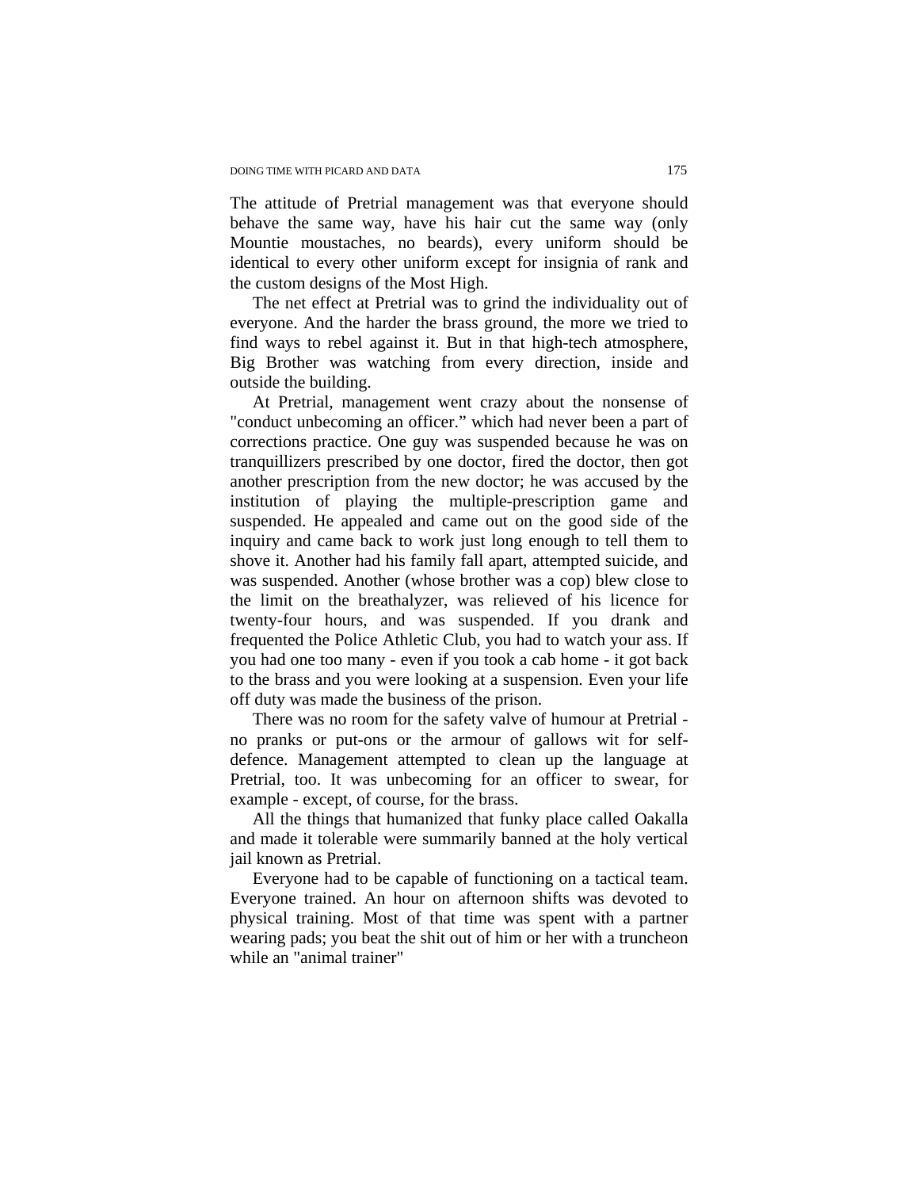The attitude of Pretrial management was that everyone should behave the same way, have his hair cut the same way (only Mountie moustaches, no beards), every uniform should be identical to every other uniform except for insignia of rank and the custom designs of the Most High.

The net effect at Pretrial was to grind the individuality out of everyone. And the harder the brass ground, the more we tried to find ways to rebel against it. But in that high-tech atmosphere, Big Brother was watching from every direction, inside and outside the building.

At Pretrial, management went crazy about the nonsense of "conduct unbecoming an officer.” which had never been a part of corrections practice. One guy was suspended because he was on tranquillizers prescribed by one doctor, fired the doctor, then got another prescription from the new doctor; he was accused by the institution of playing the multiple-prescription game and suspended. He appealed and came out on the good side of the inquiry and came back to work just long enough to tell them to shove it. Another had his family fall apart, attempted suicide, and was suspended. Another (whose brother was a cop) blew close to the limit on the breathalyzer, was relieved of his licence for twenty-four hours, and was suspended. If you drank and frequented the Police Athletic Club, you had to watch your ass. If you had one too many - even if you took a cab home - it got back to the brass and you were looking at a suspension. Even your life off duty was made the business of the prison.

There was no room for the safety valve of humour at Pretrial - no pranks or put-ons or the armour of gallows wit for self-defence. Management attempted to clean up the language at Pretrial, too. It was unbecoming for an officer to swear, for example - except, of course, for the brass.

All the things that humanized that funky place called Oakalla and made it tolerable were summarily banned at the holy vertical jail known as Pretrial.

Everyone had to be capable of functioning on a tactical team. Everyone trained. An hour on afternoon shifts was devoted to physical training. Most of that time was spent with a partner wearing pads; you beat the shit out of him or her with a truncheon while an "animal trainer"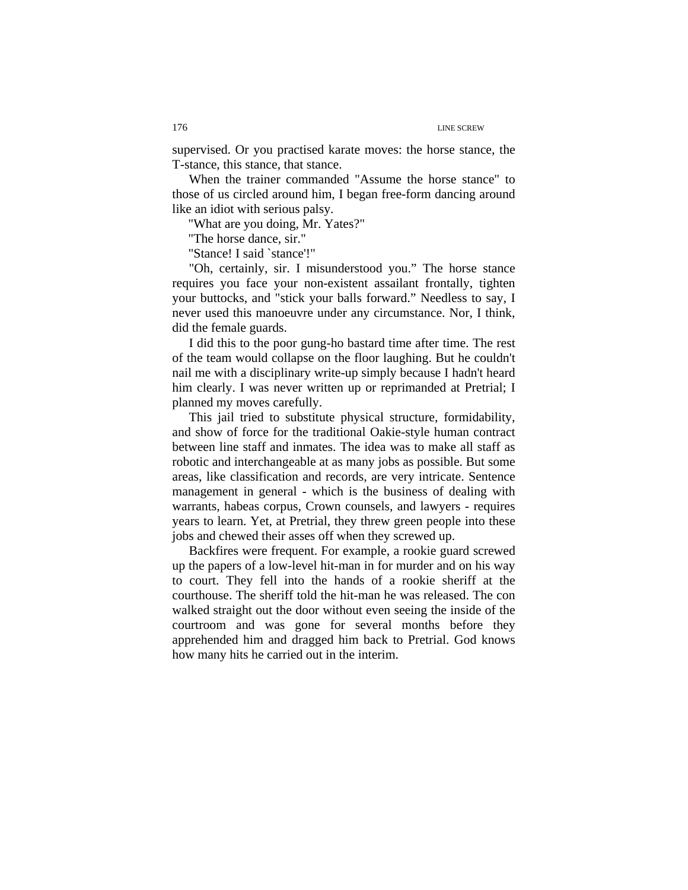supervised. Or you practised karate moves: the horse stance, the T-stance, this stance, that stance.

When the trainer commanded "Assume the horse stance" to those of us circled around him, I began free-form dancing around like an idiot with serious palsy.

"What are you doing, Mr. Yates?"

"The horse dance, sir."

"Stance! I said `stance'!"

"Oh, certainly, sir. I misunderstood you." The horse stance requires you face your non-existent assailant frontally, tighten your buttocks, and "stick your balls forward." Needless to say, I never used this manoeuvre under any circumstance. Nor, I think, did the female guards.

I did this to the poor gung-ho bastard time after time. The rest of the team would collapse on the floor laughing. But he couldn't nail me with a disciplinary write-up simply because I hadn't heard him clearly. I was never written up or reprimanded at Pretrial; I planned my moves carefully.

This jail tried to substitute physical structure, formidability, and show of force for the traditional Oakie-style human contract between line staff and inmates. The idea was to make all staff as robotic and interchangeable at as many jobs as possible. But some areas, like classification and records, are very intricate. Sentence management in general - which is the business of dealing with warrants, habeas corpus, Crown counsels, and lawyers - requires years to learn. Yet, at Pretrial, they threw green people into these jobs and chewed their asses off when they screwed up.

Backfires were frequent. For example, a rookie guard screwed up the papers of a low-level hit-man in for murder and on his way to court. They fell into the hands of a rookie sheriff at the courthouse. The sheriff told the hit-man he was released. The con walked straight out the door without even seeing the inside of the courtroom and was gone for several months before they apprehended him and dragged him back to Pretrial. God knows how many hits he carried out in the interim.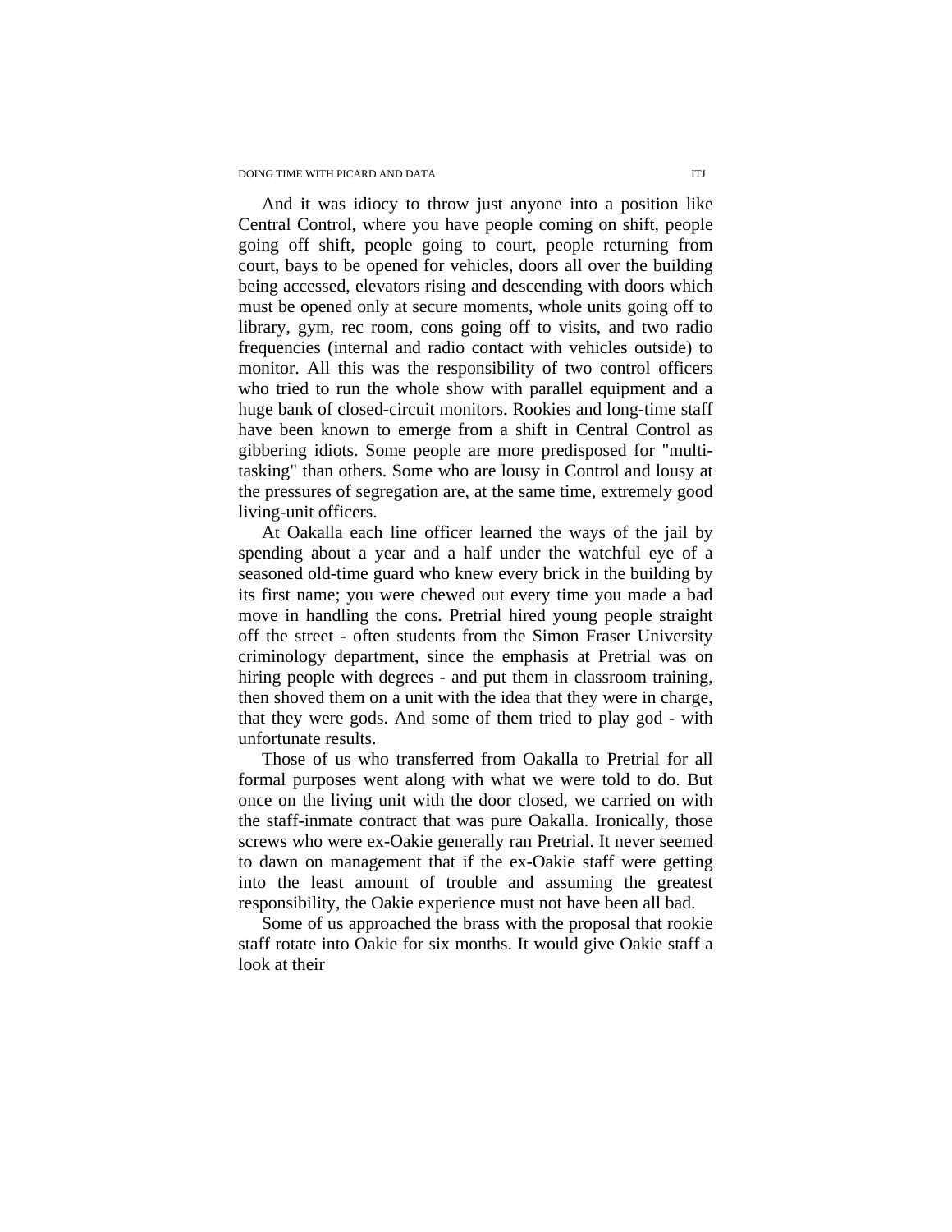And it was idiocy to throw just anyone into a position like Central Control, where you have people coming on shift, people going off shift, people going to court, people returning from court, bays to be opened for vehicles, doors all over the building being accessed, elevators rising and descending with doors which must be opened only at secure moments, whole units going off to library, gym, rec room, cons going off to visits, and two radio frequencies (internal and radio contact with vehicles outside) to monitor. All this was the responsibility of two control officers who tried to run the whole show with parallel equipment and a huge bank of closed-circuit monitors. Rookies and long-time staff have been known to emerge from a shift in Central Control as gibbering idiots. Some people are more predisposed for "multi-tasking" than others. Some who are lousy in Control and lousy at the pressures of segregation are, at the same time, extremely good living-unit officers.

At Oakalla each line officer learned the ways of the jail by spending about a year and a half under the watchful eye of a seasoned old-time guard who knew every brick in the building by its first name; you were chewed out every time you made a bad move in handling the cons. Pretrial hired young people straight off the street - often students from the Simon Fraser University criminology department, since the emphasis at Pretrial was on hiring people with degrees - and put them in classroom training, then shoved them on a unit with the idea that they were in charge, that they were gods. And some of them tried to play god - with unfortunate results.

Those of us who transferred from Oakalla to Pretrial for all formal purposes went along with what we were told to do. But once on the living unit with the door closed, we carried on with the staff-inmate contract that was pure Oakalla. Ironically, those screws who were ex-Oakie generally ran Pretrial. It never seemed to dawn on management that if the ex-Oakie staff were getting into the least amount of trouble and assuming the greatest responsibility, the Oakie experience must not have been all bad.

Some of us approached the brass with the proposal that rookie staff rotate into Oakie for six months. It would give Oakie staff a look at their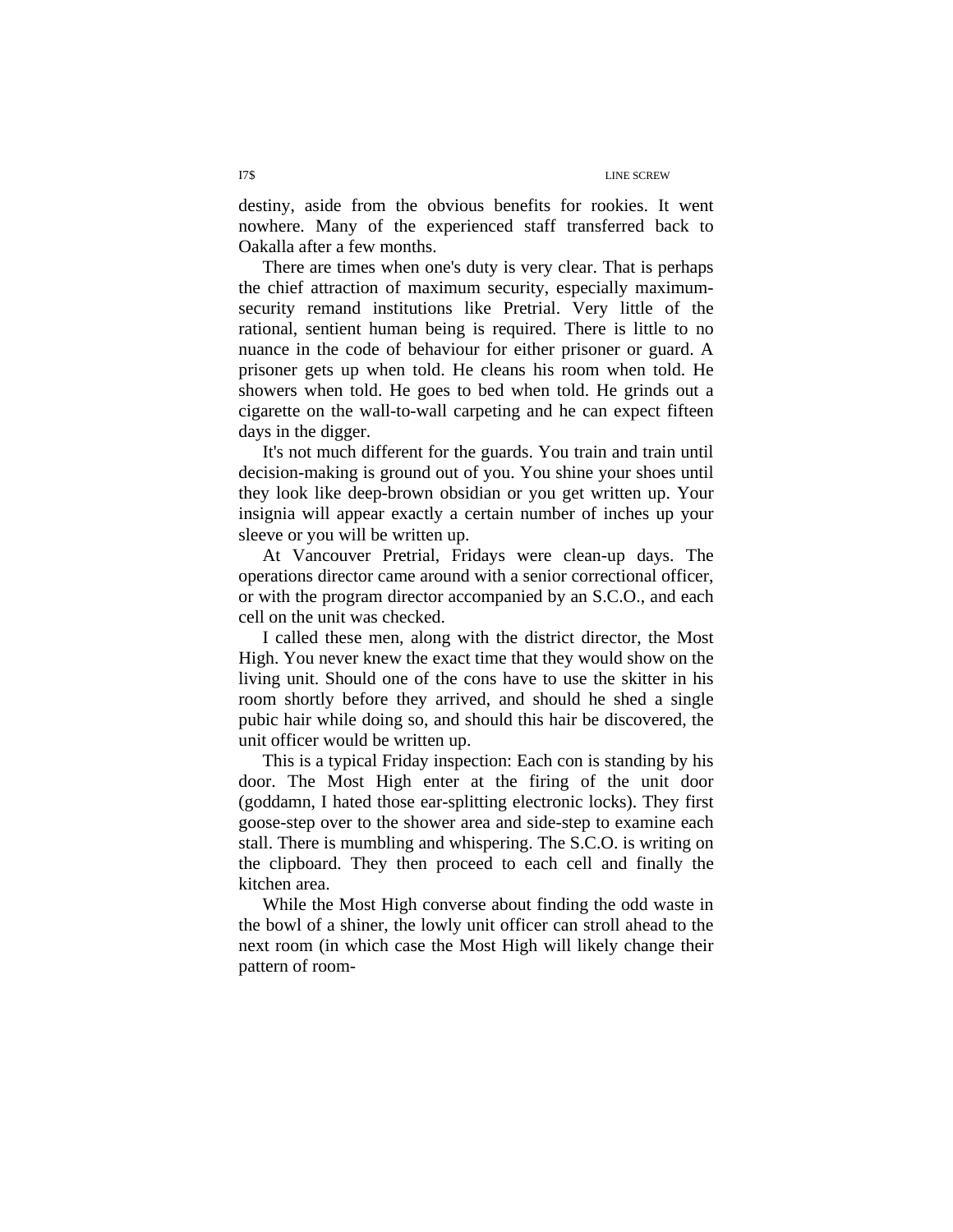destiny, aside from the obvious benefits for rookies. It went nowhere. Many of the experienced staff transferred back to Oakalla after a few months.

There are times when one's duty is very clear. That is perhaps the chief attraction of maximum security, especially maximum-security remand institutions like Pretrial. Very little of the rational, sentient human being is required. There is little to no nuance in the code of behaviour for either prisoner or guard. A prisoner gets up when told. He cleans his room when told. He showers when told. He goes to bed when told. He grinds out a cigarette on the wall-to-wall carpeting and he can expect fifteen days in the digger.

It's not much different for the guards. You train and train until decision-making is ground out of you. You shine your shoes until they look like deep-brown obsidian or you get written up. Your insignia will appear exactly a certain number of inches up your sleeve or you will be written up.

At Vancouver Pretrial, Fridays were clean-up days. The operations director came around with a senior correctional officer, or with the program director accompanied by an S.C.O., and each cell on the unit was checked.

I called these men, along with the district director, the Most High. You never knew the exact time that they would show on the living unit. Should one of the cons have to use the skitter in his room shortly before they arrived, and should he shed a single pubic hair while doing so, and should this hair be discovered, the unit officer would be written up.

This is a typical Friday inspection: Each con is standing by his door. The Most High enter at the firing of the unit door (goddamn, I hated those ear-splitting electronic locks). They first goose-step over to the shower area and side-step to examine each stall. There is mumbling and whispering. The S.C.O. is writing on the clipboard. They then proceed to each cell and finally the kitchen area.

While the Most High converse about finding the odd waste in the bowl of a shiner, the lowly unit officer can stroll ahead to the next room (in which case the Most High will likely change their pattern of room-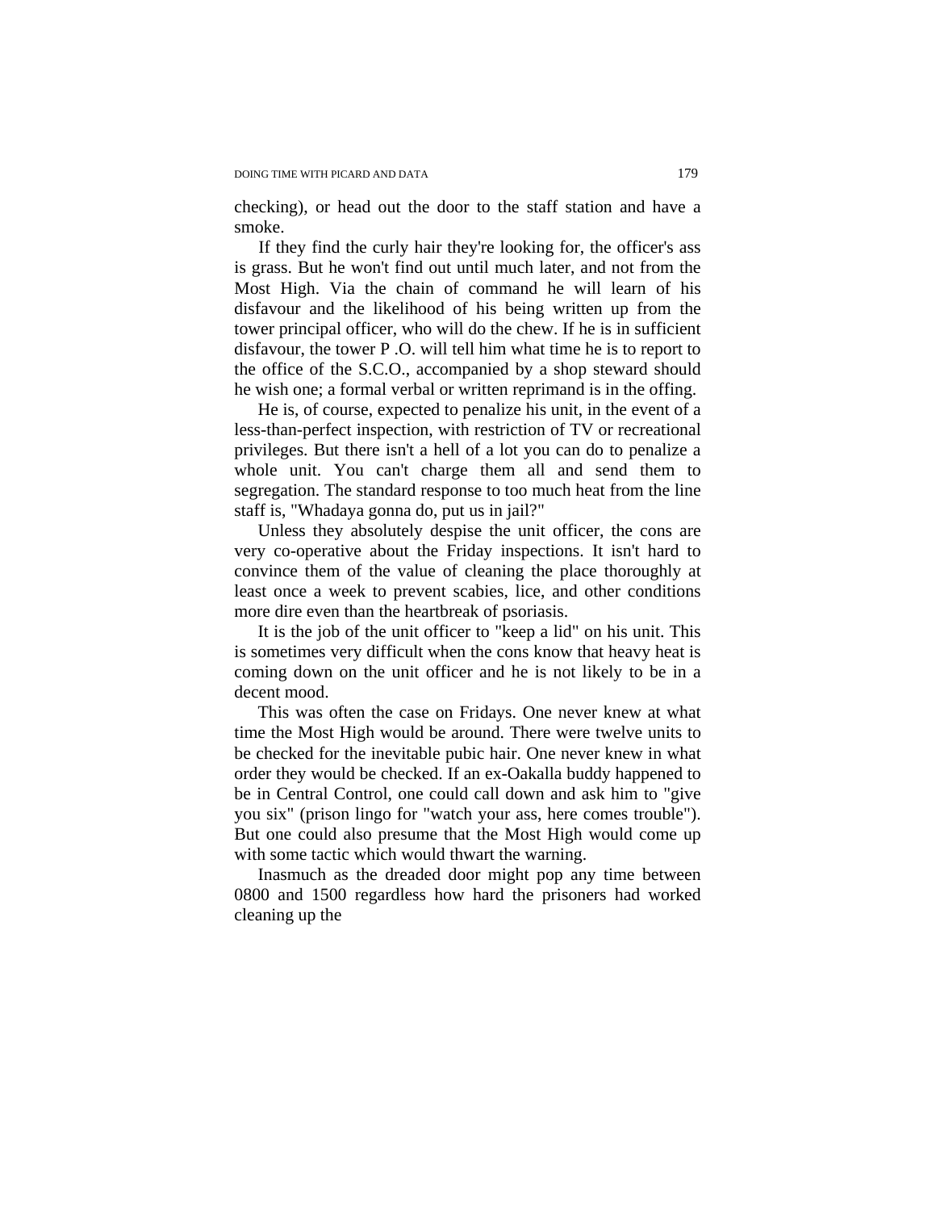checking), or head out the door to the staff station and have a smoke.

If they find the curly hair they're looking for, the officer's ass is grass. But he won't find out until much later, and not from the Most High. Via the chain of command he will learn of his disfavour and the likelihood of his being written up from the tower principal officer, who will do the chew. If he is in sufficient disfavour, the tower P .O. will tell him what time he is to report to the office of the S.C.O., accompanied by a shop steward should he wish one; a formal verbal or written reprimand is in the offing.

He is, of course, expected to penalize his unit, in the event of a less-than-perfect inspection, with restriction of TV or recreational privileges. But there isn't a hell of a lot you can do to penalize a whole unit. You can't charge them all and send them to segregation. The standard response to too much heat from the line staff is, "Whadaya gonna do, put us in jail?"

Unless they absolutely despise the unit officer, the cons are very co-operative about the Friday inspections. It isn't hard to convince them of the value of cleaning the place thoroughly at least once a week to prevent scabies, lice, and other conditions more dire even than the heartbreak of psoriasis.

It is the job of the unit officer to "keep a lid" on his unit. This is sometimes very difficult when the cons know that heavy heat is coming down on the unit officer and he is not likely to be in a decent mood.

This was often the case on Fridays. One never knew at what time the Most High would be around. There were twelve units to be checked for the inevitable pubic hair. One never knew in what order they would be checked. If an ex-Oakalla buddy happened to be in Central Control, one could call down and ask him to "give you six" (prison lingo for "watch your ass, here comes trouble"). But one could also presume that the Most High would come up with some tactic which would thwart the warning.

Inasmuch as the dreaded door might pop any time between 0800 and 1500 regardless how hard the prisoners had worked cleaning up the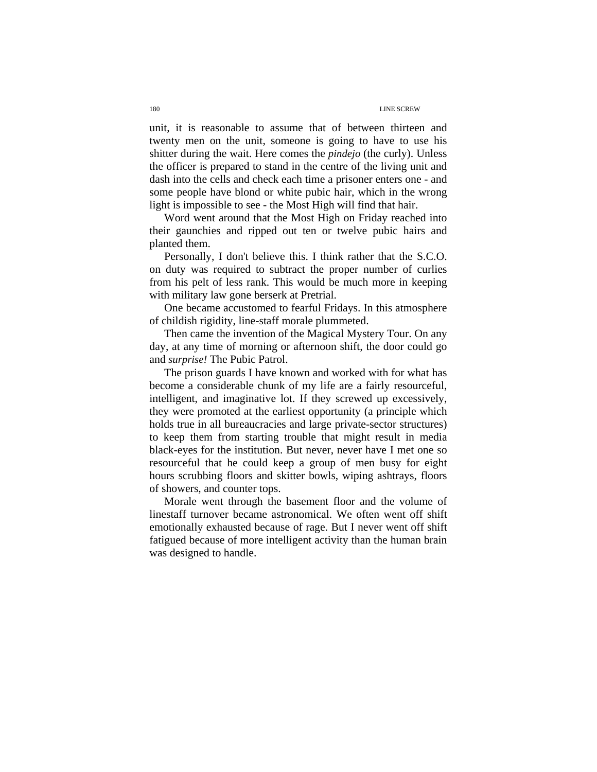unit, it is reasonable to assume that of between thirteen and twenty men on the unit, someone is going to have to use his shitter during the wait. Here comes the *pindejo* (the curly). Unless the officer is prepared to stand in the centre of the living unit and dash into the cells and check each time a prisoner enters one - and some people have blond or white pubic hair, which in the wrong light is impossible to see - the Most High will find that hair.

Word went around that the Most High on Friday reached into their gaunchies and ripped out ten or twelve pubic hairs and planted them.

Personally, I don't believe this. I think rather that the S.C.O. on duty was required to subtract the proper number of curlies from his pelt of less rank. This would be much more in keeping with military law gone berserk at Pretrial.

One became accustomed to fearful Fridays. In this atmosphere of childish rigidity, line-staff morale plummeted.

Then came the invention of the Magical Mystery Tour. On any day, at any time of morning or afternoon shift, the door could go and *surprise!* The Pubic Patrol.

The prison guards I have known and worked with for what has become a considerable chunk of my life are a fairly resourceful, intelligent, and imaginative lot. If they screwed up excessively, they were promoted at the earliest opportunity (a principle which holds true in all bureaucracies and large private-sector structures) to keep them from starting trouble that might result in media black-eyes for the institution. But never, never have I met one so resourceful that he could keep a group of men busy for eight hours scrubbing floors and skitter bowls, wiping ashtrays, floors of showers, and counter tops.

Morale went through the basement floor and the volume of linestaff turnover became astronomical. We often went off shift emotionally exhausted because of rage. But I never went off shift fatigued because of more intelligent activity than the human brain was designed to handle.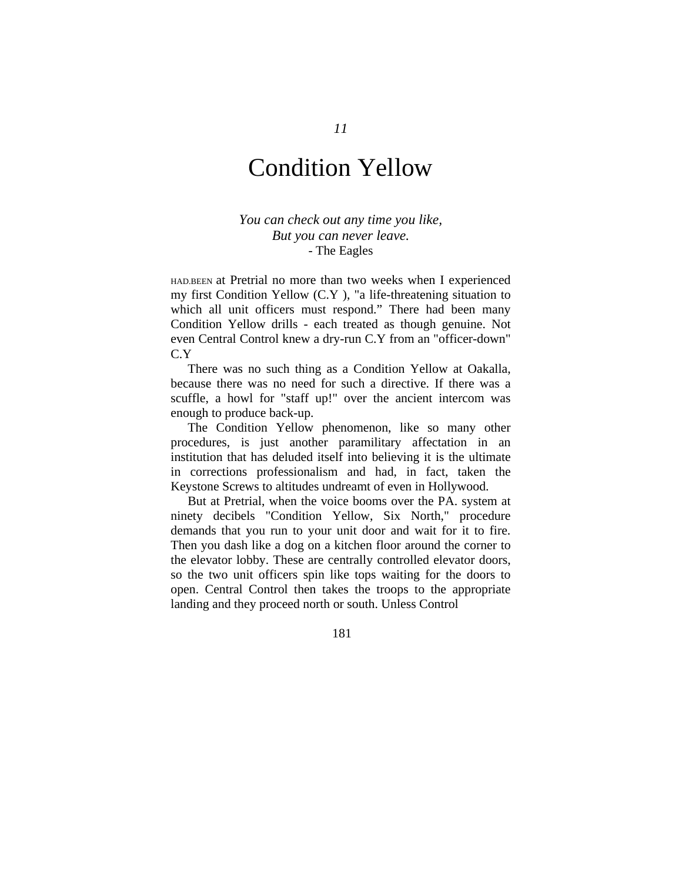*11*

# Condition Yellow

*You can check out any time you like,*
*But you can never leave.*
- The Eagles

HAD.BEEN at Pretrial no more than two weeks when I experienced my first Condition Yellow (C.Y ), "a life-threatening situation to which all unit officers must respond." There had been many Condition Yellow drills - each treated as though genuine. Not even Central Control knew a dry-run C.Y from an "officer-down" C.Y

There was no such thing as a Condition Yellow at Oakalla, because there was no need for such a directive. If there was a scuffle, a howl for "staff up!" over the ancient intercom was enough to produce back-up.

The Condition Yellow phenomenon, like so many other procedures, is just another paramilitary affectation in an institution that has deluded itself into believing it is the ultimate in corrections professionalism and had, in fact, taken the Keystone Screws to altitudes undreamt of even in Hollywood.

But at Pretrial, when the voice booms over the PA. system at ninety decibels "Condition Yellow, Six North," procedure demands that you run to your unit door and wait for it to fire. Then you dash like a dog on a kitchen floor around the corner to the elevator lobby. These are centrally controlled elevator doors, so the two unit officers spin like tops waiting for the doors to open. Central Control then takes the troops to the appropriate landing and they proceed north or south. Unless Control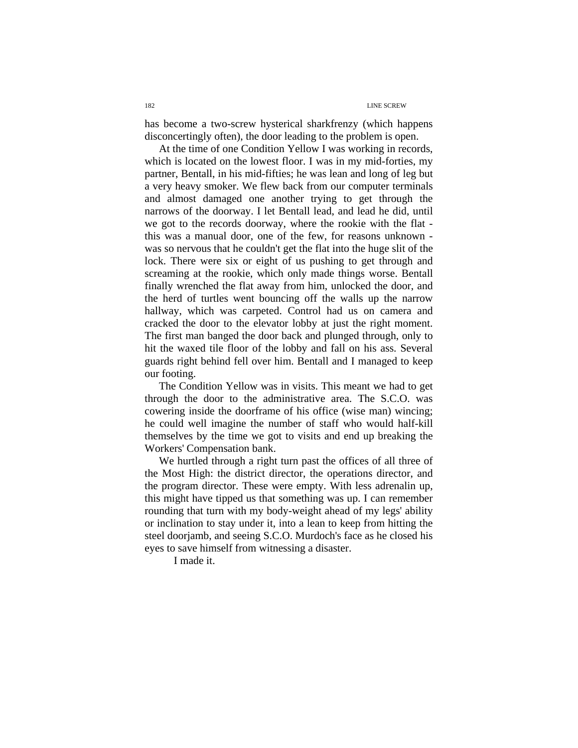has become a two-screw hysterical sharkfrenzy (which happens disconcertingly often), the door leading to the problem is open.

At the time of one Condition Yellow I was working in records, which is located on the lowest floor. I was in my mid-forties, my partner, Bentall, in his mid-fifties; he was lean and long of leg but a very heavy smoker. We flew back from our computer terminals and almost damaged one another trying to get through the narrows of the doorway. I let Bentall lead, and lead he did, until we got to the records doorway, where the rookie with the flat - this was a manual door, one of the few, for reasons unknown - was so nervous that he couldn't get the flat into the huge slit of the lock. There were six or eight of us pushing to get through and screaming at the rookie, which only made things worse. Bentall finally wrenched the flat away from him, unlocked the door, and the herd of turtles went bouncing off the walls up the narrow hallway, which was carpeted. Control had us on camera and cracked the door to the elevator lobby at just the right moment. The first man banged the door back and plunged through, only to hit the waxed tile floor of the lobby and fall on his ass. Several guards right behind fell over him. Bentall and I managed to keep our footing.

The Condition Yellow was in visits. This meant we had to get through the door to the administrative area. The S.C.O. was cowering inside the doorframe of his office (wise man) wincing; he could well imagine the number of staff who would half-kill themselves by the time we got to visits and end up breaking the Workers' Compensation bank.

We hurtled through a right turn past the offices of all three of the Most High: the district director, the operations director, and the program director. These were empty. With less adrenalin up, this might have tipped us that something was up. I can remember rounding that turn with my body-weight ahead of my legs' ability or inclination to stay under it, into a lean to keep from hitting the steel doorjamb, and seeing S.C.O. Murdoch's face as he closed his eyes to save himself from witnessing a disaster.

I made it.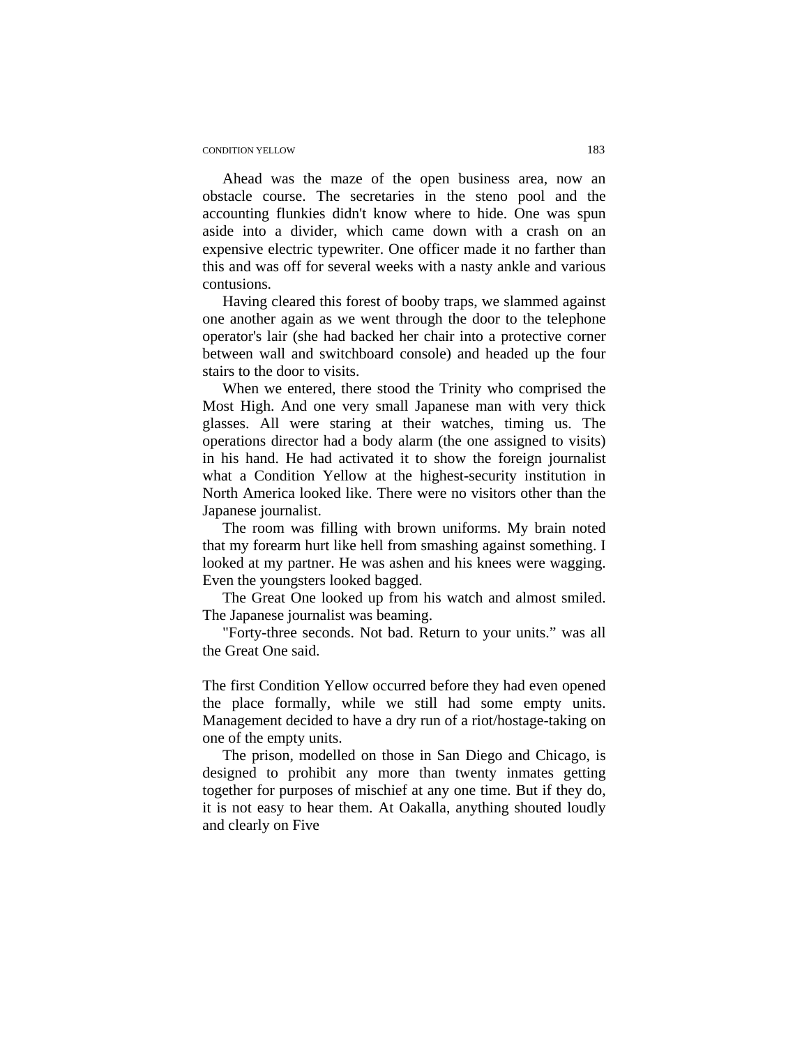Ahead was the maze of the open business area, now an obstacle course. The secretaries in the steno pool and the accounting flunkies didn't know where to hide. One was spun aside into a divider, which came down with a crash on an expensive electric typewriter. One officer made it no farther than this and was off for several weeks with a nasty ankle and various contusions.

Having cleared this forest of booby traps, we slammed against one another again as we went through the door to the telephone operator's lair (she had backed her chair into a protective corner between wall and switchboard console) and headed up the four stairs to the door to visits.

When we entered, there stood the Trinity who comprised the Most High. And one very small Japanese man with very thick glasses. All were staring at their watches, timing us. The operations director had a body alarm (the one assigned to visits) in his hand. He had activated it to show the foreign journalist what a Condition Yellow at the highest-security institution in North America looked like. There were no visitors other than the Japanese journalist.

The room was filling with brown uniforms. My brain noted that my forearm hurt like hell from smashing against something. I looked at my partner. He was ashen and his knees were wagging. Even the youngsters looked bagged.

The Great One looked up from his watch and almost smiled. The Japanese journalist was beaming.

"Forty-three seconds. Not bad. Return to your units." was all the Great One said.

The first Condition Yellow occurred before they had even opened the place formally, while we still had some empty units. Management decided to have a dry run of a riot/hostage-taking on one of the empty units.

The prison, modelled on those in San Diego and Chicago, is designed to prohibit any more than twenty inmates getting together for purposes of mischief at any one time. But if they do, it is not easy to hear them. At Oakalla, anything shouted loudly and clearly on Five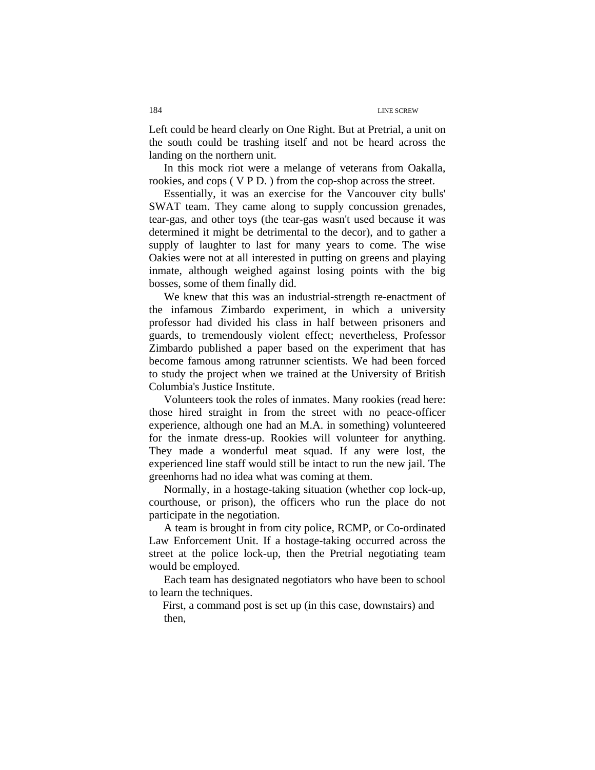Left could be heard clearly on One Right. But at Pretrial, a unit on the south could be trashing itself and not be heard across the landing on the northern unit.

In this mock riot were a melange of veterans from Oakalla, rookies, and cops ( V P D. ) from the cop-shop across the street.

Essentially, it was an exercise for the Vancouver city bulls' SWAT team. They came along to supply concussion grenades, tear-gas, and other toys (the tear-gas wasn't used because it was determined it might be detrimental to the decor), and to gather a supply of laughter to last for many years to come. The wise Oakies were not at all interested in putting on greens and playing inmate, although weighed against losing points with the big bosses, some of them finally did.

We knew that this was an industrial-strength re-enactment of the infamous Zimbardo experiment, in which a university professor had divided his class in half between prisoners and guards, to tremendously violent effect; nevertheless, Professor Zimbardo published a paper based on the experiment that has become famous among ratrunner scientists. We had been forced to study the project when we trained at the University of British Columbia's Justice Institute.

Volunteers took the roles of inmates. Many rookies (read here: those hired straight in from the street with no peace-officer experience, although one had an M.A. in something) volunteered for the inmate dress-up. Rookies will volunteer for anything. They made a wonderful meat squad. If any were lost, the experienced line staff would still be intact to run the new jail. The greenhorns had no idea what was coming at them.

Normally, in a hostage-taking situation (whether cop lock-up, courthouse, or prison), the officers who run the place do not participate in the negotiation.

A team is brought in from city police, RCMP, or Co-ordinated Law Enforcement Unit. If a hostage-taking occurred across the street at the police lock-up, then the Pretrial negotiating team would be employed.

Each team has designated negotiators who have been to school to learn the techniques.

First, a command post is set up (in this case, downstairs) and then,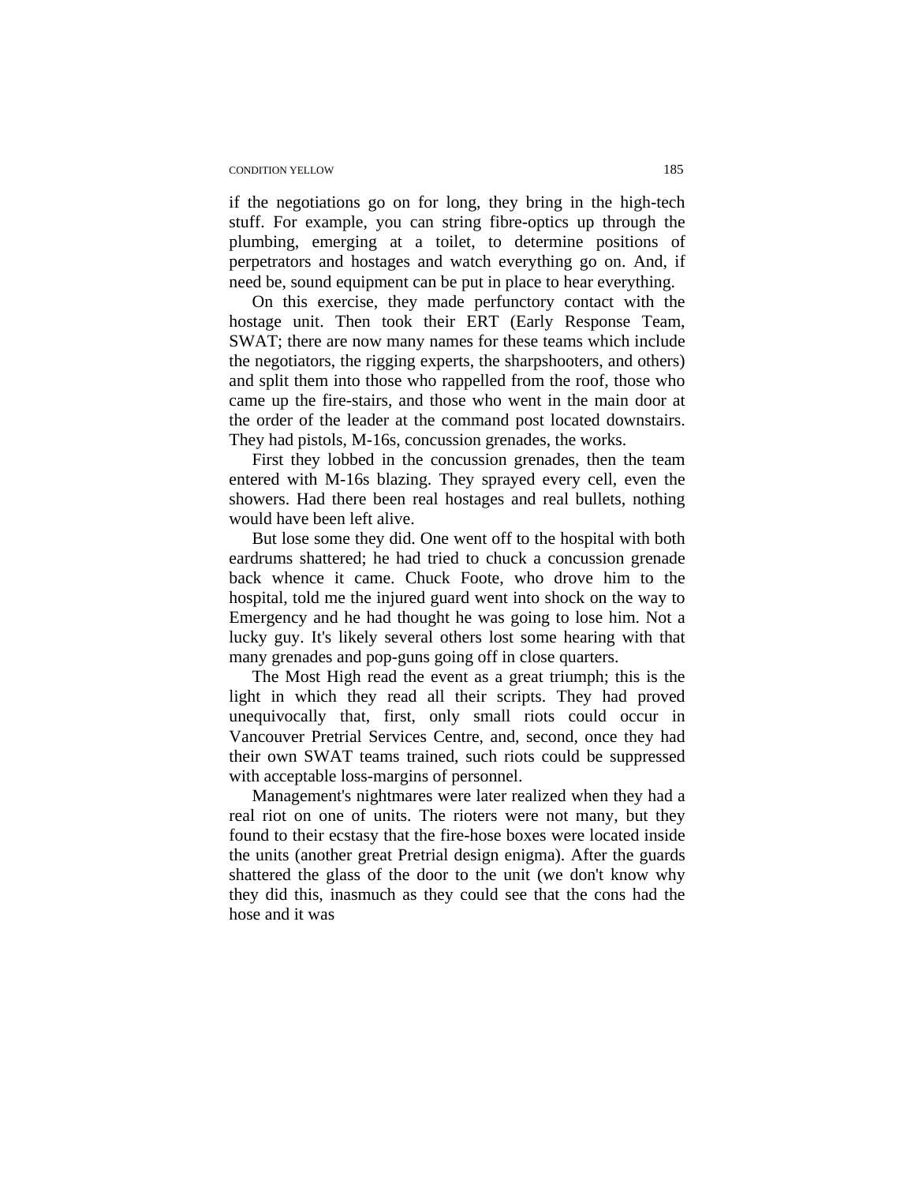if the negotiations go on for long, they bring in the high-tech stuff. For example, you can string fibre-optics up through the plumbing, emerging at a toilet, to determine positions of perpetrators and hostages and watch everything go on. And, if need be, sound equipment can be put in place to hear everything.

On this exercise, they made perfunctory contact with the hostage unit. Then took their ERT (Early Response Team, SWAT; there are now many names for these teams which include the negotiators, the rigging experts, the sharpshooters, and others) and split them into those who rappelled from the roof, those who came up the fire-stairs, and those who went in the main door at the order of the leader at the command post located downstairs. They had pistols, M-16s, concussion grenades, the works.

First they lobbed in the concussion grenades, then the team entered with M-16s blazing. They sprayed every cell, even the showers. Had there been real hostages and real bullets, nothing would have been left alive.

But lose some they did. One went off to the hospital with both eardrums shattered; he had tried to chuck a concussion grenade back whence it came. Chuck Foote, who drove him to the hospital, told me the injured guard went into shock on the way to Emergency and he had thought he was going to lose him. Not a lucky guy. It's likely several others lost some hearing with that many grenades and pop-guns going off in close quarters.

The Most High read the event as a great triumph; this is the light in which they read all their scripts. They had proved unequivocally that, first, only small riots could occur in Vancouver Pretrial Services Centre, and, second, once they had their own SWAT teams trained, such riots could be suppressed with acceptable loss-margins of personnel.

Management's nightmares were later realized when they had a real riot on one of units. The rioters were not many, but they found to their ecstasy that the fire-hose boxes were located inside the units (another great Pretrial design enigma). After the guards shattered the glass of the door to the unit (we don't know why they did this, inasmuch as they could see that the cons had the hose and it was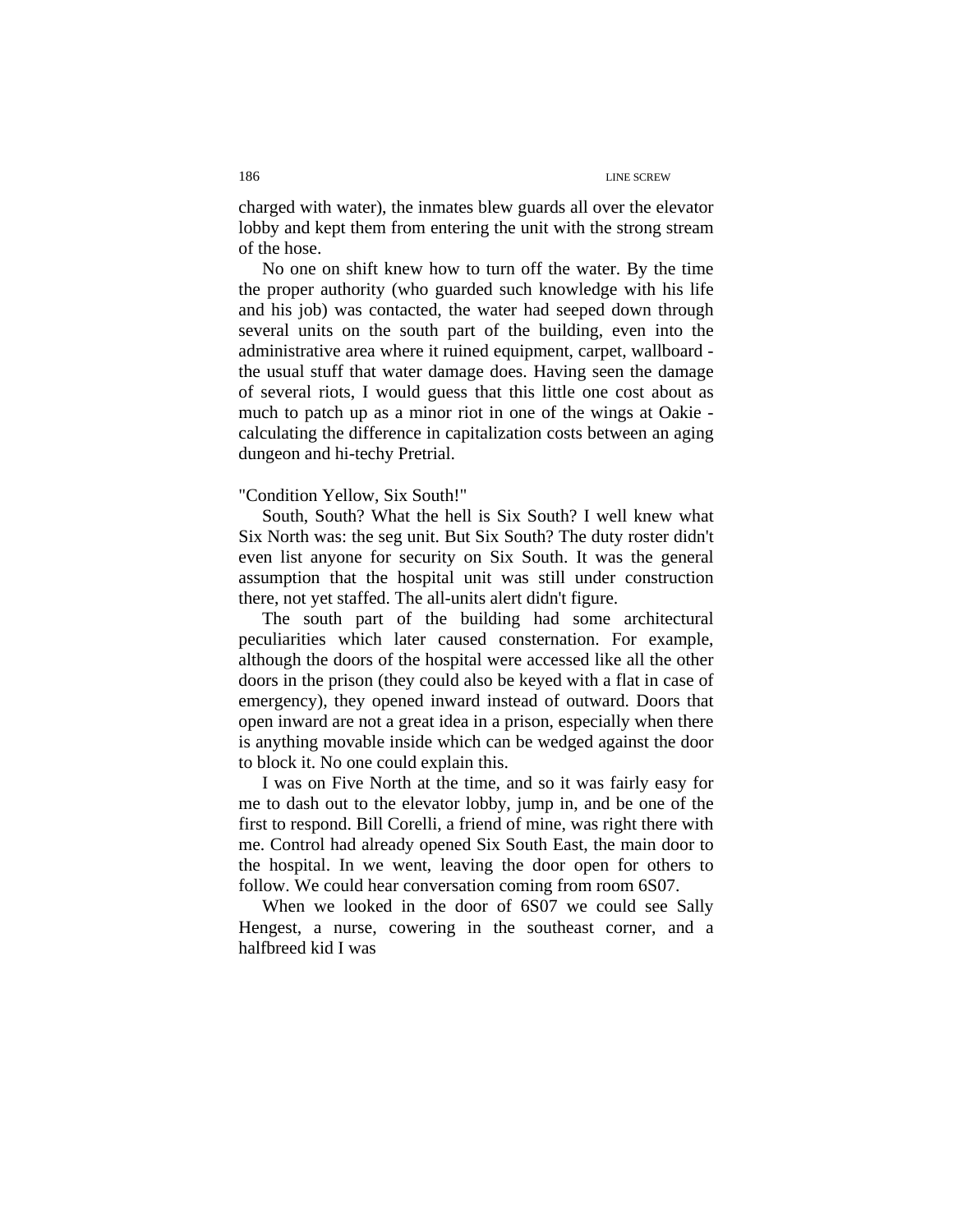charged with water), the inmates blew guards all over the elevator lobby and kept them from entering the unit with the strong stream of the hose.

No one on shift knew how to turn off the water. By the time the proper authority (who guarded such knowledge with his life and his job) was contacted, the water had seeped down through several units on the south part of the building, even into the administrative area where it ruined equipment, carpet, wallboard - the usual stuff that water damage does. Having seen the damage of several riots, I would guess that this little one cost about as much to patch up as a minor riot in one of the wings at Oakie - calculating the difference in capitalization costs between an aging dungeon and hi-techy Pretrial.

"Condition Yellow, Six South!"

South, South? What the hell is Six South? I well knew what Six North was: the seg unit. But Six South? The duty roster didn't even list anyone for security on Six South. It was the general assumption that the hospital unit was still under construction there, not yet staffed. The all-units alert didn't figure.

The south part of the building had some architectural peculiarities which later caused consternation. For example, although the doors of the hospital were accessed like all the other doors in the prison (they could also be keyed with a flat in case of emergency), they opened inward instead of outward. Doors that open inward are not a great idea in a prison, especially when there is anything movable inside which can be wedged against the door to block it. No one could explain this.

I was on Five North at the time, and so it was fairly easy for me to dash out to the elevator lobby, jump in, and be one of the first to respond. Bill Corelli, a friend of mine, was right there with me. Control had already opened Six South East, the main door to the hospital. In we went, leaving the door open for others to follow. We could hear conversation coming from room 6S07.

When we looked in the door of 6S07 we could see Sally Hengest, a nurse, cowering in the southeast corner, and a halfbreed kid I was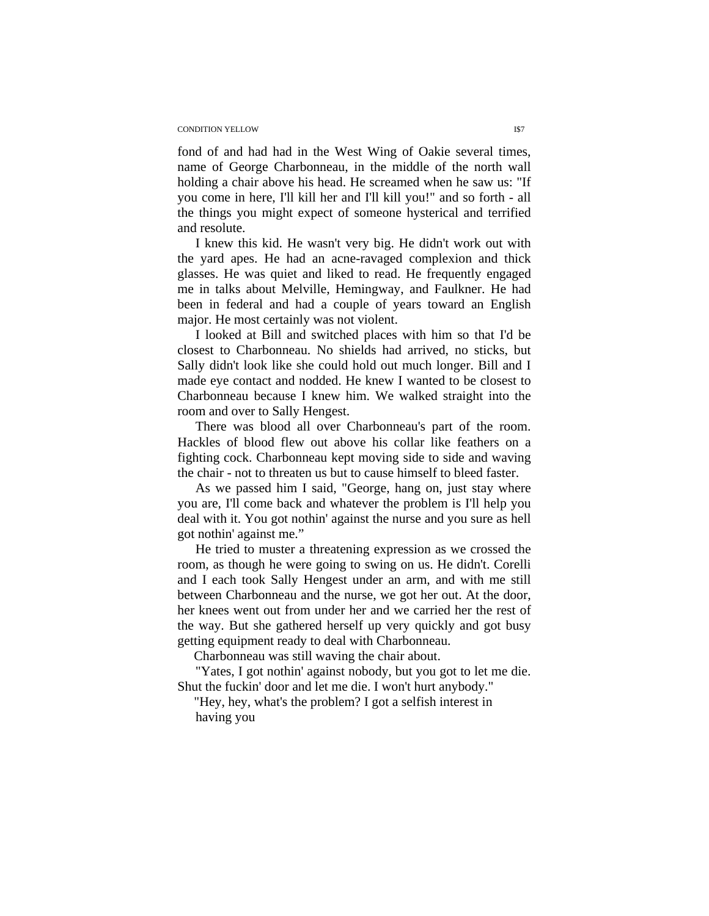fond of and had had in the West Wing of Oakie several times, name of George Charbonneau, in the middle of the north wall holding a chair above his head. He screamed when he saw us: "If you come in here, I'll kill her and I'll kill you!" and so forth - all the things you might expect of someone hysterical and terrified and resolute.

I knew this kid. He wasn't very big. He didn't work out with the yard apes. He had an acne-ravaged complexion and thick glasses. He was quiet and liked to read. He frequently engaged me in talks about Melville, Hemingway, and Faulkner. He had been in federal and had a couple of years toward an English major. He most certainly was not violent.

I looked at Bill and switched places with him so that I'd be closest to Charbonneau. No shields had arrived, no sticks, but Sally didn't look like she could hold out much longer. Bill and I made eye contact and nodded. He knew I wanted to be closest to Charbonneau because I knew him. We walked straight into the room and over to Sally Hengest.

There was blood all over Charbonneau's part of the room. Hackles of blood flew out above his collar like feathers on a fighting cock. Charbonneau kept moving side to side and waving the chair - not to threaten us but to cause himself to bleed faster.

As we passed him I said, "George, hang on, just stay where you are, I'll come back and whatever the problem is I'll help you deal with it. You got nothin' against the nurse and you sure as hell got nothin' against me."

He tried to muster a threatening expression as we crossed the room, as though he were going to swing on us. He didn't. Corelli and I each took Sally Hengest under an arm, and with me still between Charbonneau and the nurse, we got her out. At the door, her knees went out from under her and we carried her the rest of the way. But she gathered herself up very quickly and got busy getting equipment ready to deal with Charbonneau.

Charbonneau was still waving the chair about.

"Yates, I got nothin' against nobody, but you got to let me die. Shut the fuckin' door and let me die. I won't hurt anybody."

"Hey, hey, what's the problem? I got a selfish interest in having you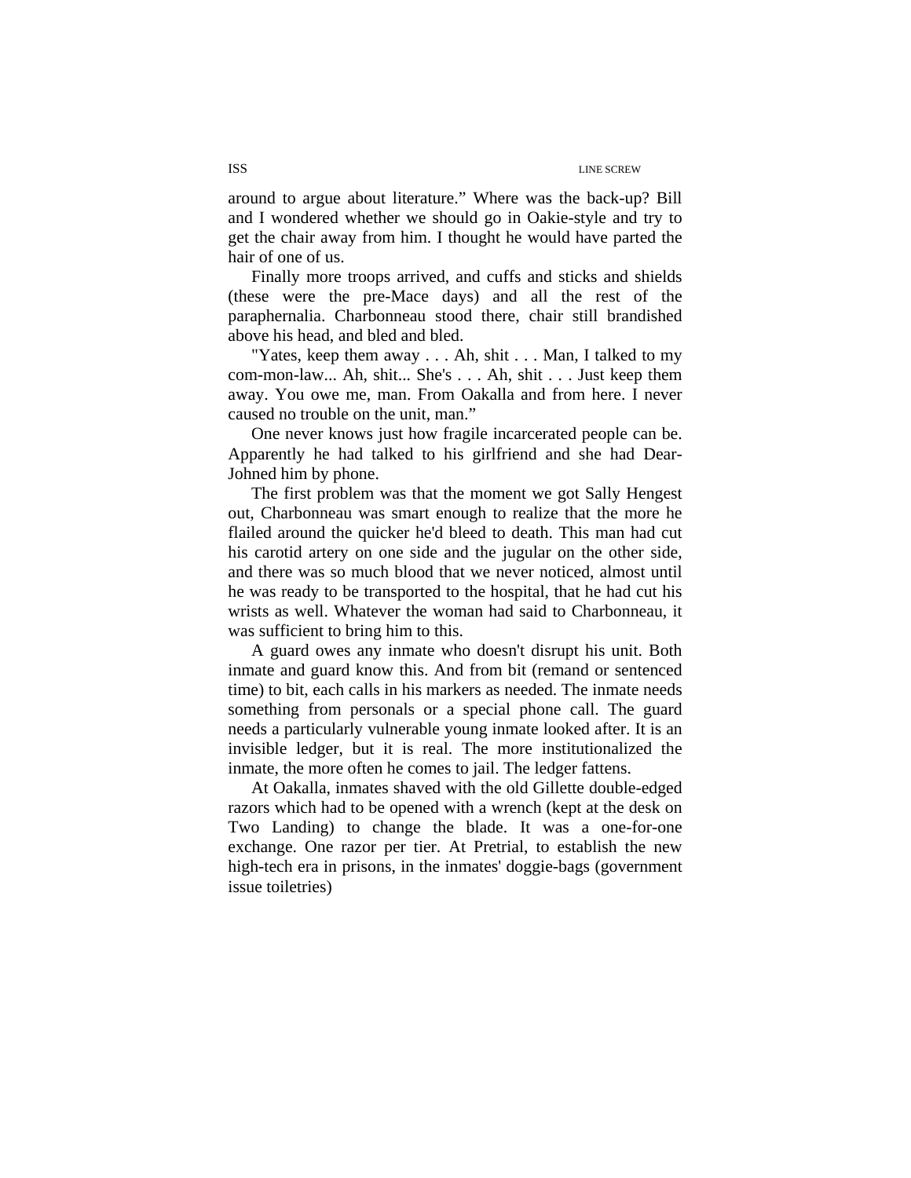around to argue about literature." Where was the back-up? Bill and I wondered whether we should go in Oakie-style and try to get the chair away from him. I thought he would have parted the hair of one of us.

Finally more troops arrived, and cuffs and sticks and shields (these were the pre-Mace days) and all the rest of the paraphernalia. Charbonneau stood there, chair still brandished above his head, and bled and bled.

"Yates, keep them away . . . Ah, shit . . . Man, I talked to my com-mon-law... Ah, shit... She's . . . Ah, shit . . . Just keep them away. You owe me, man. From Oakalla and from here. I never caused no trouble on the unit, man."

One never knows just how fragile incarcerated people can be. Apparently he had talked to his girlfriend and she had Dear-Johned him by phone.

The first problem was that the moment we got Sally Hengest out, Charbonneau was smart enough to realize that the more he flailed around the quicker he'd bleed to death. This man had cut his carotid artery on one side and the jugular on the other side, and there was so much blood that we never noticed, almost until he was ready to be transported to the hospital, that he had cut his wrists as well. Whatever the woman had said to Charbonneau, it was sufficient to bring him to this.

A guard owes any inmate who doesn't disrupt his unit. Both inmate and guard know this. And from bit (remand or sentenced time) to bit, each calls in his markers as needed. The inmate needs something from personals or a special phone call. The guard needs a particularly vulnerable young inmate looked after. It is an invisible ledger, but it is real. The more institutionalized the inmate, the more often he comes to jail. The ledger fattens.

At Oakalla, inmates shaved with the old Gillette double-edged razors which had to be opened with a wrench (kept at the desk on Two Landing) to change the blade. It was a one-for-one exchange. One razor per tier. At Pretrial, to establish the new high-tech era in prisons, in the inmates' doggie-bags (government issue toiletries)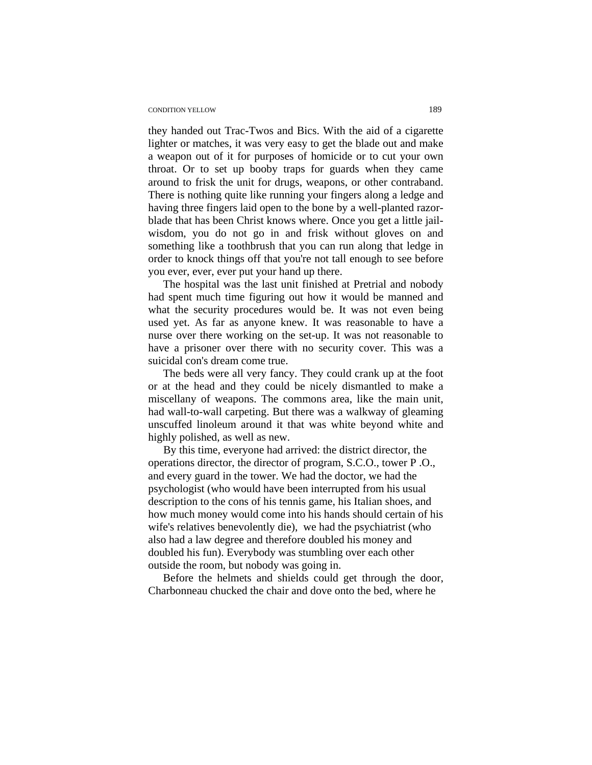they handed out Trac-Twos and Bics. With the aid of a cigarette lighter or matches, it was very easy to get the blade out and make a weapon out of it for purposes of homicide or to cut your own throat. Or to set up booby traps for guards when they came around to frisk the unit for drugs, weapons, or other contraband. There is nothing quite like running your fingers along a ledge and having three fingers laid open to the bone by a well-planted razor-blade that has been Christ knows where. Once you get a little jail-wisdom, you do not go in and frisk without gloves on and something like a toothbrush that you can run along that ledge in order to knock things off that you're not tall enough to see before you ever, ever, ever put your hand up there.

The hospital was the last unit finished at Pretrial and nobody had spent much time figuring out how it would be manned and what the security procedures would be. It was not even being used yet. As far as anyone knew. It was reasonable to have a nurse over there working on the set-up. It was not reasonable to have a prisoner over there with no security cover. This was a suicidal con's dream come true.

The beds were all very fancy. They could crank up at the foot or at the head and they could be nicely dismantled to make a miscellany of weapons. The commons area, like the main unit, had wall-to-wall carpeting. But there was a walkway of gleaming unscuffed linoleum around it that was white beyond white and highly polished, as well as new.

By this time, everyone had arrived: the district director, the operations director, the director of program, S.C.O., tower P .O., and every guard in the tower. We had the doctor, we had the psychologist (who would have been interrupted from his usual description to the cons of his tennis game, his Italian shoes, and how much money would come into his hands should certain of his wife's relatives benevolently die), we had the psychiatrist (who also had a law degree and therefore doubled his money and doubled his fun). Everybody was stumbling over each other outside the room, but nobody was going in.

Before the helmets and shields could get through the door, Charbonneau chucked the chair and dove onto the bed, where he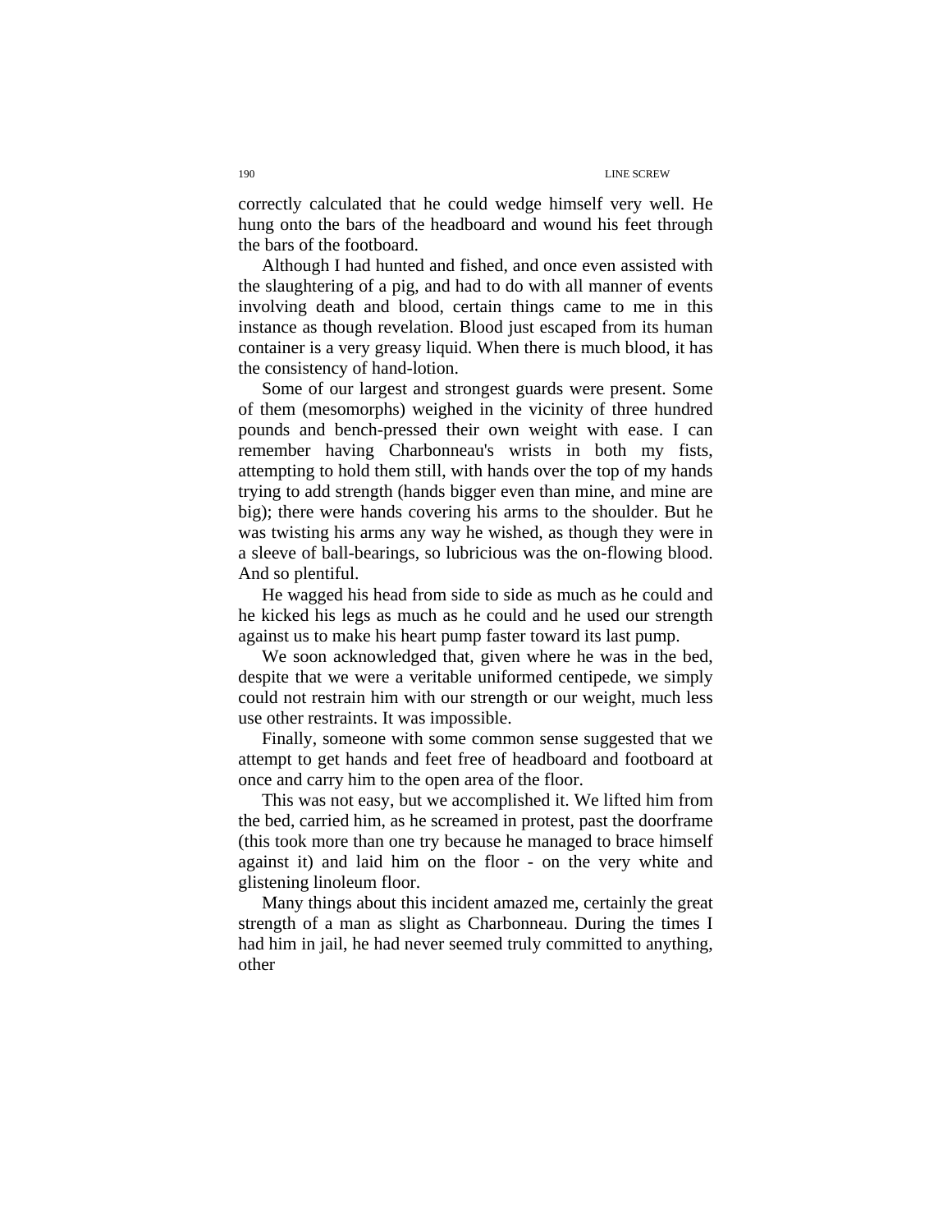correctly calculated that he could wedge himself very well. He hung onto the bars of the headboard and wound his feet through the bars of the footboard.

Although I had hunted and fished, and once even assisted with the slaughtering of a pig, and had to do with all manner of events involving death and blood, certain things came to me in this instance as though revelation. Blood just escaped from its human container is a very greasy liquid. When there is much blood, it has the consistency of hand-lotion.

Some of our largest and strongest guards were present. Some of them (mesomorphs) weighed in the vicinity of three hundred pounds and bench-pressed their own weight with ease. I can remember having Charbonneau's wrists in both my fists, attempting to hold them still, with hands over the top of my hands trying to add strength (hands bigger even than mine, and mine are big); there were hands covering his arms to the shoulder. But he was twisting his arms any way he wished, as though they were in a sleeve of ball-bearings, so lubricious was the on-flowing blood. And so plentiful.

He wagged his head from side to side as much as he could and he kicked his legs as much as he could and he used our strength against us to make his heart pump faster toward its last pump.

We soon acknowledged that, given where he was in the bed, despite that we were a veritable uniformed centipede, we simply could not restrain him with our strength or our weight, much less use other restraints. It was impossible.

Finally, someone with some common sense suggested that we attempt to get hands and feet free of headboard and footboard at once and carry him to the open area of the floor.

This was not easy, but we accomplished it. We lifted him from the bed, carried him, as he screamed in protest, past the doorframe (this took more than one try because he managed to brace himself against it) and laid him on the floor - on the very white and glistening linoleum floor.

Many things about this incident amazed me, certainly the great strength of a man as slight as Charbonneau. During the times I had him in jail, he had never seemed truly committed to anything, other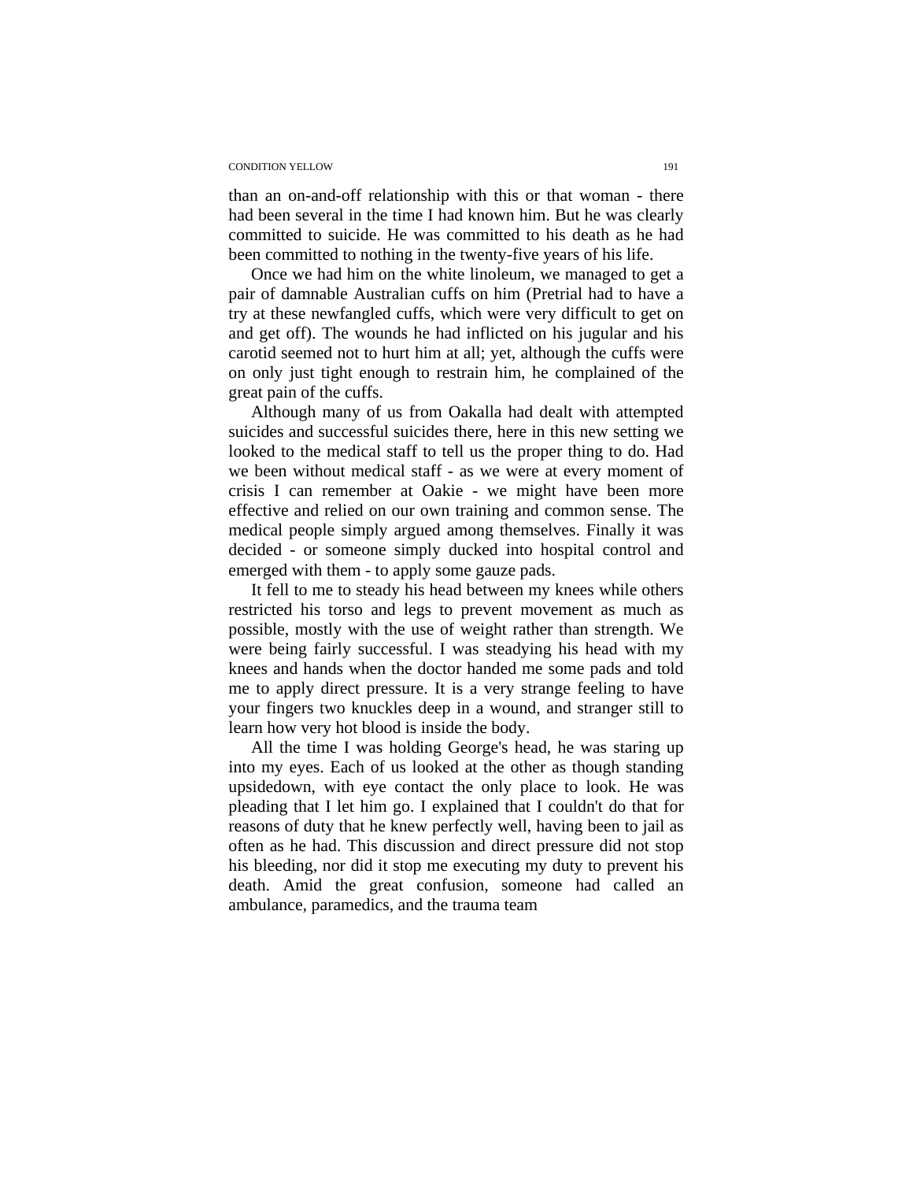than an on-and-off relationship with this or that woman - there had been several in the time I had known him. But he was clearly committed to suicide. He was committed to his death as he had been committed to nothing in the twenty-five years of his life.

Once we had him on the white linoleum, we managed to get a pair of damnable Australian cuffs on him (Pretrial had to have a try at these newfangled cuffs, which were very difficult to get on and get off). The wounds he had inflicted on his jugular and his carotid seemed not to hurt him at all; yet, although the cuffs were on only just tight enough to restrain him, he complained of the great pain of the cuffs.

Although many of us from Oakalla had dealt with attempted suicides and successful suicides there, here in this new setting we looked to the medical staff to tell us the proper thing to do. Had we been without medical staff - as we were at every moment of crisis I can remember at Oakie - we might have been more effective and relied on our own training and common sense. The medical people simply argued among themselves. Finally it was decided - or someone simply ducked into hospital control and emerged with them - to apply some gauze pads.

It fell to me to steady his head between my knees while others restricted his torso and legs to prevent movement as much as possible, mostly with the use of weight rather than strength. We were being fairly successful. I was steadying his head with my knees and hands when the doctor handed me some pads and told me to apply direct pressure. It is a very strange feeling to have your fingers two knuckles deep in a wound, and stranger still to learn how very hot blood is inside the body.

All the time I was holding George's head, he was staring up into my eyes. Each of us looked at the other as though standing upsidedown, with eye contact the only place to look. He was pleading that I let him go. I explained that I couldn't do that for reasons of duty that he knew perfectly well, having been to jail as often as he had. This discussion and direct pressure did not stop his bleeding, nor did it stop me executing my duty to prevent his death. Amid the great confusion, someone had called an ambulance, paramedics, and the trauma team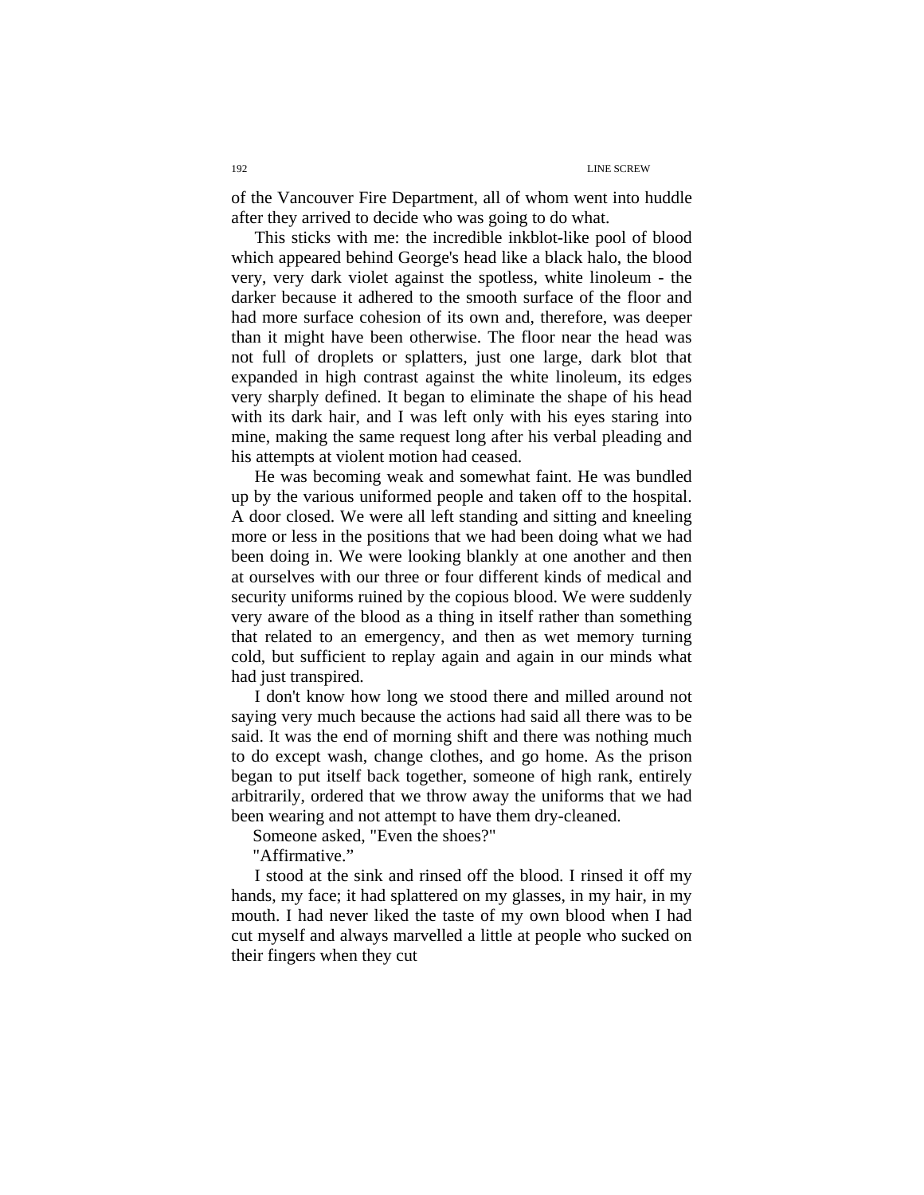of the Vancouver Fire Department, all of whom went into huddle after they arrived to decide who was going to do what.

This sticks with me: the incredible inkblot-like pool of blood which appeared behind George's head like a black halo, the blood very, very dark violet against the spotless, white linoleum - the darker because it adhered to the smooth surface of the floor and had more surface cohesion of its own and, therefore, was deeper than it might have been otherwise. The floor near the head was not full of droplets or splatters, just one large, dark blot that expanded in high contrast against the white linoleum, its edges very sharply defined. It began to eliminate the shape of his head with its dark hair, and I was left only with his eyes staring into mine, making the same request long after his verbal pleading and his attempts at violent motion had ceased.

He was becoming weak and somewhat faint. He was bundled up by the various uniformed people and taken off to the hospital. A door closed. We were all left standing and sitting and kneeling more or less in the positions that we had been doing what we had been doing in. We were looking blankly at one another and then at ourselves with our three or four different kinds of medical and security uniforms ruined by the copious blood. We were suddenly very aware of the blood as a thing in itself rather than something that related to an emergency, and then as wet memory turning cold, but sufficient to replay again and again in our minds what had just transpired.

I don't know how long we stood there and milled around not saying very much because the actions had said all there was to be said. It was the end of morning shift and there was nothing much to do except wash, change clothes, and go home. As the prison began to put itself back together, someone of high rank, entirely arbitrarily, ordered that we throw away the uniforms that we had been wearing and not attempt to have them dry-cleaned.

Someone asked, "Even the shoes?"

"Affirmative."

I stood at the sink and rinsed off the blood. I rinsed it off my hands, my face; it had splattered on my glasses, in my hair, in my mouth. I had never liked the taste of my own blood when I had cut myself and always marvelled a little at people who sucked on their fingers when they cut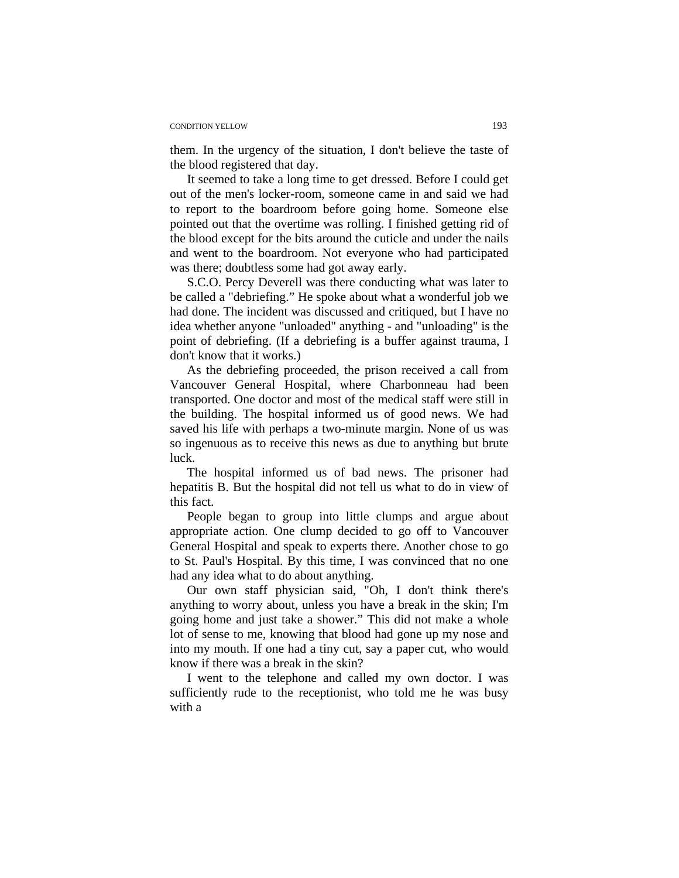them. In the urgency of the situation, I don't believe the taste of the blood registered that day.

It seemed to take a long time to get dressed. Before I could get out of the men's locker-room, someone came in and said we had to report to the boardroom before going home. Someone else pointed out that the overtime was rolling. I finished getting rid of the blood except for the bits around the cuticle and under the nails and went to the boardroom. Not everyone who had participated was there; doubtless some had got away early.

S.C.O. Percy Deverell was there conducting what was later to be called a "debriefing." He spoke about what a wonderful job we had done. The incident was discussed and critiqued, but I have no idea whether anyone "unloaded" anything - and "unloading" is the point of debriefing. (If a debriefing is a buffer against trauma, I don't know that it works.)

As the debriefing proceeded, the prison received a call from Vancouver General Hospital, where Charbonneau had been transported. One doctor and most of the medical staff were still in the building. The hospital informed us of good news. We had saved his life with perhaps a two-minute margin. None of us was so ingenuous as to receive this news as due to anything but brute luck.

The hospital informed us of bad news. The prisoner had hepatitis B. But the hospital did not tell us what to do in view of this fact.

People began to group into little clumps and argue about appropriate action. One clump decided to go off to Vancouver General Hospital and speak to experts there. Another chose to go to St. Paul's Hospital. By this time, I was convinced that no one had any idea what to do about anything.

Our own staff physician said, "Oh, I don't think there's anything to worry about, unless you have a break in the skin; I'm going home and just take a shower." This did not make a whole lot of sense to me, knowing that blood had gone up my nose and into my mouth. If one had a tiny cut, say a paper cut, who would know if there was a break in the skin?

I went to the telephone and called my own doctor. I was sufficiently rude to the receptionist, who told me he was busy with a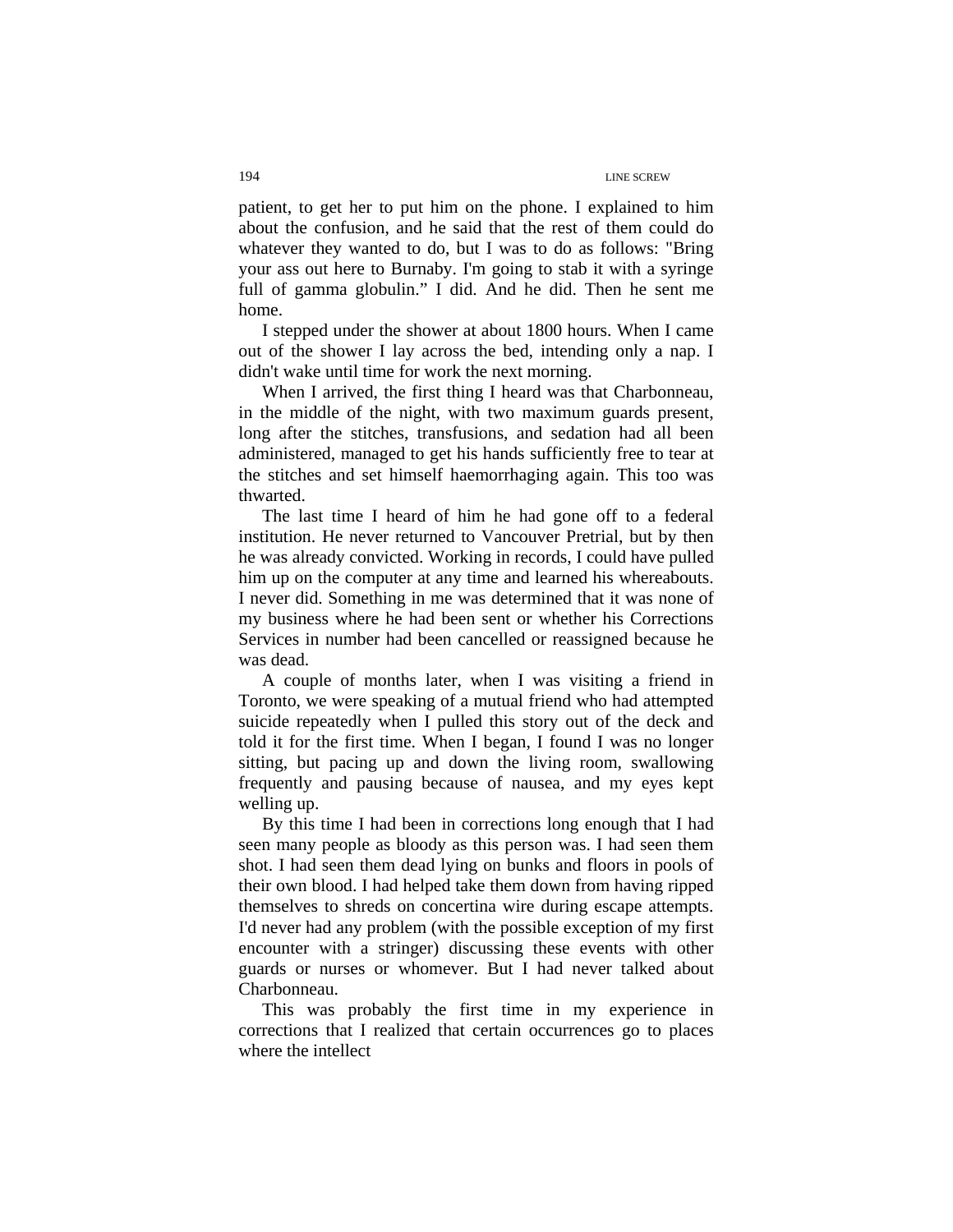patient, to get her to put him on the phone. I explained to him about the confusion, and he said that the rest of them could do whatever they wanted to do, but I was to do as follows: "Bring your ass out here to Burnaby. I'm going to stab it with a syringe full of gamma globulin." I did. And he did. Then he sent me home.

I stepped under the shower at about 1800 hours. When I came out of the shower I lay across the bed, intending only a nap. I didn't wake until time for work the next morning.

When I arrived, the first thing I heard was that Charbonneau, in the middle of the night, with two maximum guards present, long after the stitches, transfusions, and sedation had all been administered, managed to get his hands sufficiently free to tear at the stitches and set himself haemorrhaging again. This too was thwarted.

The last time I heard of him he had gone off to a federal institution. He never returned to Vancouver Pretrial, but by then he was already convicted. Working in records, I could have pulled him up on the computer at any time and learned his whereabouts. I never did. Something in me was determined that it was none of my business where he had been sent or whether his Corrections Services in number had been cancelled or reassigned because he was dead.

A couple of months later, when I was visiting a friend in Toronto, we were speaking of a mutual friend who had attempted suicide repeatedly when I pulled this story out of the deck and told it for the first time. When I began, I found I was no longer sitting, but pacing up and down the living room, swallowing frequently and pausing because of nausea, and my eyes kept welling up.

By this time I had been in corrections long enough that I had seen many people as bloody as this person was. I had seen them shot. I had seen them dead lying on bunks and floors in pools of their own blood. I had helped take them down from having ripped themselves to shreds on concertina wire during escape attempts. I'd never had any problem (with the possible exception of my first encounter with a stringer) discussing these events with other guards or nurses or whomever. But I had never talked about Charbonneau.

This was probably the first time in my experience in corrections that I realized that certain occurrences go to places where the intellect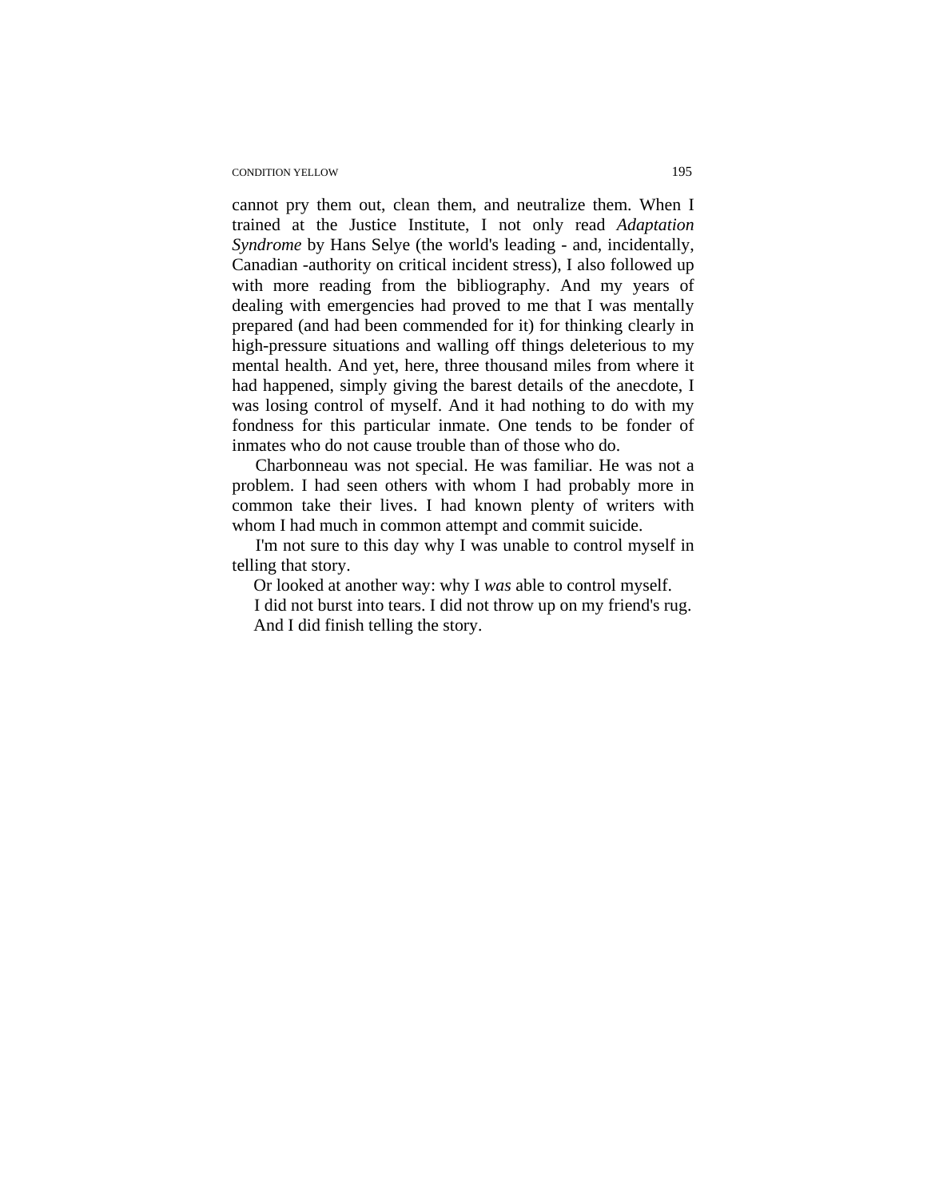cannot pry them out, clean them, and neutralize them. When I trained at the Justice Institute, I not only read *Adaptation Syndrome* by Hans Selye (the world's leading - and, incidentally, Canadian -authority on critical incident stress), I also followed up with more reading from the bibliography. And my years of dealing with emergencies had proved to me that I was mentally prepared (and had been commended for it) for thinking clearly in high-pressure situations and walling off things deleterious to my mental health. And yet, here, three thousand miles from where it had happened, simply giving the barest details of the anecdote, I was losing control of myself. And it had nothing to do with my fondness for this particular inmate. One tends to be fonder of inmates who do not cause trouble than of those who do.

Charbonneau was not special. He was familiar. He was not a problem. I had seen others with whom I had probably more in common take their lives. I had known plenty of writers with whom I had much in common attempt and commit suicide.

I'm not sure to this day why I was unable to control myself in telling that story.

Or looked at another way: why I *was* able to control myself.

I did not burst into tears. I did not throw up on my friend's rug.

And I did finish telling the story.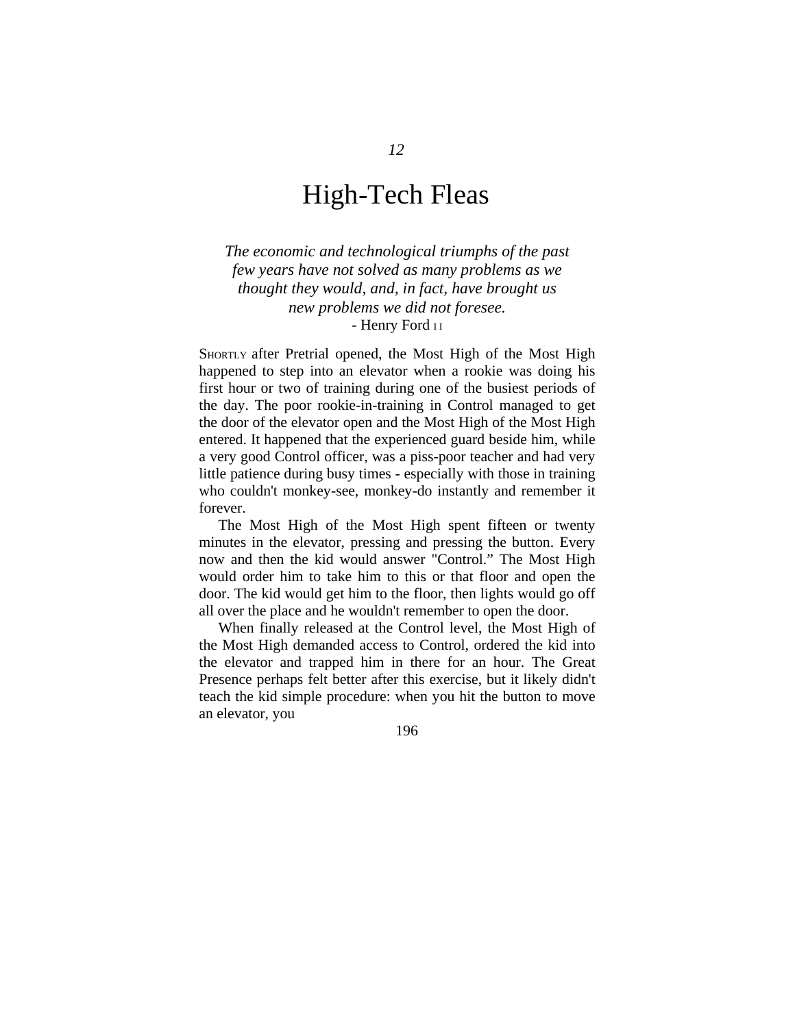12

# High-Tech Fleas

*The economic and technological triumphs of the past few years have not solved as many problems as we thought they would, and, in fact, have brought us new problems we did not foresee.*
- Henry Ford II

SHORTLY after Pretrial opened, the Most High of the Most High happened to step into an elevator when a rookie was doing his first hour or two of training during one of the busiest periods of the day. The poor rookie-in-training in Control managed to get the door of the elevator open and the Most High of the Most High entered. It happened that the experienced guard beside him, while a very good Control officer, was a piss-poor teacher and had very little patience during busy times - especially with those in training who couldn't monkey-see, monkey-do instantly and remember it forever.

The Most High of the Most High spent fifteen or twenty minutes in the elevator, pressing and pressing the button. Every now and then the kid would answer "Control." The Most High would order him to take him to this or that floor and open the door. The kid would get him to the floor, then lights would go off all over the place and he wouldn't remember to open the door.

When finally released at the Control level, the Most High of the Most High demanded access to Control, ordered the kid into the elevator and trapped him in there for an hour. The Great Presence perhaps felt better after this exercise, but it likely didn't teach the kid simple procedure: when you hit the button to move an elevator, you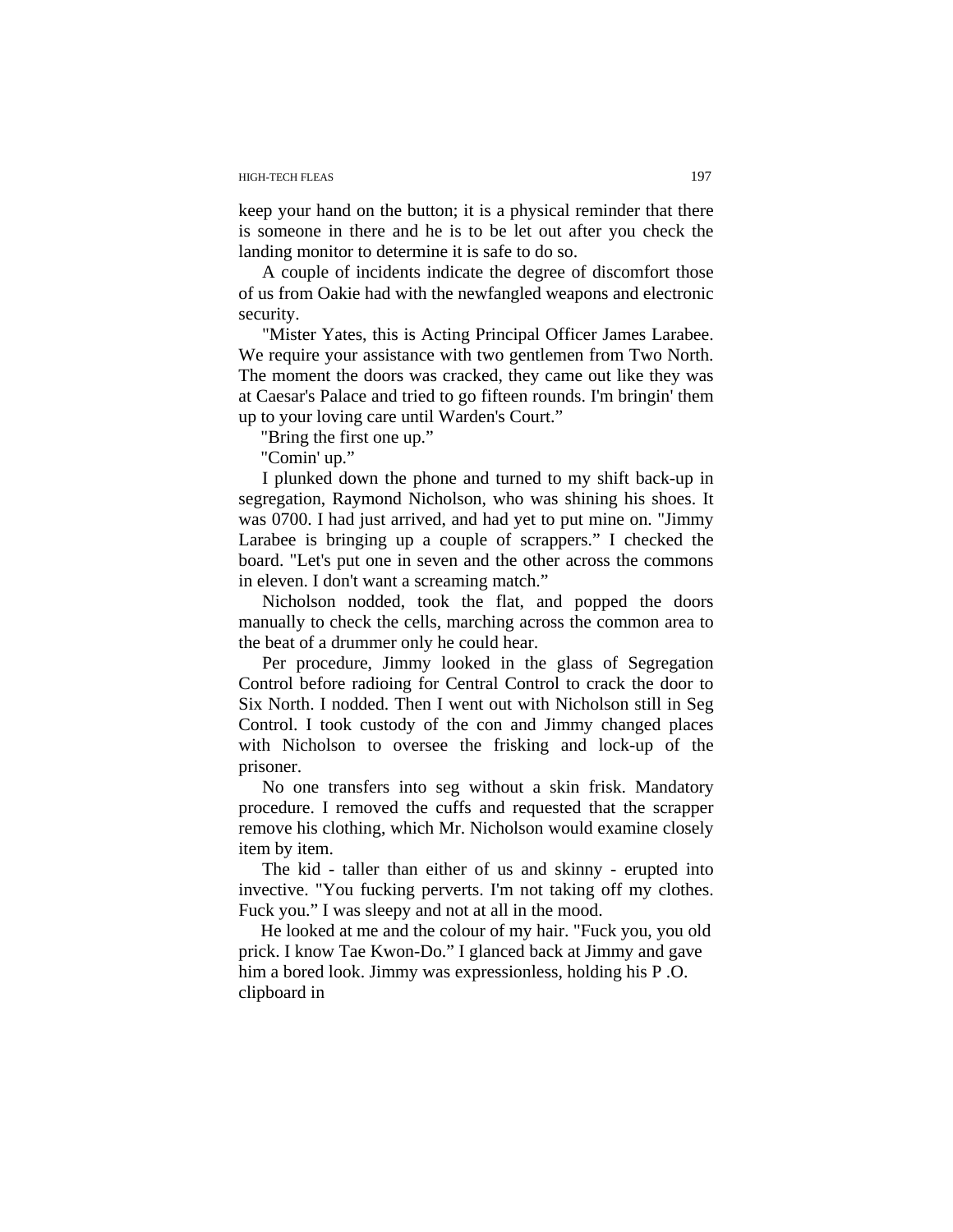keep your hand on the button; it is a physical reminder that there is someone in there and he is to be let out after you check the landing monitor to determine it is safe to do so.

A couple of incidents indicate the degree of discomfort those of us from Oakie had with the newfangled weapons and electronic security.

"Mister Yates, this is Acting Principal Officer James Larabee. We require your assistance with two gentlemen from Two North. The moment the doors was cracked, they came out like they was at Caesar's Palace and tried to go fifteen rounds. I'm bringin' them up to your loving care until Warden's Court."

"Bring the first one up."

"Comin' up."

I plunked down the phone and turned to my shift back-up in segregation, Raymond Nicholson, who was shining his shoes. It was 0700. I had just arrived, and had yet to put mine on. "Jimmy Larabee is bringing up a couple of scrappers." I checked the board. "Let's put one in seven and the other across the commons in eleven. I don't want a screaming match."

Nicholson nodded, took the flat, and popped the doors manually to check the cells, marching across the common area to the beat of a drummer only he could hear.

Per procedure, Jimmy looked in the glass of Segregation Control before radioing for Central Control to crack the door to Six North. I nodded. Then I went out with Nicholson still in Seg Control. I took custody of the con and Jimmy changed places with Nicholson to oversee the frisking and lock-up of the prisoner.

No one transfers into seg without a skin frisk. Mandatory procedure. I removed the cuffs and requested that the scrapper remove his clothing, which Mr. Nicholson would examine closely item by item.

The kid - taller than either of us and skinny - erupted into invective. "You fucking perverts. I'm not taking off my clothes. Fuck you." I was sleepy and not at all in the mood.

He looked at me and the colour of my hair. "Fuck you, you old prick. I know Tae Kwon-Do." I glanced back at Jimmy and gave him a bored look. Jimmy was expressionless, holding his P .O. clipboard in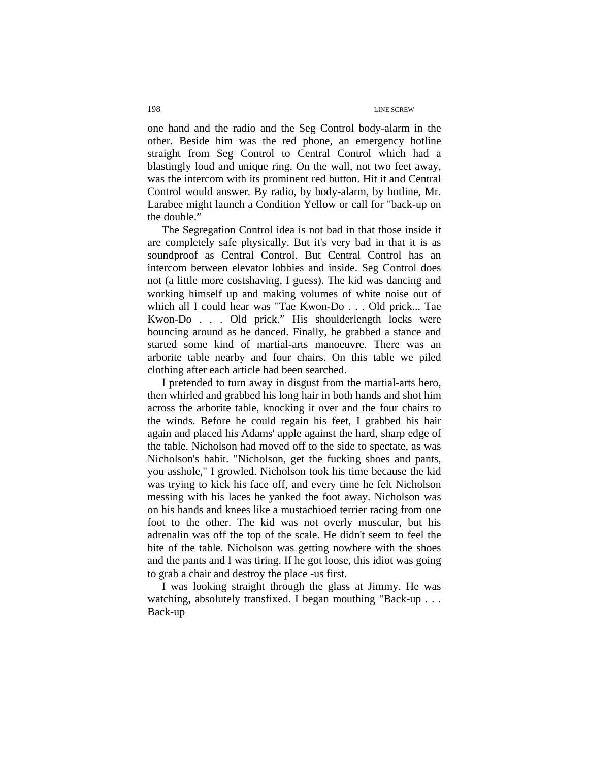one hand and the radio and the Seg Control body-alarm in the other. Beside him was the red phone, an emergency hotline straight from Seg Control to Central Control which had a blastingly loud and unique ring. On the wall, not two feet away, was the intercom with its prominent red button. Hit it and Central Control would answer. By radio, by body-alarm, by hotline, Mr. Larabee might launch a Condition Yellow or call for "back-up on the double."

The Segregation Control idea is not bad in that those inside it are completely safe physically. But it's very bad in that it is as soundproof as Central Control. But Central Control has an intercom between elevator lobbies and inside. Seg Control does not (a little more costshaving, I guess). The kid was dancing and working himself up and making volumes of white noise out of which all I could hear was "Tae Kwon-Do . . . Old prick... Tae Kwon-Do . . . Old prick." His shoulderlength locks were bouncing around as he danced. Finally, he grabbed a stance and started some kind of martial-arts manoeuvre. There was an arborite table nearby and four chairs. On this table we piled clothing after each article had been searched.

I pretended to turn away in disgust from the martial-arts hero, then whirled and grabbed his long hair in both hands and shot him across the arborite table, knocking it over and the four chairs to the winds. Before he could regain his feet, I grabbed his hair again and placed his Adams' apple against the hard, sharp edge of the table. Nicholson had moved off to the side to spectate, as was Nicholson's habit. "Nicholson, get the fucking shoes and pants, you asshole," I growled. Nicholson took his time because the kid was trying to kick his face off, and every time he felt Nicholson messing with his laces he yanked the foot away. Nicholson was on his hands and knees like a mustachioed terrier racing from one foot to the other. The kid was not overly muscular, but his adrenalin was off the top of the scale. He didn't seem to feel the bite of the table. Nicholson was getting nowhere with the shoes and the pants and I was tiring. If he got loose, this idiot was going to grab a chair and destroy the place -us first.

I was looking straight through the glass at Jimmy. He was watching, absolutely transfixed. I began mouthing "Back-up . . . Back-up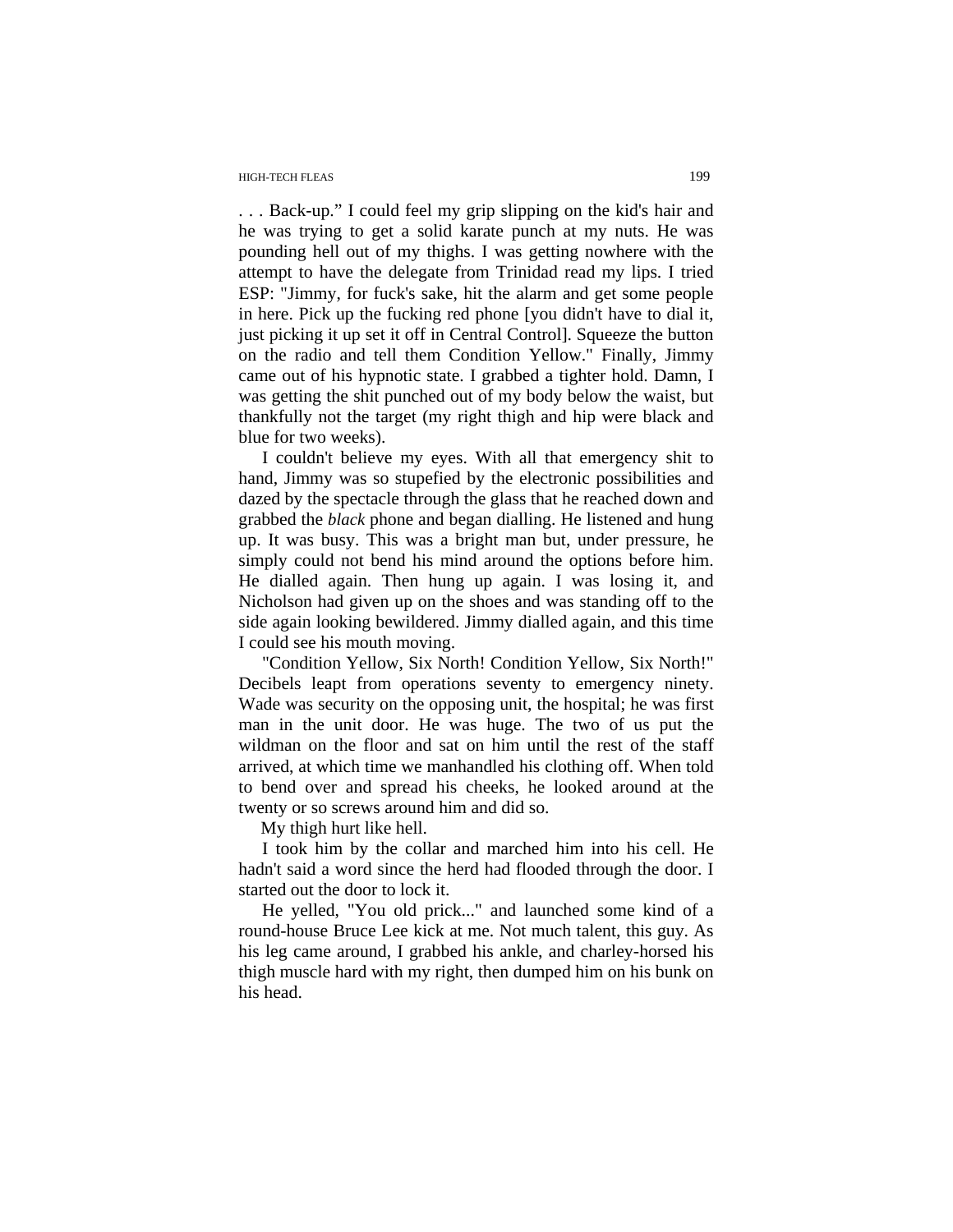. . . Back-up." I could feel my grip slipping on the kid's hair and he was trying to get a solid karate punch at my nuts. He was pounding hell out of my thighs. I was getting nowhere with the attempt to have the delegate from Trinidad read my lips. I tried ESP: "Jimmy, for fuck's sake, hit the alarm and get some people in here. Pick up the fucking red phone [you didn't have to dial it, just picking it up set it off in Central Control]. Squeeze the button on the radio and tell them Condition Yellow." Finally, Jimmy came out of his hypnotic state. I grabbed a tighter hold. Damn, I was getting the shit punched out of my body below the waist, but thankfully not the target (my right thigh and hip were black and blue for two weeks).

I couldn't believe my eyes. With all that emergency shit to hand, Jimmy was so stupefied by the electronic possibilities and dazed by the spectacle through the glass that he reached down and grabbed the *black* phone and began dialling. He listened and hung up. It was busy. This was a bright man but, under pressure, he simply could not bend his mind around the options before him. He dialled again. Then hung up again. I was losing it, and Nicholson had given up on the shoes and was standing off to the side again looking bewildered. Jimmy dialled again, and this time I could see his mouth moving.

"Condition Yellow, Six North! Condition Yellow, Six North!" Decibels leapt from operations seventy to emergency ninety. Wade was security on the opposing unit, the hospital; he was first man in the unit door. He was huge. The two of us put the wildman on the floor and sat on him until the rest of the staff arrived, at which time we manhandled his clothing off. When told to bend over and spread his cheeks, he looked around at the twenty or so screws around him and did so.

My thigh hurt like hell.

I took him by the collar and marched him into his cell. He hadn't said a word since the herd had flooded through the door. I started out the door to lock it.

He yelled, "You old prick..." and launched some kind of a round-house Bruce Lee kick at me. Not much talent, this guy. As his leg came around, I grabbed his ankle, and charley-horsed his thigh muscle hard with my right, then dumped him on his bunk on his head.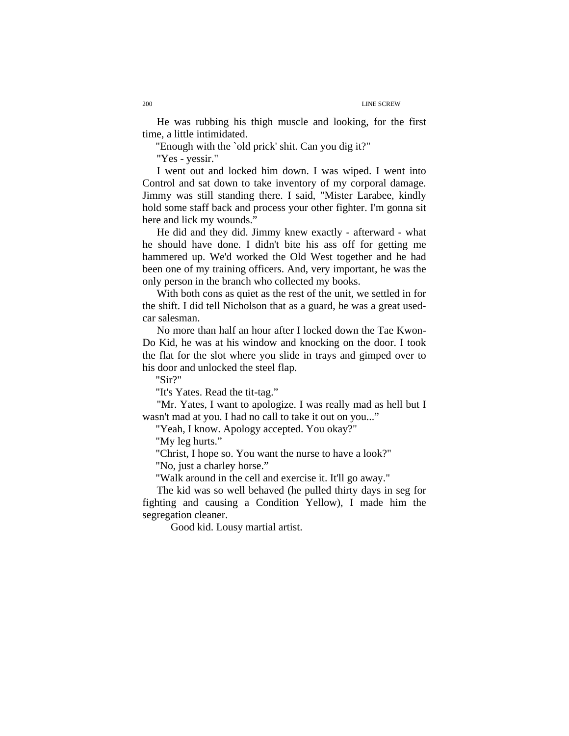He was rubbing his thigh muscle and looking, for the first time, a little intimidated.

"Enough with the `old prick' shit. Can you dig it?"

"Yes - yessir."

I went out and locked him down. I was wiped. I went into Control and sat down to take inventory of my corporal damage. Jimmy was still standing there. I said, "Mister Larabee, kindly hold some staff back and process your other fighter. I'm gonna sit here and lick my wounds."

He did and they did. Jimmy knew exactly - afterward - what he should have done. I didn't bite his ass off for getting me hammered up. We'd worked the Old West together and he had been one of my training officers. And, very important, he was the only person in the branch who collected my books.

With both cons as quiet as the rest of the unit, we settled in for the shift. I did tell Nicholson that as a guard, he was a great used-car salesman.

No more than half an hour after I locked down the Tae Kwon-Do Kid, he was at his window and knocking on the door. I took the flat for the slot where you slide in trays and gimped over to his door and unlocked the steel flap.

"Sir?"

"It's Yates. Read the tit-tag."

"Mr. Yates, I want to apologize. I was really mad as hell but I wasn't mad at you. I had no call to take it out on you..."

"Yeah, I know. Apology accepted. You okay?"

"My leg hurts."

"Christ, I hope so. You want the nurse to have a look?"

"No, just a charley horse."

"Walk around in the cell and exercise it. It'll go away."

The kid was so well behaved (he pulled thirty days in seg for fighting and causing a Condition Yellow), I made him the segregation cleaner.

Good kid. Lousy martial artist.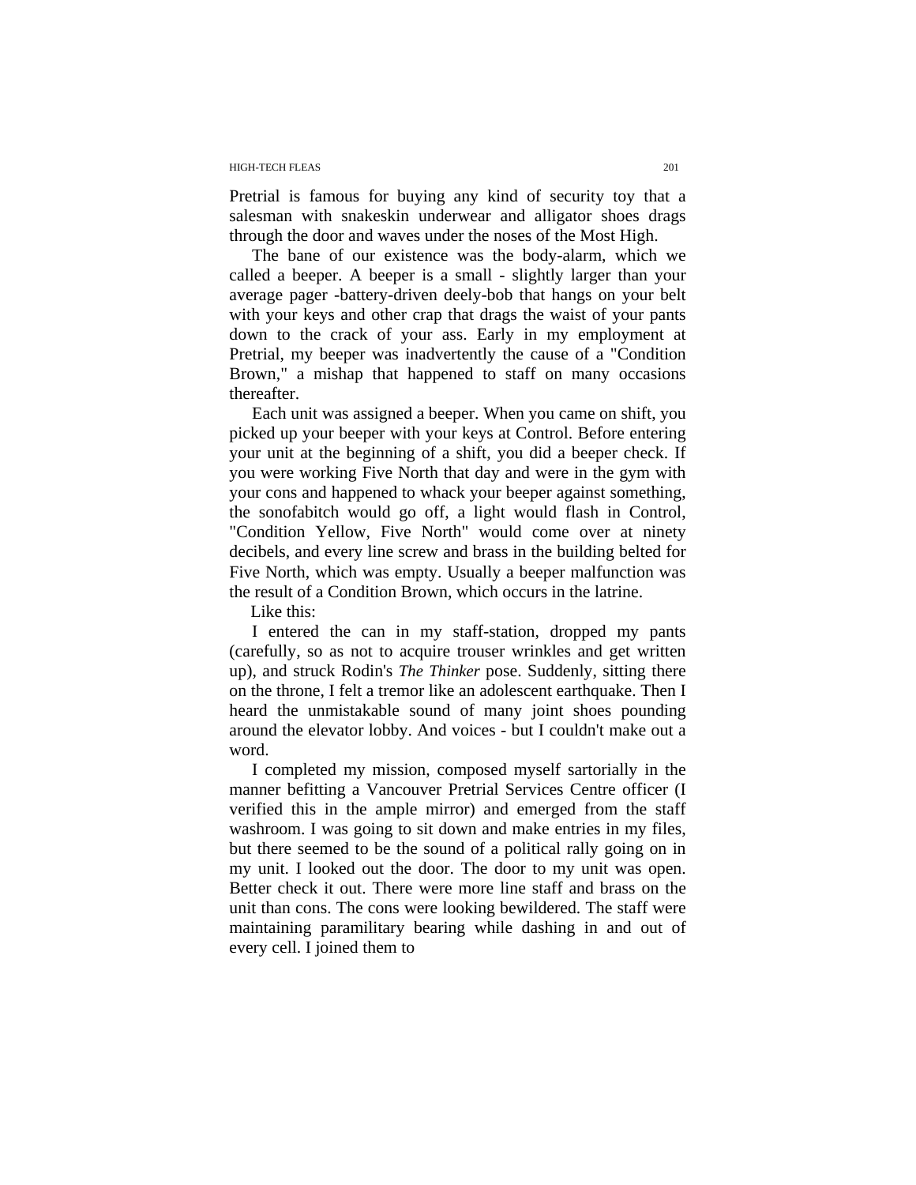Pretrial is famous for buying any kind of security toy that a salesman with snakeskin underwear and alligator shoes drags through the door and waves under the noses of the Most High.

The bane of our existence was the body-alarm, which we called a beeper. A beeper is a small - slightly larger than your average pager -battery-driven deely-bob that hangs on your belt with your keys and other crap that drags the waist of your pants down to the crack of your ass. Early in my employment at Pretrial, my beeper was inadvertently the cause of a "Condition Brown," a mishap that happened to staff on many occasions thereafter.

Each unit was assigned a beeper. When you came on shift, you picked up your beeper with your keys at Control. Before entering your unit at the beginning of a shift, you did a beeper check. If you were working Five North that day and were in the gym with your cons and happened to whack your beeper against something, the sonofabitch would go off, a light would flash in Control, "Condition Yellow, Five North" would come over at ninety decibels, and every line screw and brass in the building belted for Five North, which was empty. Usually a beeper malfunction was the result of a Condition Brown, which occurs in the latrine.

Like this:

I entered the can in my staff-station, dropped my pants (carefully, so as not to acquire trouser wrinkles and get written up), and struck Rodin's *The Thinker* pose. Suddenly, sitting there on the throne, I felt a tremor like an adolescent earthquake. Then I heard the unmistakable sound of many joint shoes pounding around the elevator lobby. And voices - but I couldn't make out a word.

I completed my mission, composed myself sartorially in the manner befitting a Vancouver Pretrial Services Centre officer (I verified this in the ample mirror) and emerged from the staff washroom. I was going to sit down and make entries in my files, but there seemed to be the sound of a political rally going on in my unit. I looked out the door. The door to my unit was open. Better check it out. There were more line staff and brass on the unit than cons. The cons were looking bewildered. The staff were maintaining paramilitary bearing while dashing in and out of every cell. I joined them to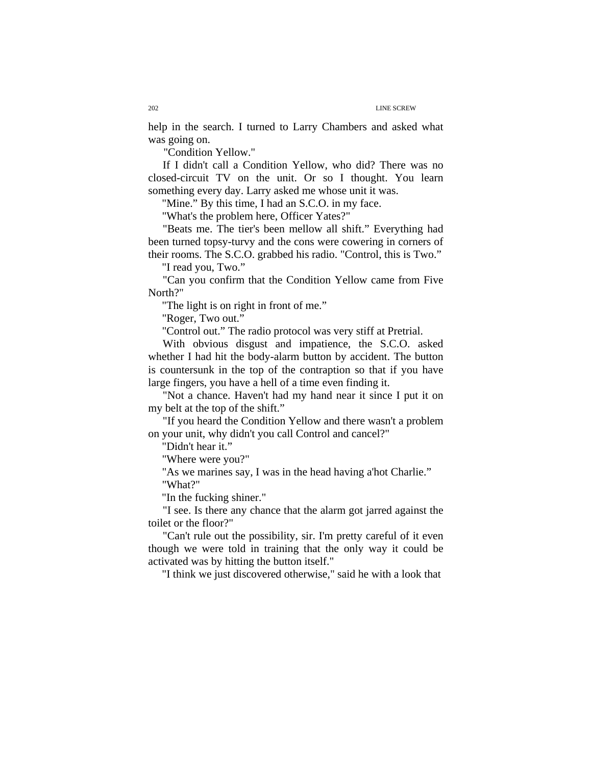help in the search. I turned to Larry Chambers and asked what was going on.

"Condition Yellow."

If I didn't call a Condition Yellow, who did? There was no closed-circuit TV on the unit. Or so I thought. You learn something every day. Larry asked me whose unit it was.

"Mine." By this time, I had an S.C.O. in my face.

"What's the problem here, Officer Yates?"

"Beats me. The tier's been mellow all shift." Everything had been turned topsy-turvy and the cons were cowering in corners of their rooms. The S.C.O. grabbed his radio. "Control, this is Two."

"I read you, Two."

"Can you confirm that the Condition Yellow came from Five North?"

"The light is on right in front of me."

"Roger, Two out."

"Control out." The radio protocol was very stiff at Pretrial.

With obvious disgust and impatience, the S.C.O. asked whether I had hit the body-alarm button by accident. The button is countersunk in the top of the contraption so that if you have large fingers, you have a hell of a time even finding it.

"Not a chance. Haven't had my hand near it since I put it on my belt at the top of the shift."

"If you heard the Condition Yellow and there wasn't a problem on your unit, why didn't you call Control and cancel?"

"Didn't hear it."

"Where were you?"

"As we marines say, I was in the head having a'hot Charlie."

"What?"

"In the fucking shiner."

"I see. Is there any chance that the alarm got jarred against the toilet or the floor?"

"Can't rule out the possibility, sir. I'm pretty careful of it even though we were told in training that the only way it could be activated was by hitting the button itself."

"I think we just discovered otherwise," said he with a look that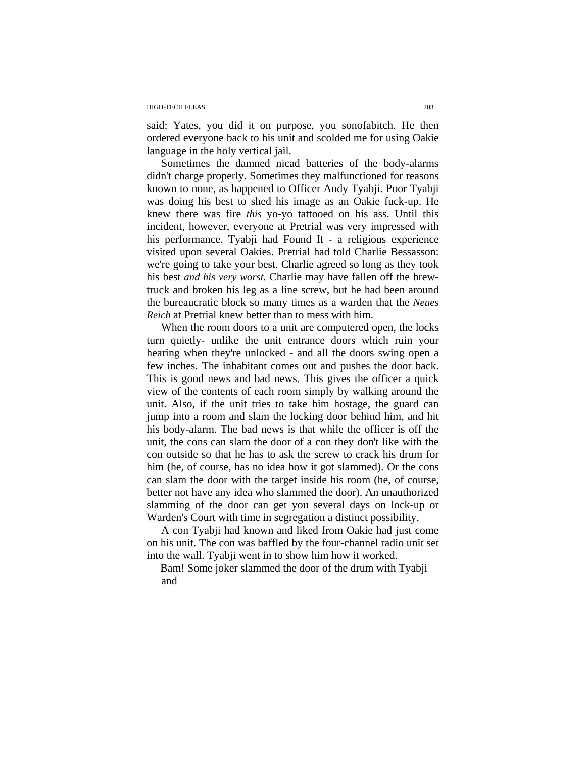said: Yates, you did it on purpose, you sonofabitch. He then ordered everyone back to his unit and scolded me for using Oakie language in the holy vertical jail.

Sometimes the damned nicad batteries of the body-alarms didn't charge properly. Sometimes they malfunctioned for reasons known to none, as happened to Officer Andy Tyabji. Poor Tyabji was doing his best to shed his image as an Oakie fuck-up. He knew there was fire *this* yo-yo tattooed on his ass. Until this incident, however, everyone at Pretrial was very impressed with his performance. Tyabji had Found It - a religious experience visited upon several Oakies. Pretrial had told Charlie Bessasson: we're going to take your best. Charlie agreed so long as they took his best *and his very worst.* Charlie may have fallen off the brew-truck and broken his leg as a line screw, but he had been around the bureaucratic block so many times as a warden that the *Neues Reich* at Pretrial knew better than to mess with him.

When the room doors to a unit are computered open, the locks turn quietly- unlike the unit entrance doors which ruin your hearing when they're unlocked - and all the doors swing open a few inches. The inhabitant comes out and pushes the door back. This is good news and bad news. This gives the officer a quick view of the contents of each room simply by walking around the unit. Also, if the unit tries to take him hostage, the guard can jump into a room and slam the locking door behind him, and hit his body-alarm. The bad news is that while the officer is off the unit, the cons can slam the door of a con they don't like with the con outside so that he has to ask the screw to crack his drum for him (he, of course, has no idea how it got slammed). Or the cons can slam the door with the target inside his room (he, of course, better not have any idea who slammed the door). An unauthorized slamming of the door can get you several days on lock-up or Warden's Court with time in segregation a distinct possibility.

A con Tyabji had known and liked from Oakie had just come on his unit. The con was baffled by the four-channel radio unit set into the wall. Tyabji went in to show him how it worked.

Bam! Some joker slammed the door of the drum with Tyabji and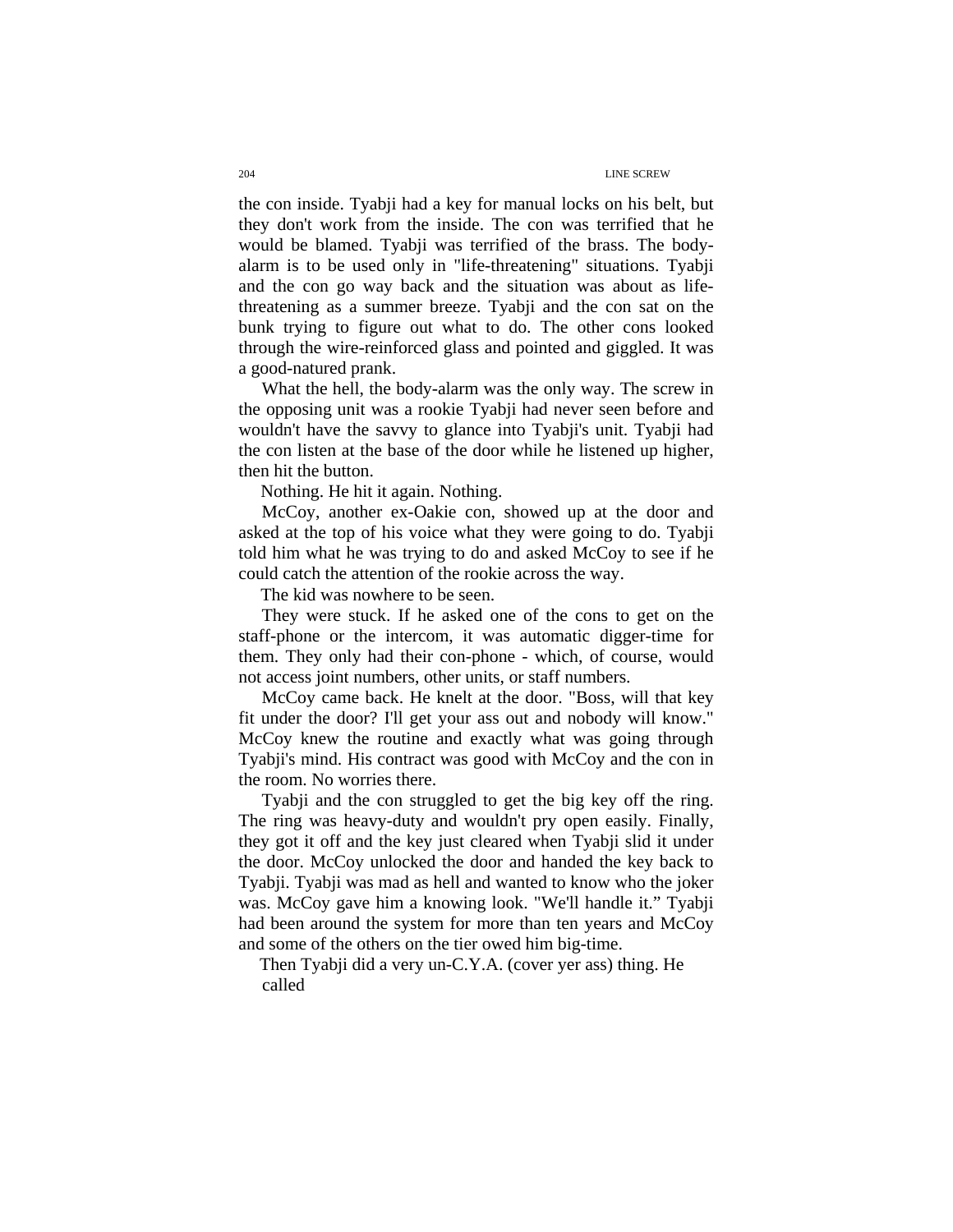the con inside. Tyabji had a key for manual locks on his belt, but they don't work from the inside. The con was terrified that he would be blamed. Tyabji was terrified of the brass. The body-alarm is to be used only in "life-threatening" situations. Tyabji and the con go way back and the situation was about as life-threatening as a summer breeze. Tyabji and the con sat on the bunk trying to figure out what to do. The other cons looked through the wire-reinforced glass and pointed and giggled. It was a good-natured prank.

What the hell, the body-alarm was the only way. The screw in the opposing unit was a rookie Tyabji had never seen before and wouldn't have the savvy to glance into Tyabji's unit. Tyabji had the con listen at the base of the door while he listened up higher, then hit the button.

Nothing. He hit it again. Nothing.

McCoy, another ex-Oakie con, showed up at the door and asked at the top of his voice what they were going to do. Tyabji told him what he was trying to do and asked McCoy to see if he could catch the attention of the rookie across the way.

The kid was nowhere to be seen.

They were stuck. If he asked one of the cons to get on the staff-phone or the intercom, it was automatic digger-time for them. They only had their con-phone - which, of course, would not access joint numbers, other units, or staff numbers.

McCoy came back. He knelt at the door. "Boss, will that key fit under the door? I'll get your ass out and nobody will know." McCoy knew the routine and exactly what was going through Tyabji's mind. His contract was good with McCoy and the con in the room. No worries there.

Tyabji and the con struggled to get the big key off the ring. The ring was heavy-duty and wouldn't pry open easily. Finally, they got it off and the key just cleared when Tyabji slid it under the door. McCoy unlocked the door and handed the key back to Tyabji. Tyabji was mad as hell and wanted to know who the joker was. McCoy gave him a knowing look. "We'll handle it." Tyabji had been around the system for more than ten years and McCoy and some of the others on the tier owed him big-time.

Then Tyabji did a very un-C.Y.A. (cover yer ass) thing. He called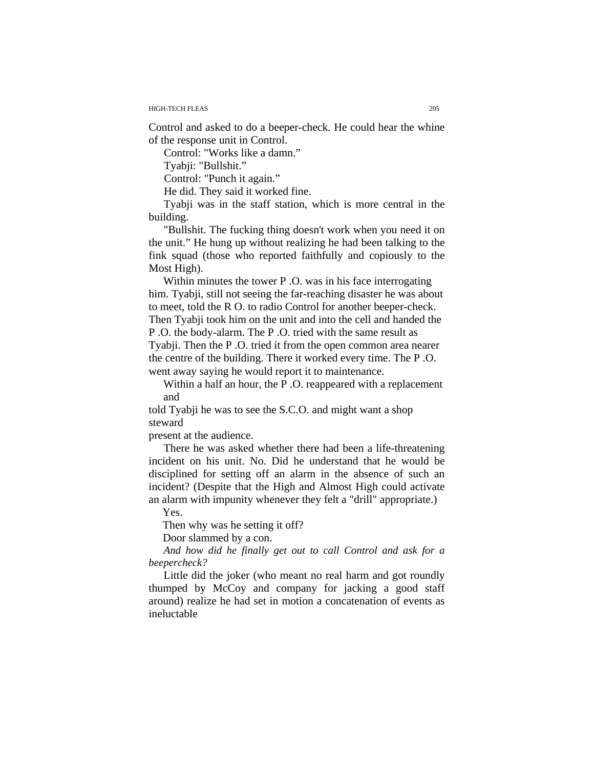Control and asked to do a beeper-check. He could hear the whine of the response unit in Control.

Control: "Works like a damn."

Tyabji: "Bullshit."

Control: "Punch it again."

He did. They said it worked fine.

Tyabji was in the staff station, which is more central in the building.

"Bullshit. The fucking thing doesn't work when you need it on the unit." He hung up without realizing he had been talking to the fink squad (those who reported faithfully and copiously to the Most High).

Within minutes the tower P .O. was in his face interrogating him. Tyabji, still not seeing the far-reaching disaster he was about to meet, told the R O. to radio Control for another beeper-check. Then Tyabji took him on the unit and into the cell and handed the P .O. the body-alarm. The P .O. tried with the same result as Tyabji. Then the P .O. tried it from the open common area nearer the centre of the building. There it worked every time. The P .O. went away saying he would report it to maintenance.

Within a half an hour, the P .O. reappeared with a replacement and told Tyabji he was to see the S.C.O. and might want a shop steward present at the audience.

There he was asked whether there had been a life-threatening incident on his unit. No. Did he understand that he would be disciplined for setting off an alarm in the absence of such an incident? (Despite that the High and Almost High could activate an alarm with impunity whenever they felt a "drill" appropriate.)

Yes.

Then why was he setting it off?

Door slammed by a con.

*And how did he finally get out to call Control and ask for a beepercheck?*

Little did the joker (who meant no real harm and got roundly thumped by McCoy and company for jacking a good staff around) realize he had set in motion a concatenation of events as ineluctable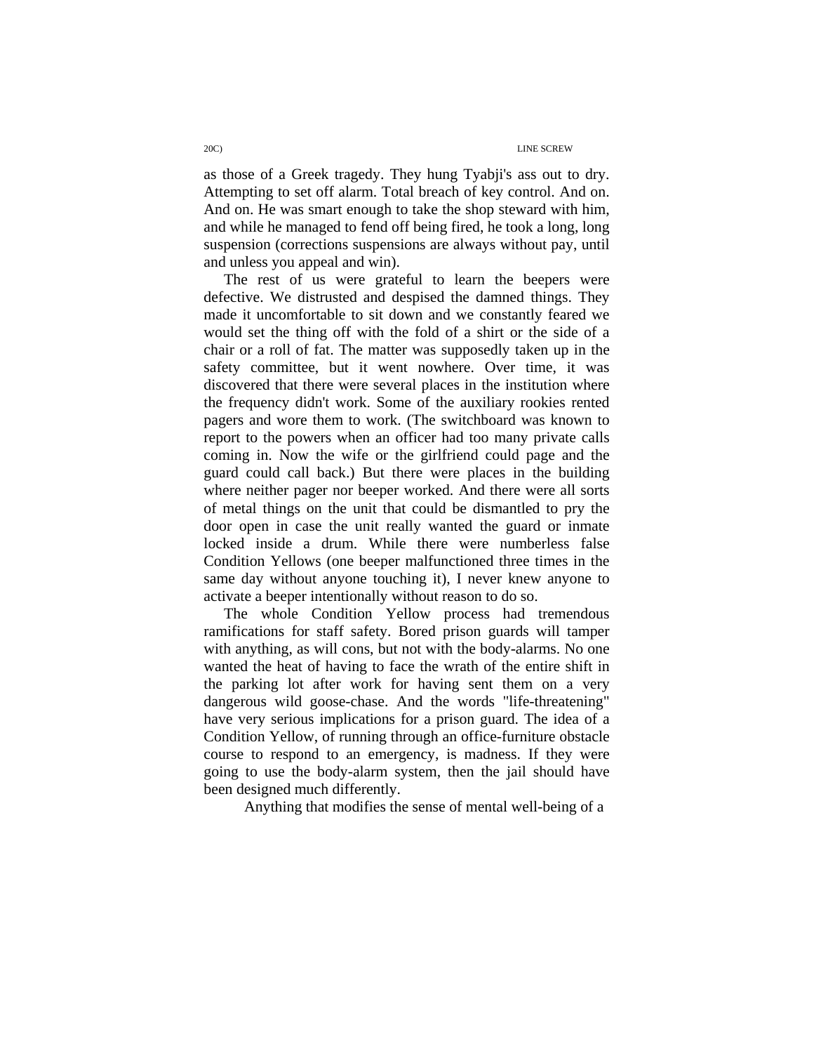as those of a Greek tragedy. They hung Tyabji's ass out to dry. Attempting to set off alarm. Total breach of key control. And on. And on. He was smart enough to take the shop steward with him, and while he managed to fend off being fired, he took a long, long suspension (corrections suspensions are always without pay, until and unless you appeal and win).

The rest of us were grateful to learn the beepers were defective. We distrusted and despised the damned things. They made it uncomfortable to sit down and we constantly feared we would set the thing off with the fold of a shirt or the side of a chair or a roll of fat. The matter was supposedly taken up in the safety committee, but it went nowhere. Over time, it was discovered that there were several places in the institution where the frequency didn't work. Some of the auxiliary rookies rented pagers and wore them to work. (The switchboard was known to report to the powers when an officer had too many private calls coming in. Now the wife or the girlfriend could page and the guard could call back.) But there were places in the building where neither pager nor beeper worked. And there were all sorts of metal things on the unit that could be dismantled to pry the door open in case the unit really wanted the guard or inmate locked inside a drum. While there were numberless false Condition Yellows (one beeper malfunctioned three times in the same day without anyone touching it), I never knew anyone to activate a beeper intentionally without reason to do so.

The whole Condition Yellow process had tremendous ramifications for staff safety. Bored prison guards will tamper with anything, as will cons, but not with the body-alarms. No one wanted the heat of having to face the wrath of the entire shift in the parking lot after work for having sent them on a very dangerous wild goose-chase. And the words "life-threatening" have very serious implications for a prison guard. The idea of a Condition Yellow, of running through an office-furniture obstacle course to respond to an emergency, is madness. If they were going to use the body-alarm system, then the jail should have been designed much differently.

Anything that modifies the sense of mental well-being of a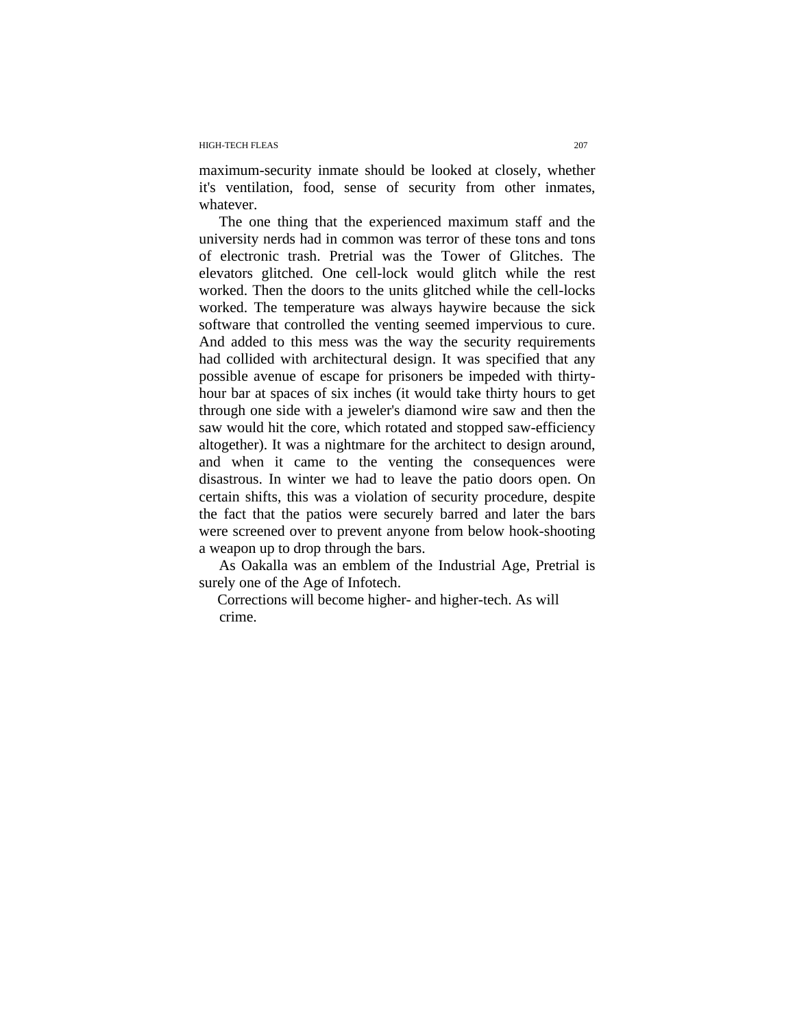maximum-security inmate should be looked at closely, whether it's ventilation, food, sense of security from other inmates, whatever.

The one thing that the experienced maximum staff and the university nerds had in common was terror of these tons and tons of electronic trash. Pretrial was the Tower of Glitches. The elevators glitched. One cell-lock would glitch while the rest worked. Then the doors to the units glitched while the cell-locks worked. The temperature was always haywire because the sick software that controlled the venting seemed impervious to cure. And added to this mess was the way the security requirements had collided with architectural design. It was specified that any possible avenue of escape for prisoners be impeded with thirty-hour bar at spaces of six inches (it would take thirty hours to get through one side with a jeweler's diamond wire saw and then the saw would hit the core, which rotated and stopped saw-efficiency altogether). It was a nightmare for the architect to design around, and when it came to the venting the consequences were disastrous. In winter we had to leave the patio doors open. On certain shifts, this was a violation of security procedure, despite the fact that the patios were securely barred and later the bars were screened over to prevent anyone from below hook-shooting a weapon up to drop through the bars.

As Oakalla was an emblem of the Industrial Age, Pretrial is surely one of the Age of Infotech.

Corrections will become higher- and higher-tech. As will crime.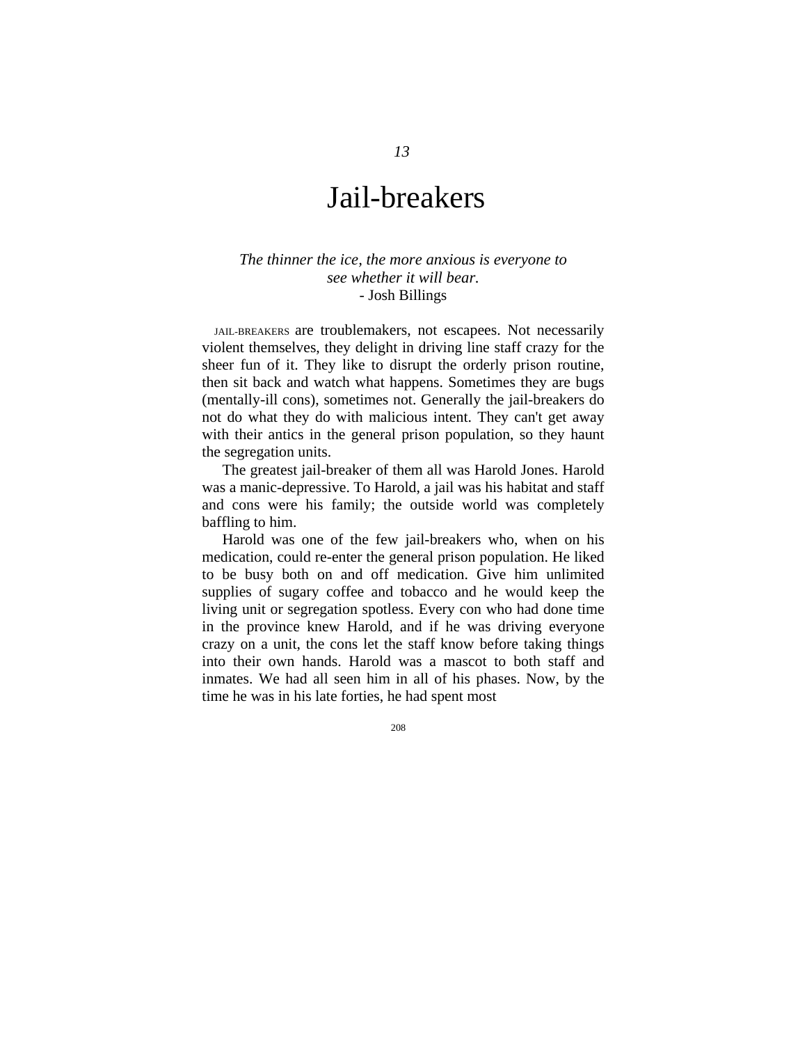*13*

# Jail-breakers

*The thinner the ice, the more anxious is everyone to see whether it will bear.*
- Josh Billings

JAIL-BREAKERS are troublemakers, not escapees. Not necessarily violent themselves, they delight in driving line staff crazy for the sheer fun of it. They like to disrupt the orderly prison routine, then sit back and watch what happens. Sometimes they are bugs (mentally-ill cons), sometimes not. Generally the jail-breakers do not do what they do with malicious intent. They can't get away with their antics in the general prison population, so they haunt the segregation units.

The greatest jail-breaker of them all was Harold Jones. Harold was a manic-depressive. To Harold, a jail was his habitat and staff and cons were his family; the outside world was completely baffling to him.

Harold was one of the few jail-breakers who, when on his medication, could re-enter the general prison population. He liked to be busy both on and off medication. Give him unlimited supplies of sugary coffee and tobacco and he would keep the living unit or segregation spotless. Every con who had done time in the province knew Harold, and if he was driving everyone crazy on a unit, the cons let the staff know before taking things into their own hands. Harold was a mascot to both staff and inmates. We had all seen him in all of his phases. Now, by the time he was in his late forties, he had spent most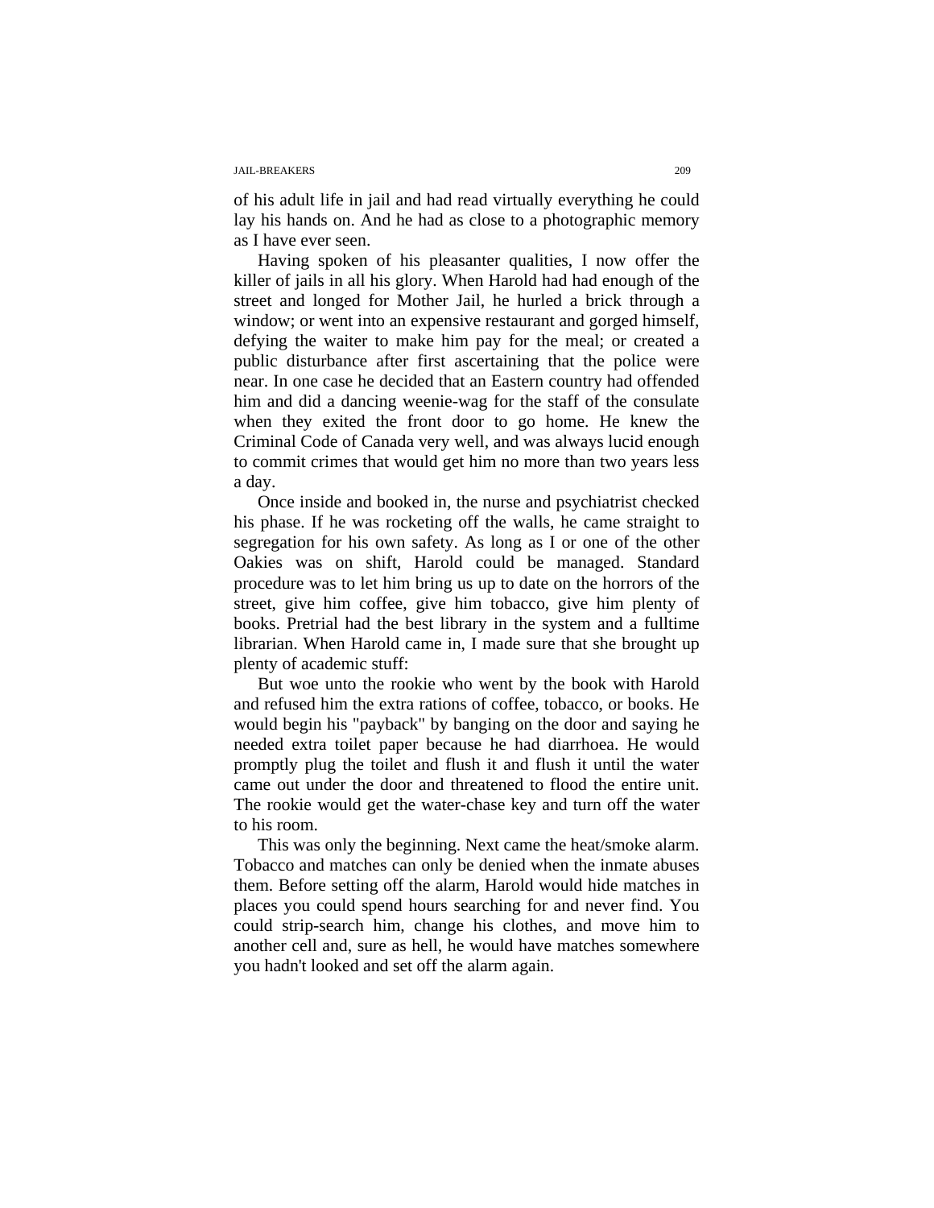of his adult life in jail and had read virtually everything he could lay his hands on. And he had as close to a photographic memory as I have ever seen.

Having spoken of his pleasanter qualities, I now offer the killer of jails in all his glory. When Harold had had enough of the street and longed for Mother Jail, he hurled a brick through a window; or went into an expensive restaurant and gorged himself, defying the waiter to make him pay for the meal; or created a public disturbance after first ascertaining that the police were near. In one case he decided that an Eastern country had offended him and did a dancing weenie-wag for the staff of the consulate when they exited the front door to go home. He knew the Criminal Code of Canada very well, and was always lucid enough to commit crimes that would get him no more than two years less a day.

Once inside and booked in, the nurse and psychiatrist checked his phase. If he was rocketing off the walls, he came straight to segregation for his own safety. As long as I or one of the other Oakies was on shift, Harold could be managed. Standard procedure was to let him bring us up to date on the horrors of the street, give him coffee, give him tobacco, give him plenty of books. Pretrial had the best library in the system and a fulltime librarian. When Harold came in, I made sure that she brought up plenty of academic stuff:

But woe unto the rookie who went by the book with Harold and refused him the extra rations of coffee, tobacco, or books. He would begin his "payback" by banging on the door and saying he needed extra toilet paper because he had diarrhoea. He would promptly plug the toilet and flush it and flush it until the water came out under the door and threatened to flood the entire unit. The rookie would get the water-chase key and turn off the water to his room.

This was only the beginning. Next came the heat/smoke alarm. Tobacco and matches can only be denied when the inmate abuses them. Before setting off the alarm, Harold would hide matches in places you could spend hours searching for and never find. You could strip-search him, change his clothes, and move him to another cell and, sure as hell, he would have matches somewhere you hadn't looked and set off the alarm again.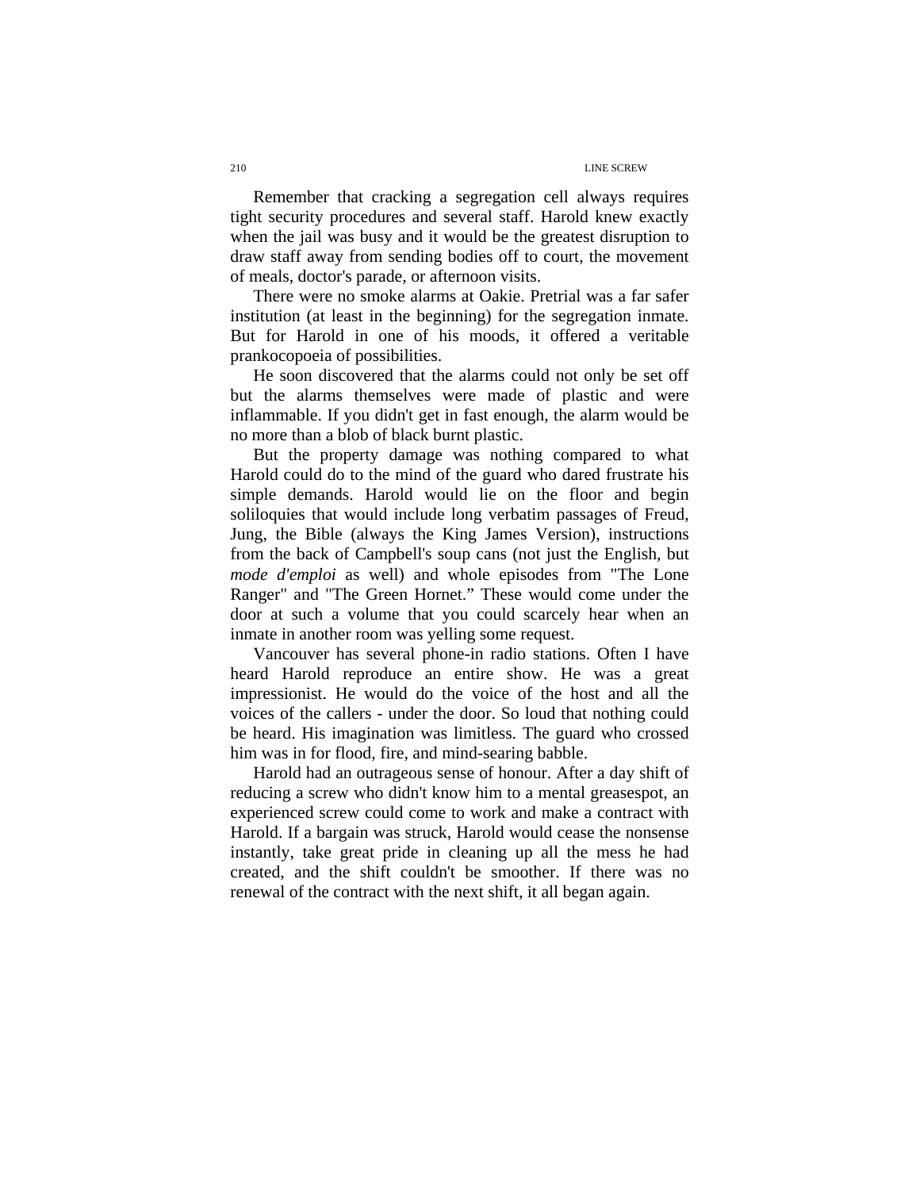Remember that cracking a segregation cell always requires tight security procedures and several staff. Harold knew exactly when the jail was busy and it would be the greatest disruption to draw staff away from sending bodies off to court, the movement of meals, doctor's parade, or afternoon visits.

There were no smoke alarms at Oakie. Pretrial was a far safer institution (at least in the beginning) for the segregation inmate. But for Harold in one of his moods, it offered a veritable prankocopoeia of possibilities.

He soon discovered that the alarms could not only be set off but the alarms themselves were made of plastic and were inflammable. If you didn't get in fast enough, the alarm would be no more than a blob of black burnt plastic.

But the property damage was nothing compared to what Harold could do to the mind of the guard who dared frustrate his simple demands. Harold would lie on the floor and begin soliloquies that would include long verbatim passages of Freud, Jung, the Bible (always the King James Version), instructions from the back of Campbell's soup cans (not just the English, but *mode d'emploi* as well) and whole episodes from "The Lone Ranger" and "The Green Hornet." These would come under the door at such a volume that you could scarcely hear when an inmate in another room was yelling some request.

Vancouver has several phone-in radio stations. Often I have heard Harold reproduce an entire show. He was a great impressionist. He would do the voice of the host and all the voices of the callers - under the door. So loud that nothing could be heard. His imagination was limitless. The guard who crossed him was in for flood, fire, and mind-searing babble.

Harold had an outrageous sense of honour. After a day shift of reducing a screw who didn't know him to a mental greasespot, an experienced screw could come to work and make a contract with Harold. If a bargain was struck, Harold would cease the nonsense instantly, take great pride in cleaning up all the mess he had created, and the shift couldn't be smoother. If there was no renewal of the contract with the next shift, it all began again.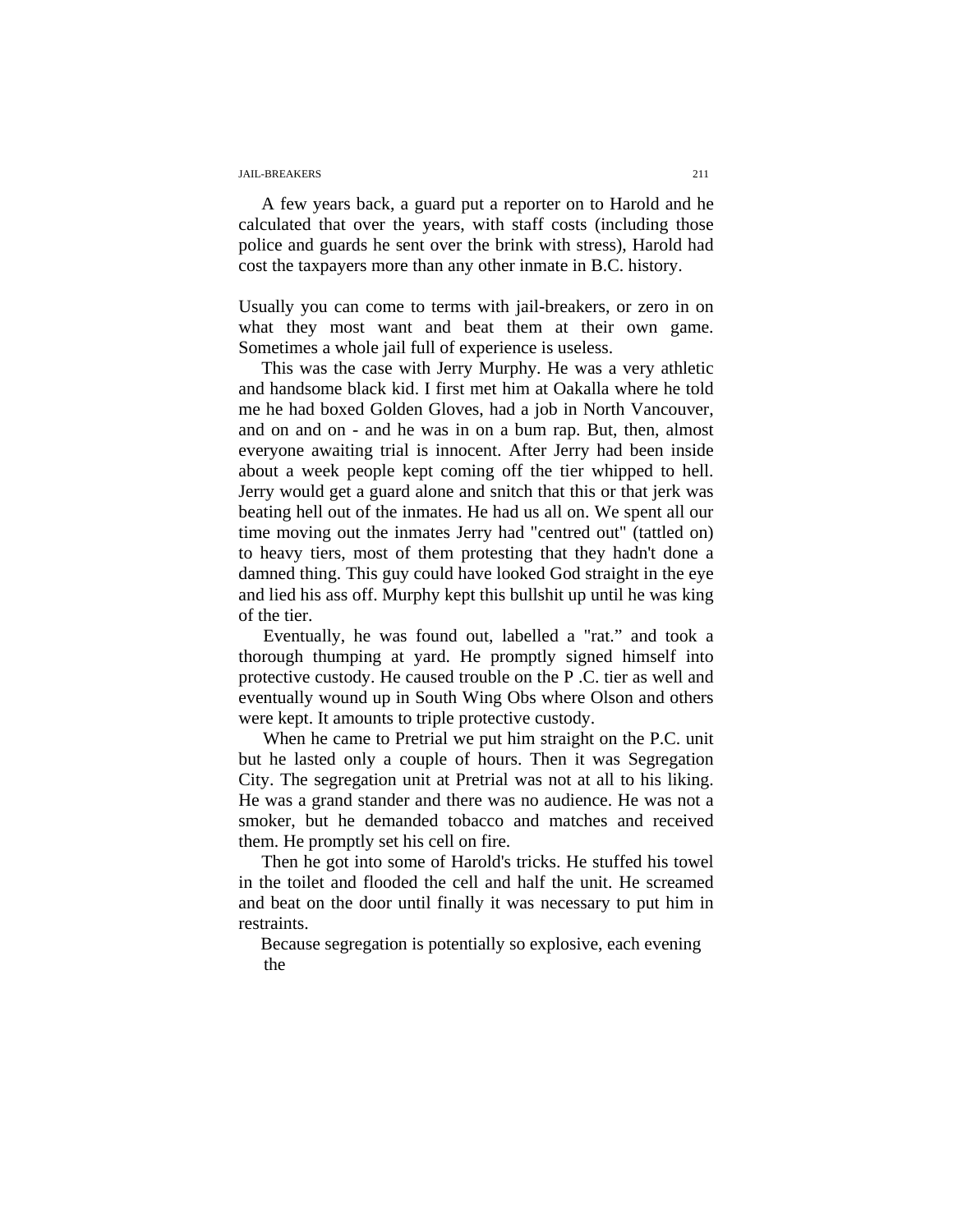A few years back, a guard put a reporter on to Harold and he calculated that over the years, with staff costs (including those police and guards he sent over the brink with stress), Harold had cost the taxpayers more than any other inmate in B.C. history.

Usually you can come to terms with jail-breakers, or zero in on what they most want and beat them at their own game. Sometimes a whole jail full of experience is useless.

This was the case with Jerry Murphy. He was a very athletic and handsome black kid. I first met him at Oakalla where he told me he had boxed Golden Gloves, had a job in North Vancouver, and on and on - and he was in on a bum rap. But, then, almost everyone awaiting trial is innocent. After Jerry had been inside about a week people kept coming off the tier whipped to hell. Jerry would get a guard alone and snitch that this or that jerk was beating hell out of the inmates. He had us all on. We spent all our time moving out the inmates Jerry had "centred out" (tattled on) to heavy tiers, most of them protesting that they hadn't done a damned thing. This guy could have looked God straight in the eye and lied his ass off. Murphy kept this bullshit up until he was king of the tier.

Eventually, he was found out, labelled a "rat.” and took a thorough thumping at yard. He promptly signed himself into protective custody. He caused trouble on the P .C. tier as well and eventually wound up in South Wing Obs where Olson and others were kept. It amounts to triple protective custody.

When he came to Pretrial we put him straight on the P.C. unit but he lasted only a couple of hours. Then it was Segregation City. The segregation unit at Pretrial was not at all to his liking. He was a grand stander and there was no audience. He was not a smoker, but he demanded tobacco and matches and received them. He promptly set his cell on fire.

Then he got into some of Harold's tricks. He stuffed his towel in the toilet and flooded the cell and half the unit. He screamed and beat on the door until finally it was necessary to put him in restraints.

Because segregation is potentially so explosive, each evening the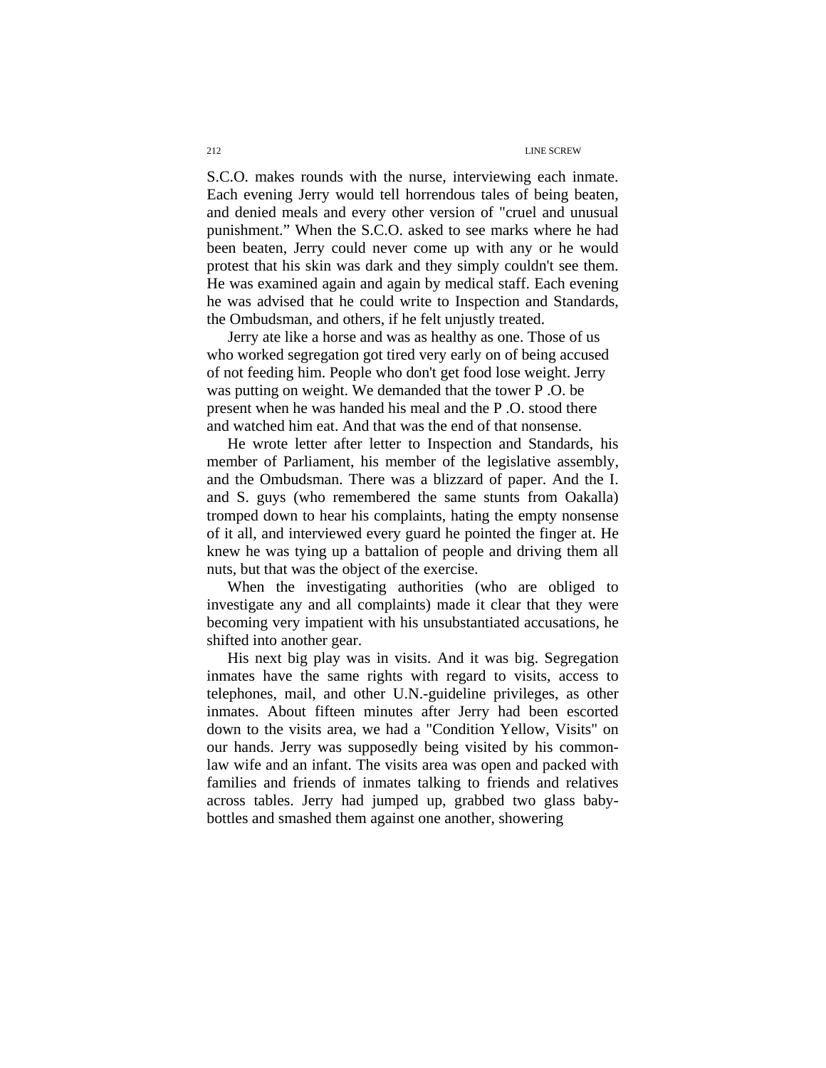S.C.O. makes rounds with the nurse, interviewing each inmate. Each evening Jerry would tell horrendous tales of being beaten, and denied meals and every other version of "cruel and unusual punishment." When the S.C.O. asked to see marks where he had been beaten, Jerry could never come up with any or he would protest that his skin was dark and they simply couldn't see them. He was examined again and again by medical staff. Each evening he was advised that he could write to Inspection and Standards, the Ombudsman, and others, if he felt unjustly treated.

Jerry ate like a horse and was as healthy as one. Those of us who worked segregation got tired very early on of being accused of not feeding him. People who don't get food lose weight. Jerry was putting on weight. We demanded that the tower P .O. be present when he was handed his meal and the P .O. stood there and watched him eat. And that was the end of that nonsense.

He wrote letter after letter to Inspection and Standards, his member of Parliament, his member of the legislative assembly, and the Ombudsman. There was a blizzard of paper. And the I. and S. guys (who remembered the same stunts from Oakalla) tromped down to hear his complaints, hating the empty nonsense of it all, and interviewed every guard he pointed the finger at. He knew he was tying up a battalion of people and driving them all nuts, but that was the object of the exercise.

When the investigating authorities (who are obliged to investigate any and all complaints) made it clear that they were becoming very impatient with his unsubstantiated accusations, he shifted into another gear.

His next big play was in visits. And it was big. Segregation inmates have the same rights with regard to visits, access to telephones, mail, and other U.N.-guideline privileges, as other inmates. About fifteen minutes after Jerry had been escorted down to the visits area, we had a "Condition Yellow, Visits" on our hands. Jerry was supposedly being visited by his common-law wife and an infant. The visits area was open and packed with families and friends of inmates talking to friends and relatives across tables. Jerry had jumped up, grabbed two glass baby-bottles and smashed them against one another, showering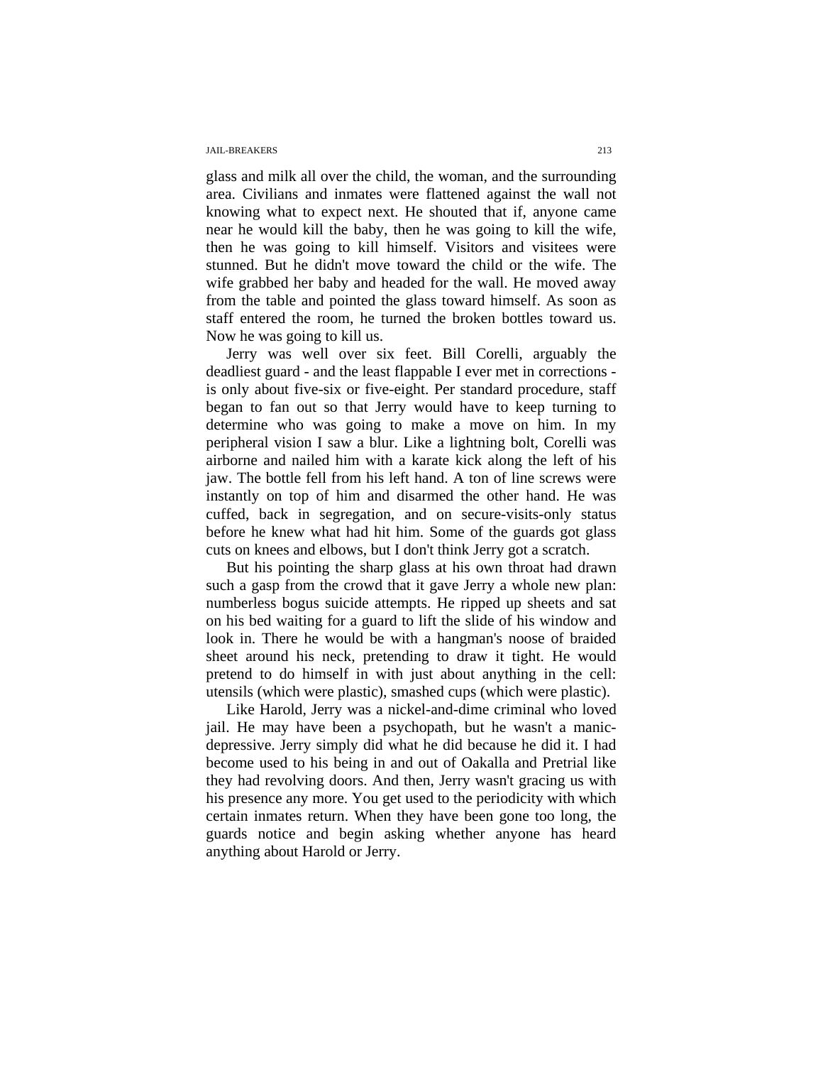glass and milk all over the child, the woman, and the surrounding area. Civilians and inmates were flattened against the wall not knowing what to expect next. He shouted that if, anyone came near he would kill the baby, then he was going to kill the wife, then he was going to kill himself. Visitors and visitees were stunned. But he didn't move toward the child or the wife. The wife grabbed her baby and headed for the wall. He moved away from the table and pointed the glass toward himself. As soon as staff entered the room, he turned the broken bottles toward us. Now he was going to kill us.

Jerry was well over six feet. Bill Corelli, arguably the deadliest guard - and the least flappable I ever met in corrections - is only about five-six or five-eight. Per standard procedure, staff began to fan out so that Jerry would have to keep turning to determine who was going to make a move on him. In my peripheral vision I saw a blur. Like a lightning bolt, Corelli was airborne and nailed him with a karate kick along the left of his jaw. The bottle fell from his left hand. A ton of line screws were instantly on top of him and disarmed the other hand. He was cuffed, back in segregation, and on secure-visits-only status before he knew what had hit him. Some of the guards got glass cuts on knees and elbows, but I don't think Jerry got a scratch.

But his pointing the sharp glass at his own throat had drawn such a gasp from the crowd that it gave Jerry a whole new plan: numberless bogus suicide attempts. He ripped up sheets and sat on his bed waiting for a guard to lift the slide of his window and look in. There he would be with a hangman's noose of braided sheet around his neck, pretending to draw it tight. He would pretend to do himself in with just about anything in the cell: utensils (which were plastic), smashed cups (which were plastic).

Like Harold, Jerry was a nickel-and-dime criminal who loved jail. He may have been a psychopath, but he wasn't a manic-depressive. Jerry simply did what he did because he did it. I had become used to his being in and out of Oakalla and Pretrial like they had revolving doors. And then, Jerry wasn't gracing us with his presence any more. You get used to the periodicity with which certain inmates return. When they have been gone too long, the guards notice and begin asking whether anyone has heard anything about Harold or Jerry.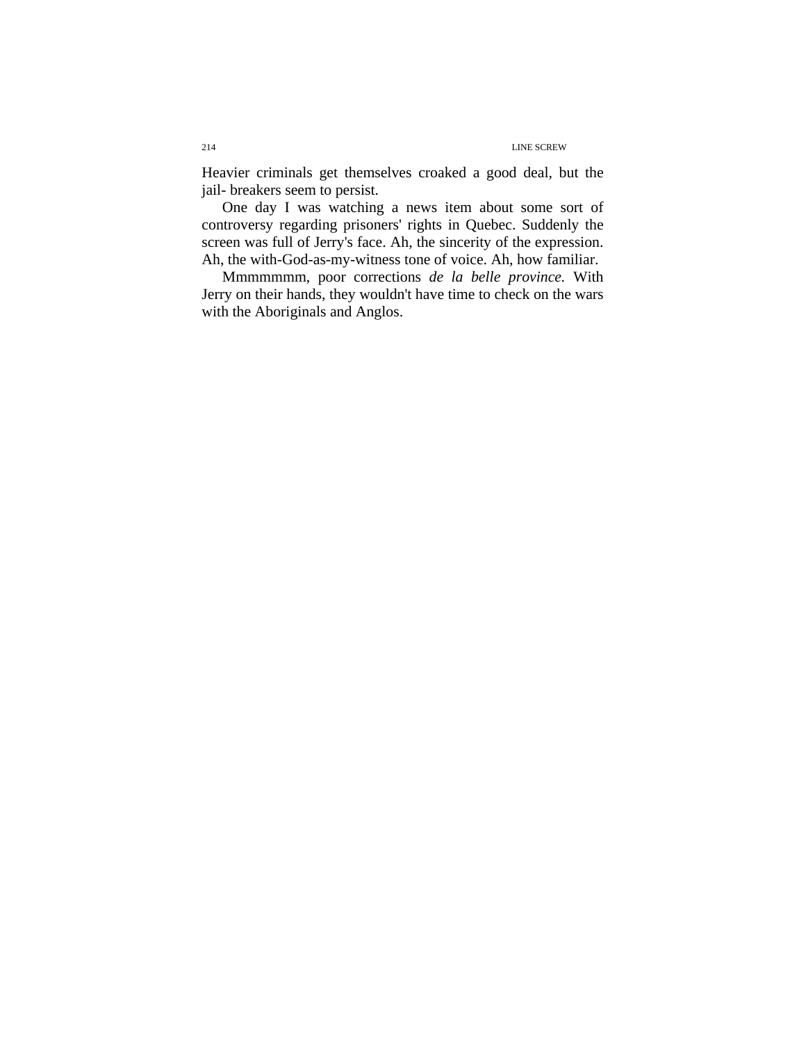Heavier criminals get themselves croaked a good deal, but the jail- breakers seem to persist.

One day I was watching a news item about some sort of controversy regarding prisoners' rights in Quebec. Suddenly the screen was full of Jerry's face. Ah, the sincerity of the expression. Ah, the with-God-as-my-witness tone of voice. Ah, how familiar.

Mmmmmmm, poor corrections *de la belle province.* With Jerry on their hands, they wouldn't have time to check on the wars with the Aboriginals and Anglos.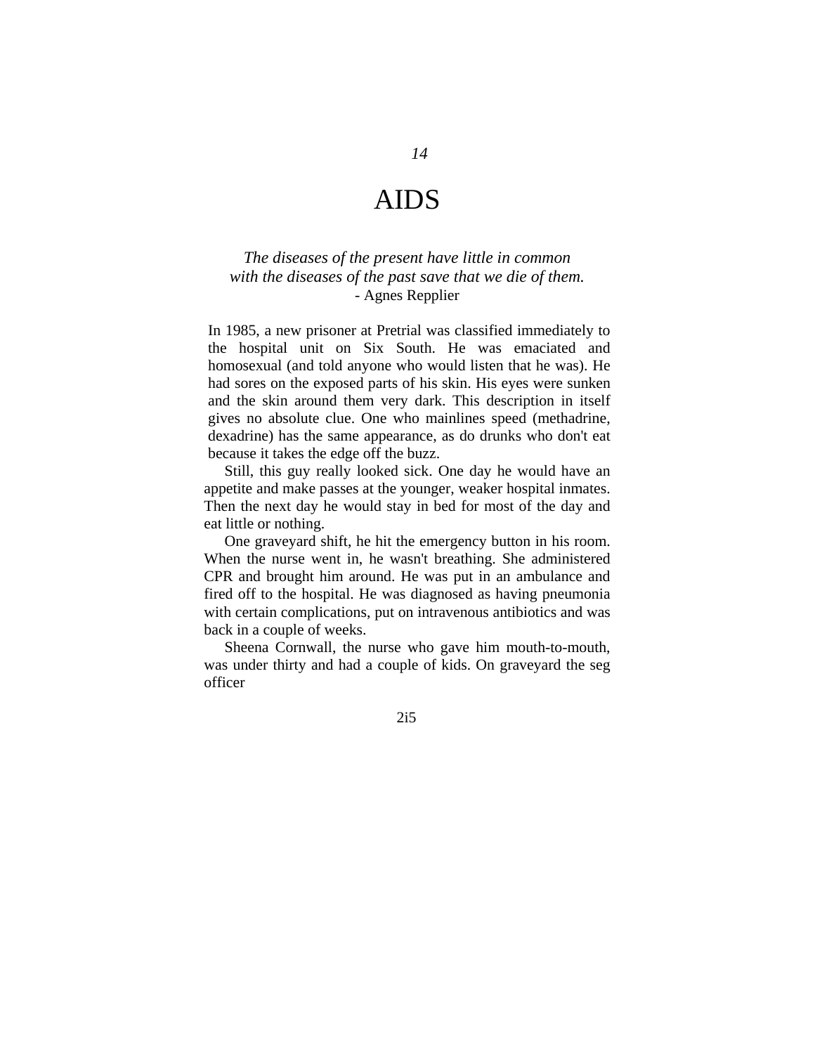*14*

# AIDS

*The diseases of the present have little in common*
*with the diseases of the past save that we die of them.*
- Agnes Repplier

In 1985, a new prisoner at Pretrial was classified immediately to the hospital unit on Six South. He was emaciated and homosexual (and told anyone who would listen that he was). He had sores on the exposed parts of his skin. His eyes were sunken and the skin around them very dark. This description in itself gives no absolute clue. One who mainlines speed (methadrine, dexadrine) has the same appearance, as do drunks who don't eat because it takes the edge off the buzz.

Still, this guy really looked sick. One day he would have an appetite and make passes at the younger, weaker hospital inmates. Then the next day he would stay in bed for most of the day and eat little or nothing.

One graveyard shift, he hit the emergency button in his room. When the nurse went in, he wasn't breathing. She administered CPR and brought him around. He was put in an ambulance and fired off to the hospital. He was diagnosed as having pneumonia with certain complications, put on intravenous antibiotics and was back in a couple of weeks.

Sheena Cornwall, the nurse who gave him mouth-to-mouth, was under thirty and had a couple of kids. On graveyard the seg officer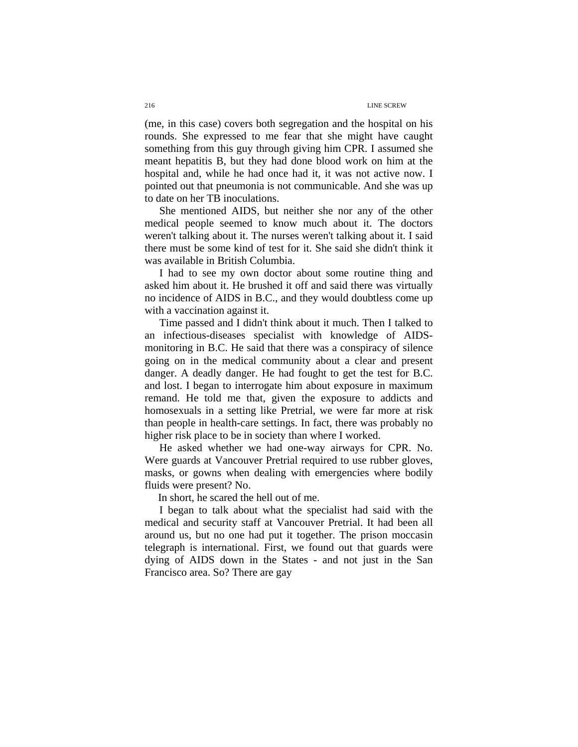(me, in this case) covers both segregation and the hospital on his rounds. She expressed to me fear that she might have caught something from this guy through giving him CPR. I assumed she meant hepatitis B, but they had done blood work on him at the hospital and, while he had once had it, it was not active now. I pointed out that pneumonia is not communicable. And she was up to date on her TB inoculations.

She mentioned AIDS, but neither she nor any of the other medical people seemed to know much about it. The doctors weren't talking about it. The nurses weren't talking about it. I said there must be some kind of test for it. She said she didn't think it was available in British Columbia.

I had to see my own doctor about some routine thing and asked him about it. He brushed it off and said there was virtually no incidence of AIDS in B.C., and they would doubtless come up with a vaccination against it.

Time passed and I didn't think about it much. Then I talked to an infectious-diseases specialist with knowledge of AIDS-monitoring in B.C. He said that there was a conspiracy of silence going on in the medical community about a clear and present danger. A deadly danger. He had fought to get the test for B.C. and lost. I began to interrogate him about exposure in maximum remand. He told me that, given the exposure to addicts and homosexuals in a setting like Pretrial, we were far more at risk than people in health-care settings. In fact, there was probably no higher risk place to be in society than where I worked.

He asked whether we had one-way airways for CPR. No. Were guards at Vancouver Pretrial required to use rubber gloves, masks, or gowns when dealing with emergencies where bodily fluids were present? No.

In short, he scared the hell out of me.

I began to talk about what the specialist had said with the medical and security staff at Vancouver Pretrial. It had been all around us, but no one had put it together. The prison moccasin telegraph is international. First, we found out that guards were dying of AIDS down in the States - and not just in the San Francisco area. So? There are gay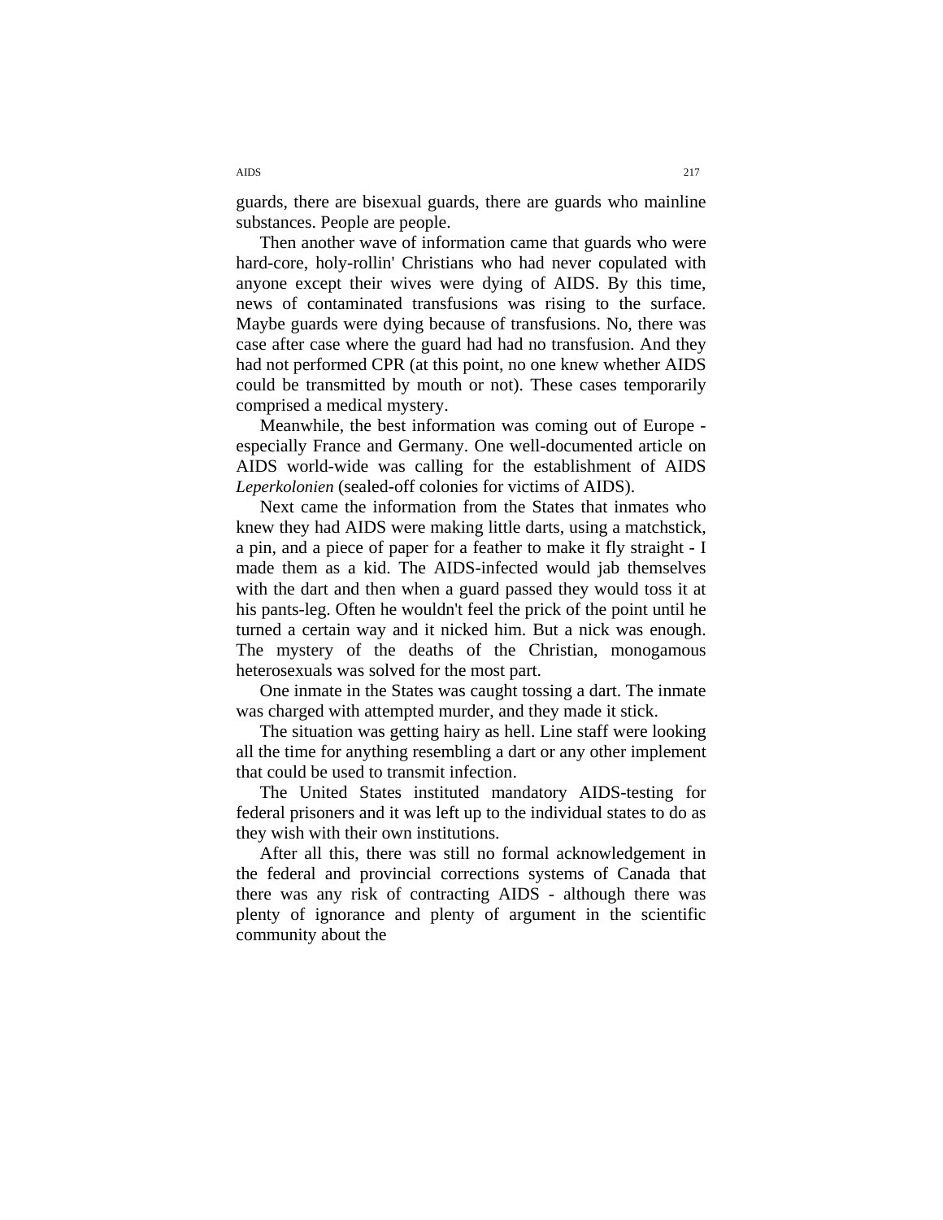guards, there are bisexual guards, there are guards who mainline substances. People are people.

Then another wave of information came that guards who were hard-core, holy-rollin' Christians who had never copulated with anyone except their wives were dying of AIDS. By this time, news of contaminated transfusions was rising to the surface. Maybe guards were dying because of transfusions. No, there was case after case where the guard had had no transfusion. And they had not performed CPR (at this point, no one knew whether AIDS could be transmitted by mouth or not). These cases temporarily comprised a medical mystery.

Meanwhile, the best information was coming out of Europe - especially France and Germany. One well-documented article on AIDS world-wide was calling for the establishment of AIDS *Leperkolonien* (sealed-off colonies for victims of AIDS).

Next came the information from the States that inmates who knew they had AIDS were making little darts, using a matchstick, a pin, and a piece of paper for a feather to make it fly straight - I made them as a kid. The AIDS-infected would jab themselves with the dart and then when a guard passed they would toss it at his pants-leg. Often he wouldn't feel the prick of the point until he turned a certain way and it nicked him. But a nick was enough. The mystery of the deaths of the Christian, monogamous heterosexuals was solved for the most part.

One inmate in the States was caught tossing a dart. The inmate was charged with attempted murder, and they made it stick.

The situation was getting hairy as hell. Line staff were looking all the time for anything resembling a dart or any other implement that could be used to transmit infection.

The United States instituted mandatory AIDS-testing for federal prisoners and it was left up to the individual states to do as they wish with their own institutions.

After all this, there was still no formal acknowledgement in the federal and provincial corrections systems of Canada that there was any risk of contracting AIDS - although there was plenty of ignorance and plenty of argument in the scientific community about the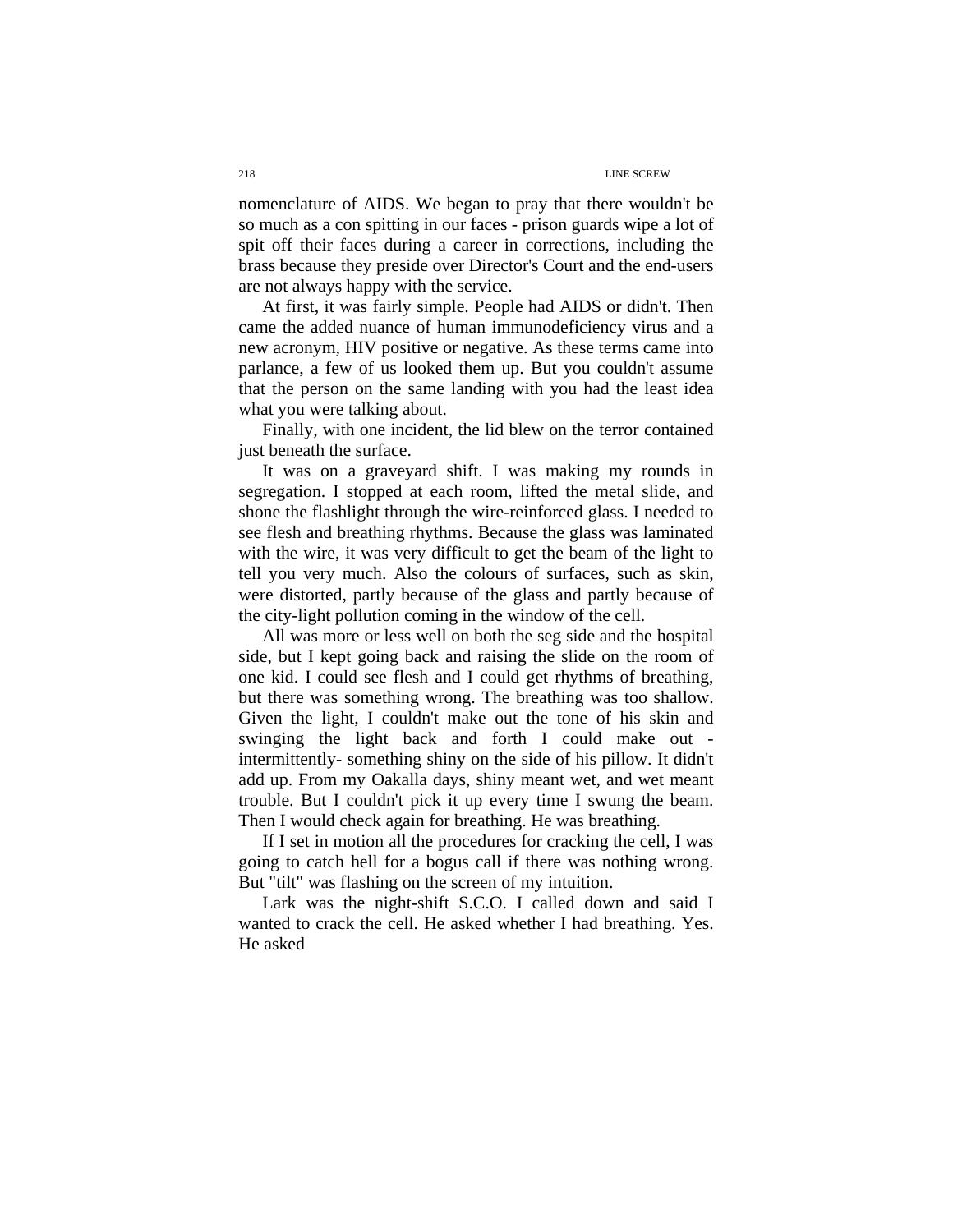nomenclature of AIDS. We began to pray that there wouldn't be so much as a con spitting in our faces - prison guards wipe a lot of spit off their faces during a career in corrections, including the brass because they preside over Director's Court and the end-users are not always happy with the service.

At first, it was fairly simple. People had AIDS or didn't. Then came the added nuance of human immunodeficiency virus and a new acronym, HIV positive or negative. As these terms came into parlance, a few of us looked them up. But you couldn't assume that the person on the same landing with you had the least idea what you were talking about.

Finally, with one incident, the lid blew on the terror contained just beneath the surface.

It was on a graveyard shift. I was making my rounds in segregation. I stopped at each room, lifted the metal slide, and shone the flashlight through the wire-reinforced glass. I needed to see flesh and breathing rhythms. Because the glass was laminated with the wire, it was very difficult to get the beam of the light to tell you very much. Also the colours of surfaces, such as skin, were distorted, partly because of the glass and partly because of the city-light pollution coming in the window of the cell.

All was more or less well on both the seg side and the hospital side, but I kept going back and raising the slide on the room of one kid. I could see flesh and I could get rhythms of breathing, but there was something wrong. The breathing was too shallow. Given the light, I couldn't make out the tone of his skin and swinging the light back and forth I could make out - intermittently- something shiny on the side of his pillow. It didn't add up. From my Oakalla days, shiny meant wet, and wet meant trouble. But I couldn't pick it up every time I swung the beam. Then I would check again for breathing. He was breathing.

If I set in motion all the procedures for cracking the cell, I was going to catch hell for a bogus call if there was nothing wrong. But "tilt" was flashing on the screen of my intuition.

Lark was the night-shift S.C.O. I called down and said I wanted to crack the cell. He asked whether I had breathing. Yes. He asked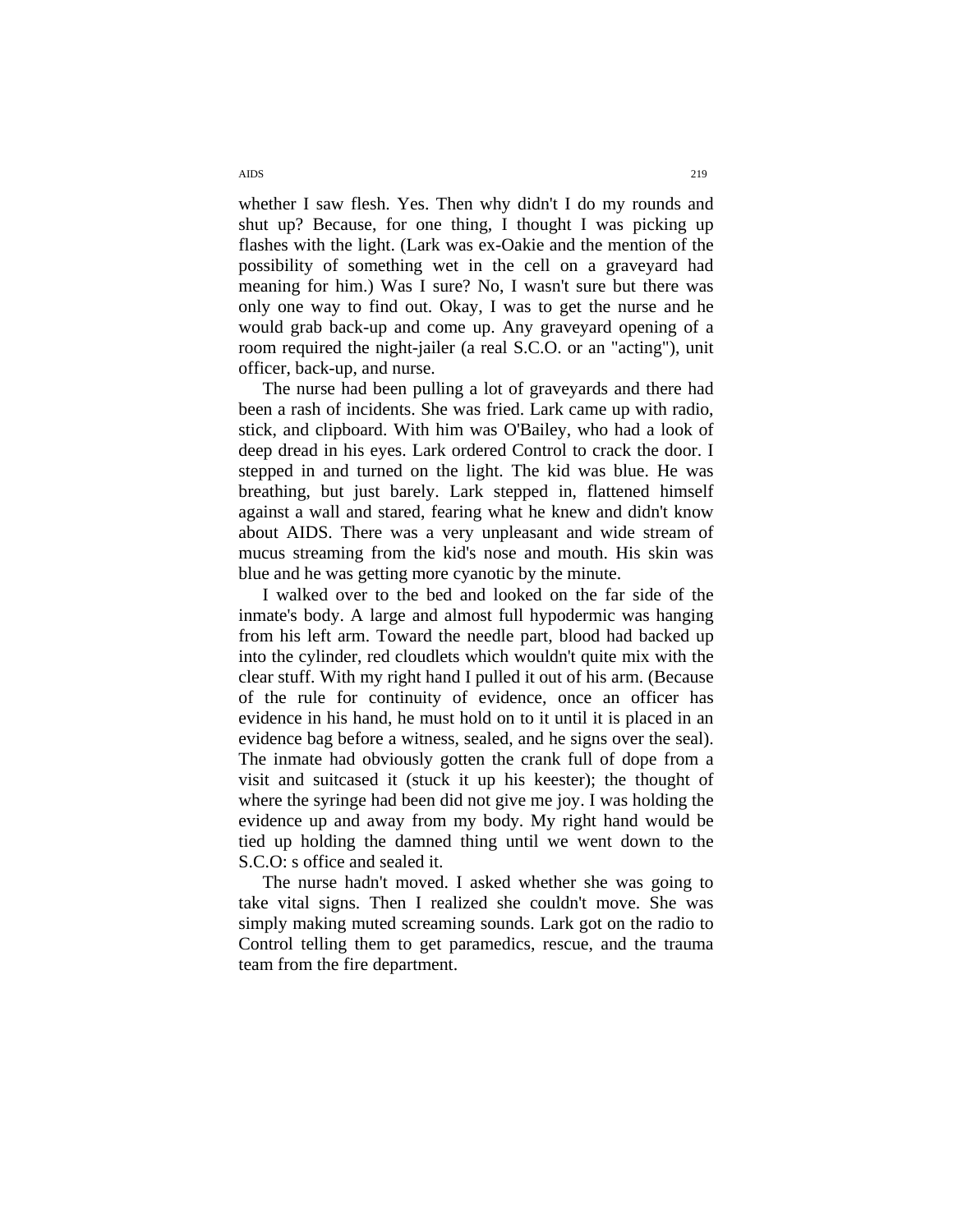whether I saw flesh. Yes. Then why didn't I do my rounds and shut up? Because, for one thing, I thought I was picking up flashes with the light. (Lark was ex-Oakie and the mention of the possibility of something wet in the cell on a graveyard had meaning for him.) Was I sure? No, I wasn't sure but there was only one way to find out. Okay, I was to get the nurse and he would grab back-up and come up. Any graveyard opening of a room required the night-jailer (a real S.C.O. or an "acting"), unit officer, back-up, and nurse.

The nurse had been pulling a lot of graveyards and there had been a rash of incidents. She was fried. Lark came up with radio, stick, and clipboard. With him was O'Bailey, who had a look of deep dread in his eyes. Lark ordered Control to crack the door. I stepped in and turned on the light. The kid was blue. He was breathing, but just barely. Lark stepped in, flattened himself against a wall and stared, fearing what he knew and didn't know about AIDS. There was a very unpleasant and wide stream of mucus streaming from the kid's nose and mouth. His skin was blue and he was getting more cyanotic by the minute.

I walked over to the bed and looked on the far side of the inmate's body. A large and almost full hypodermic was hanging from his left arm. Toward the needle part, blood had backed up into the cylinder, red cloudlets which wouldn't quite mix with the clear stuff. With my right hand I pulled it out of his arm. (Because of the rule for continuity of evidence, once an officer has evidence in his hand, he must hold on to it until it is placed in an evidence bag before a witness, sealed, and he signs over the seal). The inmate had obviously gotten the crank full of dope from a visit and suitcased it (stuck it up his keester); the thought of where the syringe had been did not give me joy. I was holding the evidence up and away from my body. My right hand would be tied up holding the damned thing until we went down to the S.C.O: s office and sealed it.

The nurse hadn't moved. I asked whether she was going to take vital signs. Then I realized she couldn't move. She was simply making muted screaming sounds. Lark got on the radio to Control telling them to get paramedics, rescue, and the trauma team from the fire department.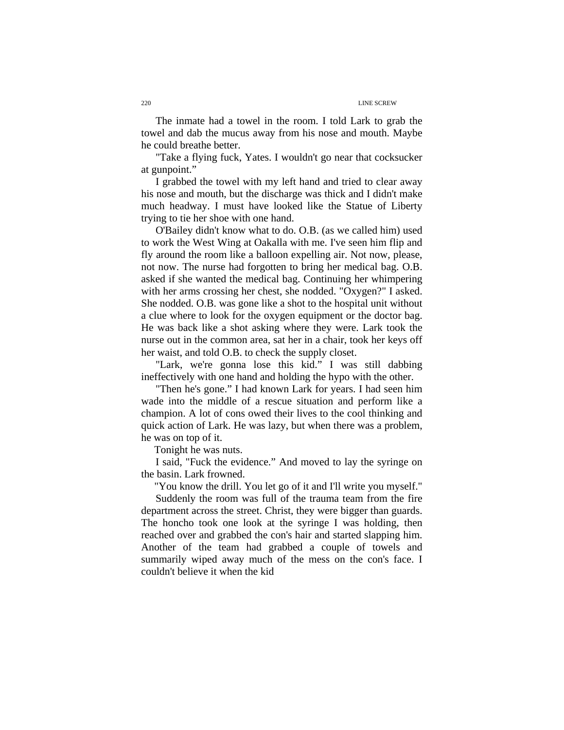The inmate had a towel in the room. I told Lark to grab the towel and dab the mucus away from his nose and mouth. Maybe he could breathe better.

"Take a flying fuck, Yates. I wouldn't go near that cocksucker at gunpoint."

I grabbed the towel with my left hand and tried to clear away his nose and mouth, but the discharge was thick and I didn't make much headway. I must have looked like the Statue of Liberty trying to tie her shoe with one hand.

O'Bailey didn't know what to do. O.B. (as we called him) used to work the West Wing at Oakalla with me. I've seen him flip and fly around the room like a balloon expelling air. Not now, please, not now. The nurse had forgotten to bring her medical bag. O.B. asked if she wanted the medical bag. Continuing her whimpering with her arms crossing her chest, she nodded. "Oxygen?" I asked. She nodded. O.B. was gone like a shot to the hospital unit without a clue where to look for the oxygen equipment or the doctor bag. He was back like a shot asking where they were. Lark took the nurse out in the common area, sat her in a chair, took her keys off her waist, and told O.B. to check the supply closet.

"Lark, we're gonna lose this kid." I was still dabbing ineffectively with one hand and holding the hypo with the other.

"Then he's gone." I had known Lark for years. I had seen him wade into the middle of a rescue situation and perform like a champion. A lot of cons owed their lives to the cool thinking and quick action of Lark. He was lazy, but when there was a problem, he was on top of it.

Tonight he was nuts.

I said, "Fuck the evidence." And moved to lay the syringe on the basin. Lark frowned.

"You know the drill. You let go of it and I'll write you myself."

Suddenly the room was full of the trauma team from the fire department across the street. Christ, they were bigger than guards. The honcho took one look at the syringe I was holding, then reached over and grabbed the con's hair and started slapping him. Another of the team had grabbed a couple of towels and summarily wiped away much of the mess on the con's face. I couldn't believe it when the kid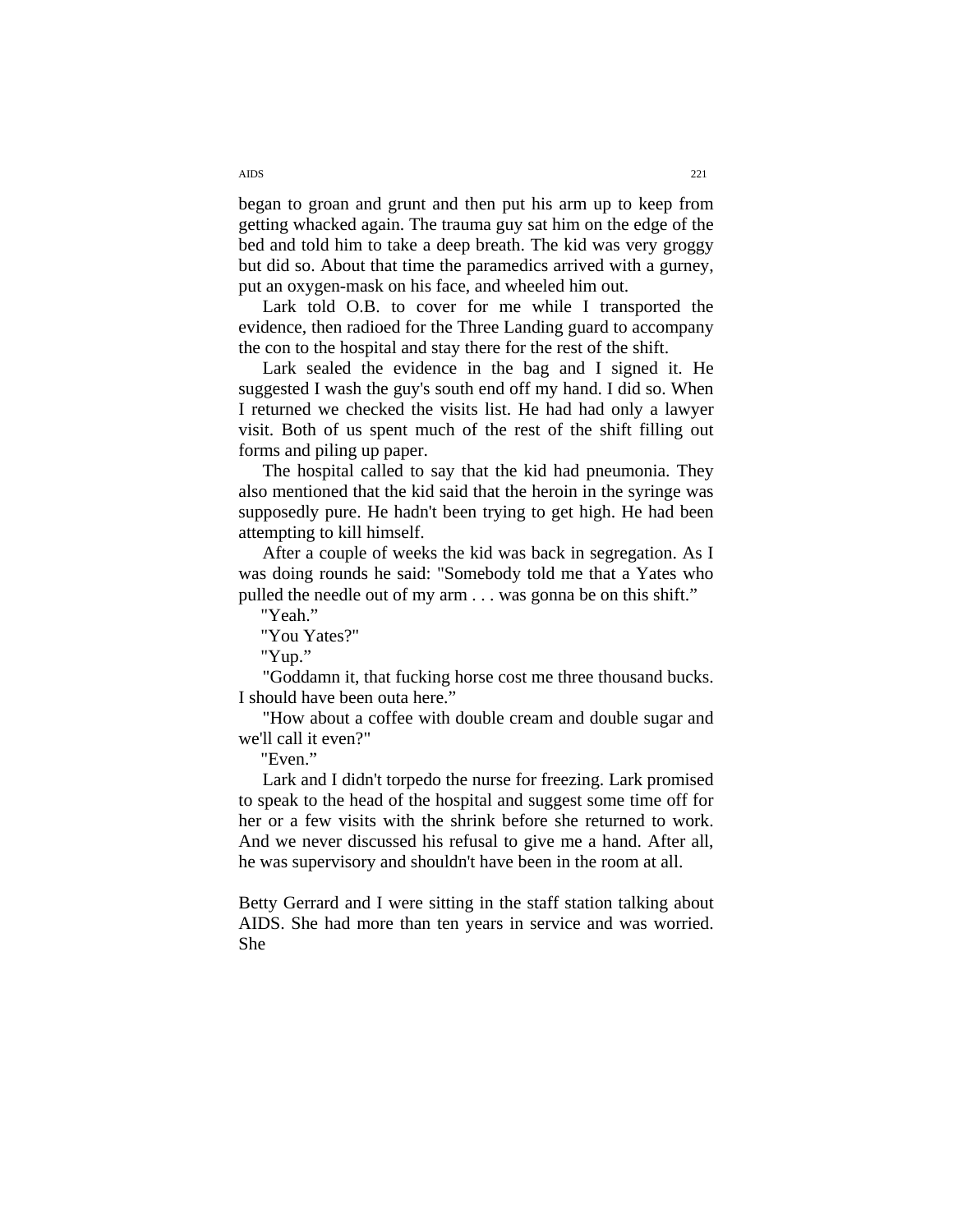began to groan and grunt and then put his arm up to keep from getting whacked again. The trauma guy sat him on the edge of the bed and told him to take a deep breath. The kid was very groggy but did so. About that time the paramedics arrived with a gurney, put an oxygen-mask on his face, and wheeled him out.

Lark told O.B. to cover for me while I transported the evidence, then radioed for the Three Landing guard to accompany the con to the hospital and stay there for the rest of the shift.

Lark sealed the evidence in the bag and I signed it. He suggested I wash the guy's south end off my hand. I did so. When I returned we checked the visits list. He had had only a lawyer visit. Both of us spent much of the rest of the shift filling out forms and piling up paper.

The hospital called to say that the kid had pneumonia. They also mentioned that the kid said that the heroin in the syringe was supposedly pure. He hadn't been trying to get high. He had been attempting to kill himself.

After a couple of weeks the kid was back in segregation. As I was doing rounds he said: "Somebody told me that a Yates who pulled the needle out of my arm . . . was gonna be on this shift."

"Yeah."

"You Yates?"

"Yup."

"Goddamn it, that fucking horse cost me three thousand bucks. I should have been outa here."

"How about a coffee with double cream and double sugar and we'll call it even?"

"Even."

Lark and I didn't torpedo the nurse for freezing. Lark promised to speak to the head of the hospital and suggest some time off for her or a few visits with the shrink before she returned to work. And we never discussed his refusal to give me a hand. After all, he was supervisory and shouldn't have been in the room at all.

Betty Gerrard and I were sitting in the staff station talking about AIDS. She had more than ten years in service and was worried. She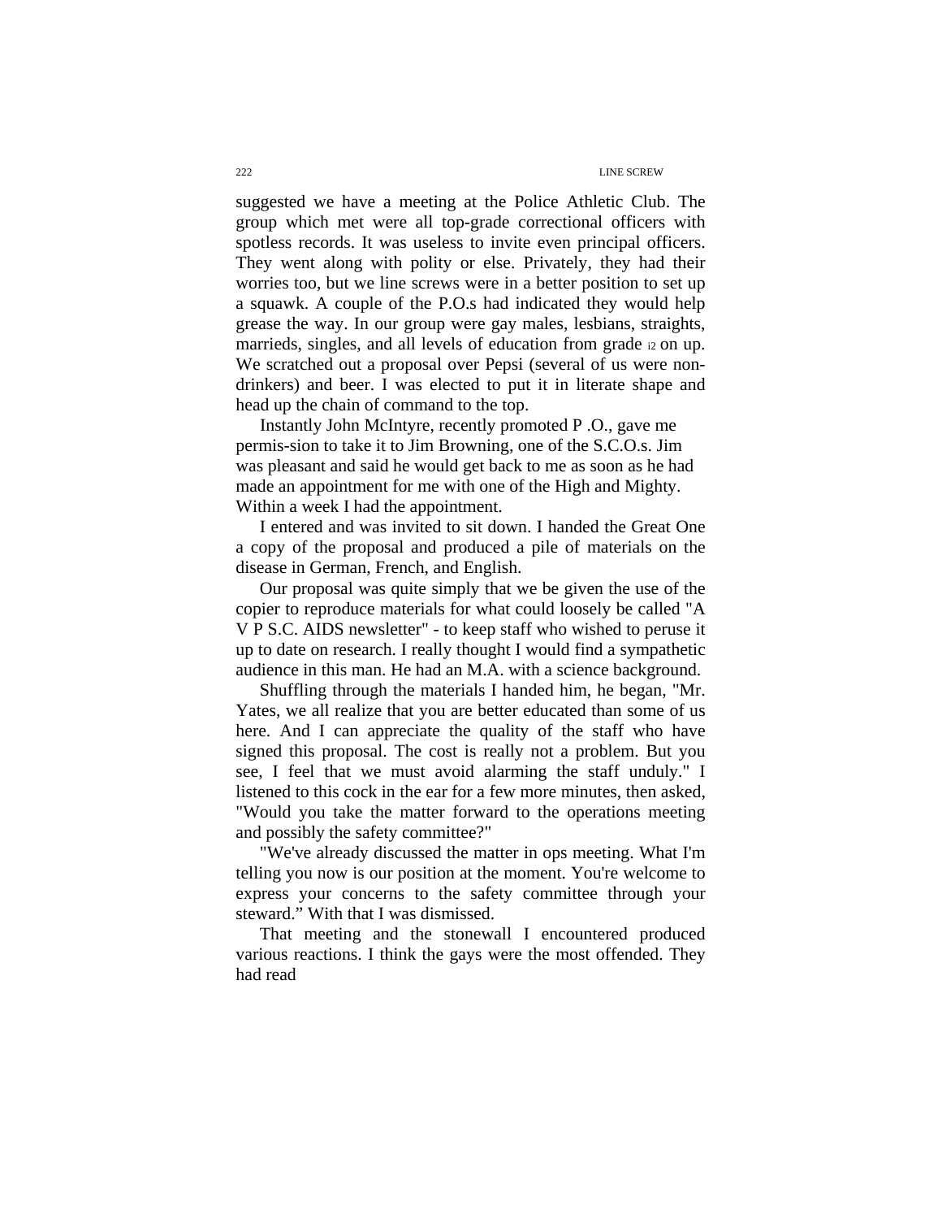suggested we have a meeting at the Police Athletic Club. The group which met were all top-grade correctional officers with spotless records. It was useless to invite even principal officers. They went along with polity or else. Privately, they had their worries too, but we line screws were in a better position to set up a squawk. A couple of the P.O.s had indicated they would help grease the way. In our group were gay males, lesbians, straights, marrieds, singles, and all levels of education from grade i2 on up. We scratched out a proposal over Pepsi (several of us were non-drinkers) and beer. I was elected to put it in literate shape and head up the chain of command to the top.

Instantly John McIntyre, recently promoted P .O., gave me permis-sion to take it to Jim Browning, one of the S.C.O.s. Jim was pleasant and said he would get back to me as soon as he had made an appointment for me with one of the High and Mighty. Within a week I had the appointment.

I entered and was invited to sit down. I handed the Great One a copy of the proposal and produced a pile of materials on the disease in German, French, and English.

Our proposal was quite simply that we be given the use of the copier to reproduce materials for what could loosely be called "A V P S.C. AIDS newsletter" - to keep staff who wished to peruse it up to date on research. I really thought I would find a sympathetic audience in this man. He had an M.A. with a science background.

Shuffling through the materials I handed him, he began, "Mr. Yates, we all realize that you are better educated than some of us here. And I can appreciate the quality of the staff who have signed this proposal. The cost is really not a problem. But you see, I feel that we must avoid alarming the staff unduly." I listened to this cock in the ear for a few more minutes, then asked, "Would you take the matter forward to the operations meeting and possibly the safety committee?"

"We've already discussed the matter in ops meeting. What I'm telling you now is our position at the moment. You're welcome to express your concerns to the safety committee through your steward." With that I was dismissed.

That meeting and the stonewall I encountered produced various reactions. I think the gays were the most offended. They had read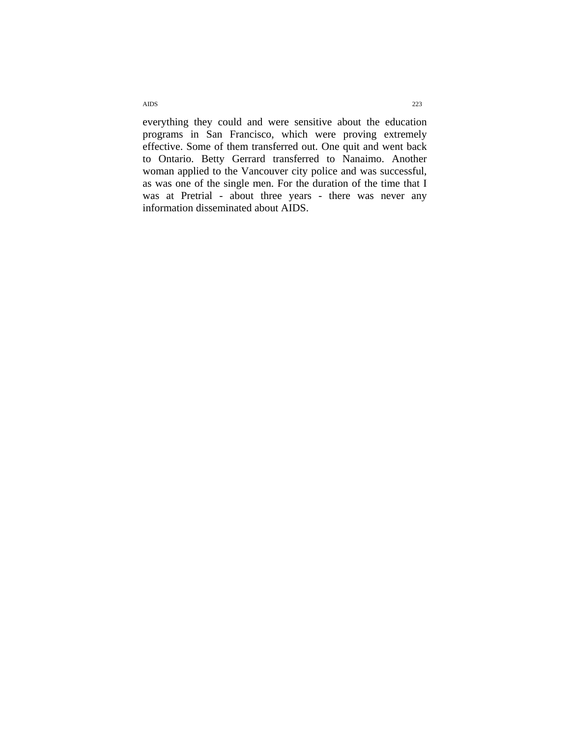everything they could and were sensitive about the education programs in San Francisco, which were proving extremely effective. Some of them transferred out. One quit and went back to Ontario. Betty Gerrard transferred to Nanaimo. Another woman applied to the Vancouver city police and was successful, as was one of the single men. For the duration of the time that I was at Pretrial - about three years - there was never any information disseminated about AIDS.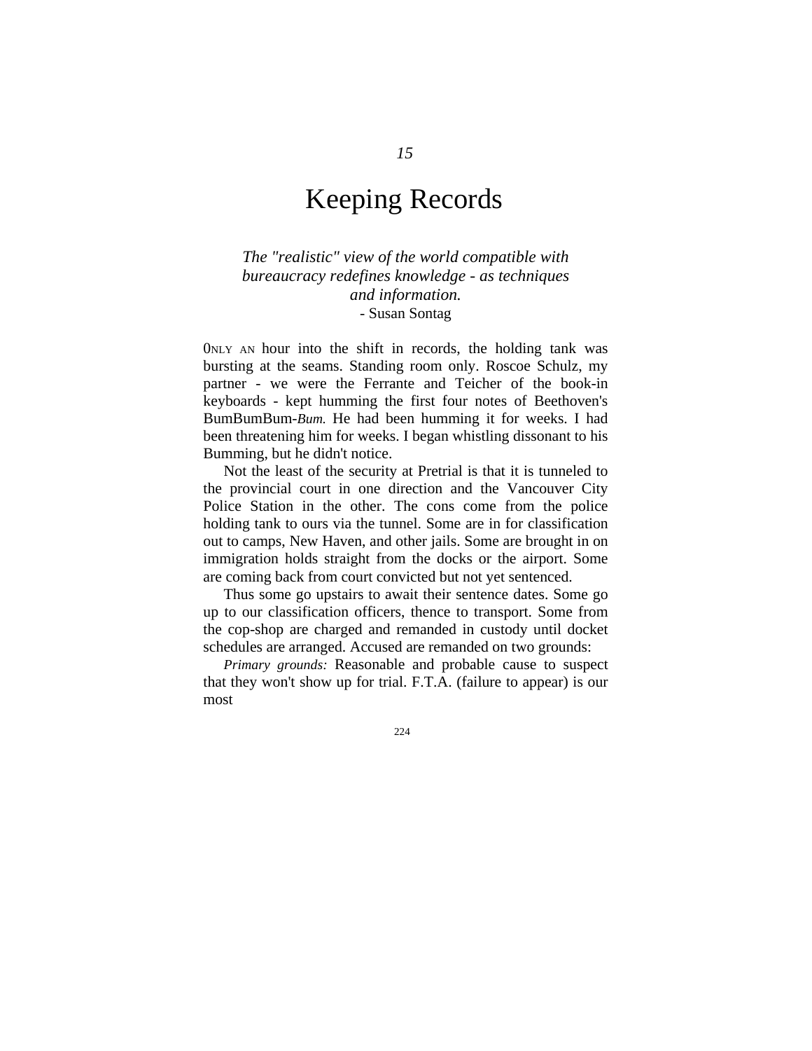*15*

# Keeping Records

*The "realistic" view of the world compatible with bureaucracy redefines knowledge - as techniques and information.*
- Susan Sontag

ONLY AN hour into the shift in records, the holding tank was bursting at the seams. Standing room only. Roscoe Schulz, my partner - we were the Ferrante and Teicher of the book-in keyboards - kept humming the first four notes of Beethoven's BumBumBum-*Bum.* He had been humming it for weeks. I had been threatening him for weeks. I began whistling dissonant to his Bumming, but he didn't notice.

Not the least of the security at Pretrial is that it is tunneled to the provincial court in one direction and the Vancouver City Police Station in the other. The cons come from the police holding tank to ours via the tunnel. Some are in for classification out to camps, New Haven, and other jails. Some are brought in on immigration holds straight from the docks or the airport. Some are coming back from court convicted but not yet sentenced.

Thus some go upstairs to await their sentence dates. Some go up to our classification officers, thence to transport. Some from the cop-shop are charged and remanded in custody until docket schedules are arranged. Accused are remanded on two grounds:

*Primary grounds:* Reasonable and probable cause to suspect that they won't show up for trial. F.T.A. (failure to appear) is our most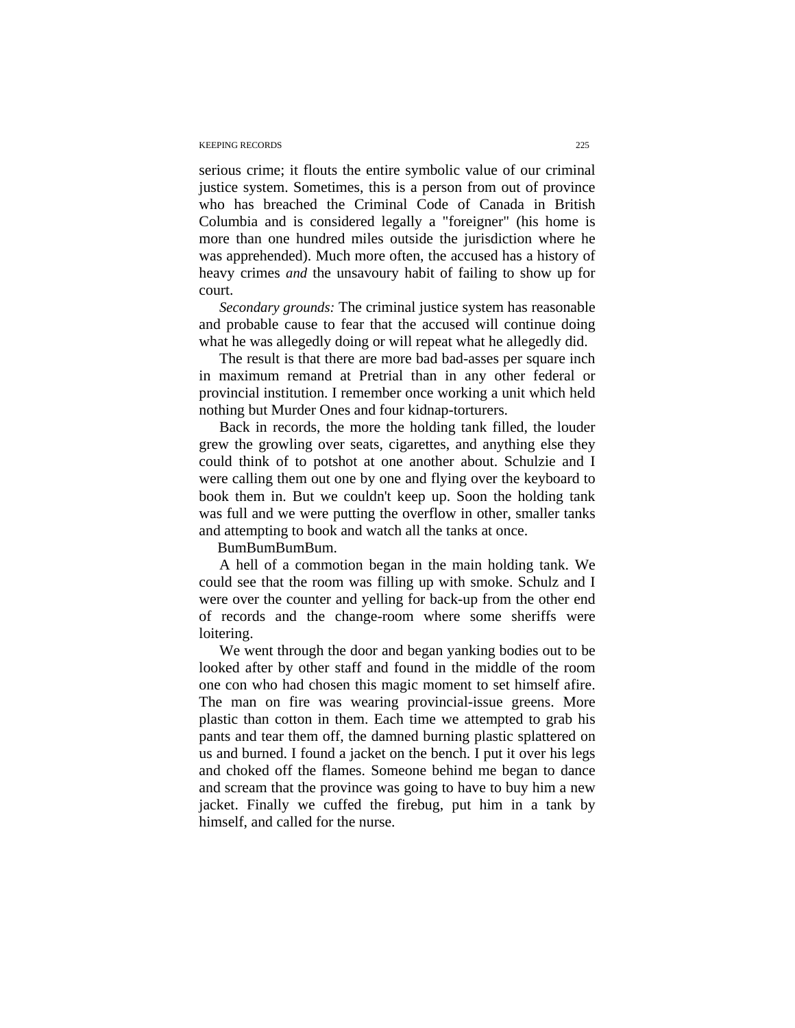serious crime; it flouts the entire symbolic value of our criminal justice system. Sometimes, this is a person from out of province who has breached the Criminal Code of Canada in British Columbia and is considered legally a "foreigner" (his home is more than one hundred miles outside the jurisdiction where he was apprehended). Much more often, the accused has a history of heavy crimes *and* the unsavoury habit of failing to show up for court.

*Secondary grounds:* The criminal justice system has reasonable and probable cause to fear that the accused will continue doing what he was allegedly doing or will repeat what he allegedly did.

The result is that there are more bad bad-asses per square inch in maximum remand at Pretrial than in any other federal or provincial institution. I remember once working a unit which held nothing but Murder Ones and four kidnap-torturers.

Back in records, the more the holding tank filled, the louder grew the growling over seats, cigarettes, and anything else they could think of to potshot at one another about. Schulzie and I were calling them out one by one and flying over the keyboard to book them in. But we couldn't keep up. Soon the holding tank was full and we were putting the overflow in other, smaller tanks and attempting to book and watch all the tanks at once.

BumBumBumBum.

A hell of a commotion began in the main holding tank. We could see that the room was filling up with smoke. Schulz and I were over the counter and yelling for back-up from the other end of records and the change-room where some sheriffs were loitering.

We went through the door and began yanking bodies out to be looked after by other staff and found in the middle of the room one con who had chosen this magic moment to set himself afire. The man on fire was wearing provincial-issue greens. More plastic than cotton in them. Each time we attempted to grab his pants and tear them off, the damned burning plastic splattered on us and burned. I found a jacket on the bench. I put it over his legs and choked off the flames. Someone behind me began to dance and scream that the province was going to have to buy him a new jacket. Finally we cuffed the firebug, put him in a tank by himself, and called for the nurse.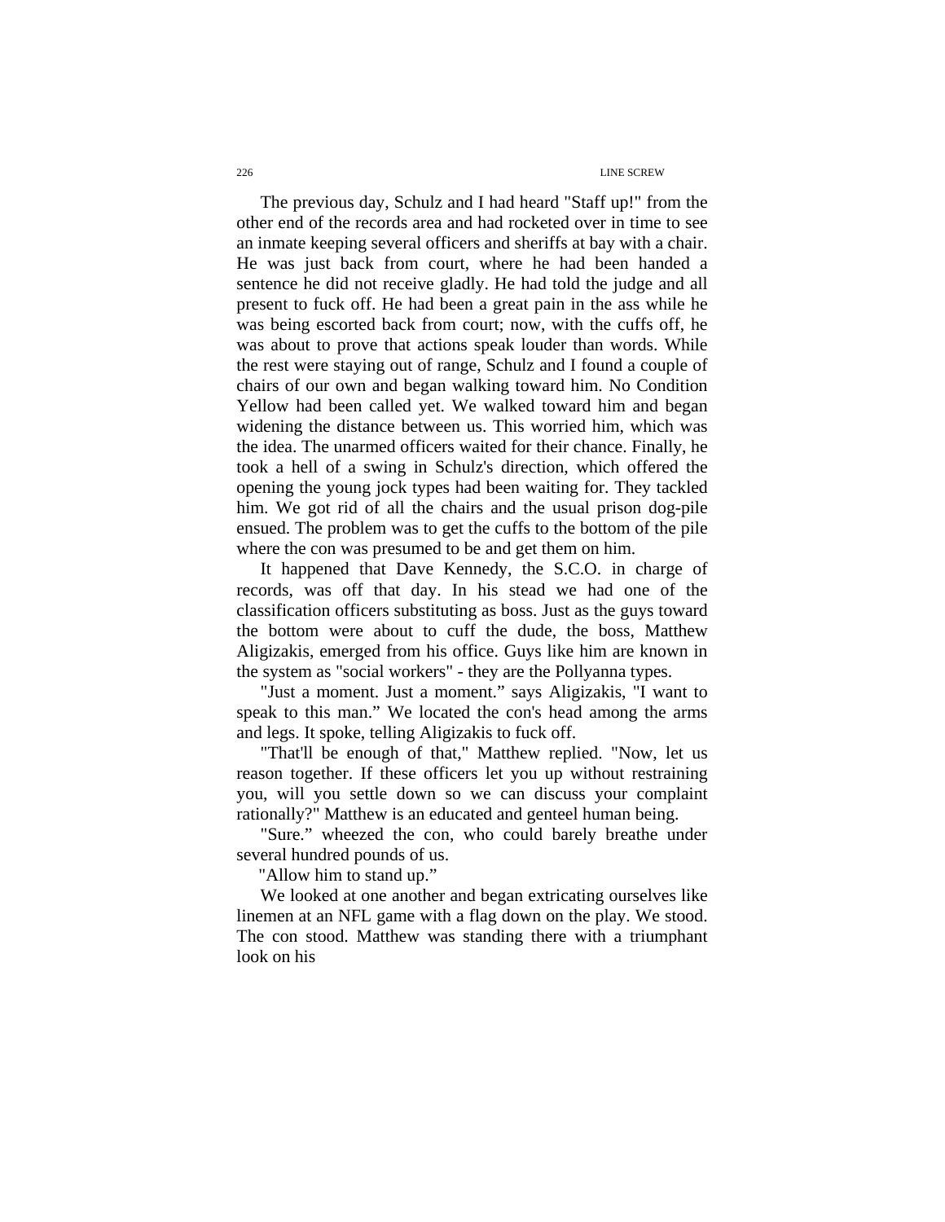The previous day, Schulz and I had heard "Staff up!" from the other end of the records area and had rocketed over in time to see an inmate keeping several officers and sheriffs at bay with a chair. He was just back from court, where he had been handed a sentence he did not receive gladly. He had told the judge and all present to fuck off. He had been a great pain in the ass while he was being escorted back from court; now, with the cuffs off, he was about to prove that actions speak louder than words. While the rest were staying out of range, Schulz and I found a couple of chairs of our own and began walking toward him. No Condition Yellow had been called yet. We walked toward him and began widening the distance between us. This worried him, which was the idea. The unarmed officers waited for their chance. Finally, he took a hell of a swing in Schulz's direction, which offered the opening the young jock types had been waiting for. They tackled him. We got rid of all the chairs and the usual prison dog-pile ensued. The problem was to get the cuffs to the bottom of the pile where the con was presumed to be and get them on him.

It happened that Dave Kennedy, the S.C.O. in charge of records, was off that day. In his stead we had one of the classification officers substituting as boss. Just as the guys toward the bottom were about to cuff the dude, the boss, Matthew Aligizakis, emerged from his office. Guys like him are known in the system as "social workers" - they are the Pollyanna types.

"Just a moment. Just a moment." says Aligizakis, "I want to speak to this man." We located the con's head among the arms and legs. It spoke, telling Aligizakis to fuck off.

"That'll be enough of that," Matthew replied. "Now, let us reason together. If these officers let you up without restraining you, will you settle down so we can discuss your complaint rationally?" Matthew is an educated and genteel human being.

"Sure." wheezed the con, who could barely breathe under several hundred pounds of us.

"Allow him to stand up."

We looked at one another and began extricating ourselves like linemen at an NFL game with a flag down on the play. We stood. The con stood. Matthew was standing there with a triumphant look on his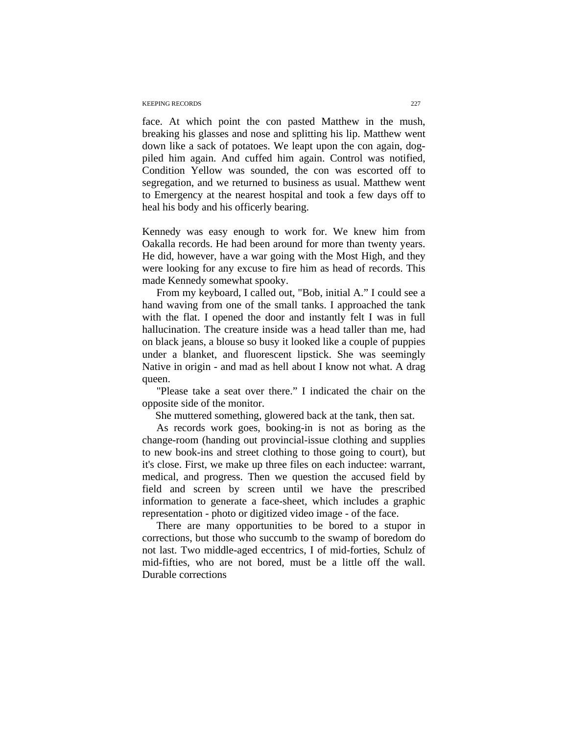face. At which point the con pasted Matthew in the mush, breaking his glasses and nose and splitting his lip. Matthew went down like a sack of potatoes. We leapt upon the con again, dog-piled him again. And cuffed him again. Control was notified, Condition Yellow was sounded, the con was escorted off to segregation, and we returned to business as usual. Matthew went to Emergency at the nearest hospital and took a few days off to heal his body and his officerly bearing.

Kennedy was easy enough to work for. We knew him from Oakalla records. He had been around for more than twenty years. He did, however, have a war going with the Most High, and they were looking for any excuse to fire him as head of records. This made Kennedy somewhat spooky.

From my keyboard, I called out, "Bob, initial A." I could see a hand waving from one of the small tanks. I approached the tank with the flat. I opened the door and instantly felt I was in full hallucination. The creature inside was a head taller than me, had on black jeans, a blouse so busy it looked like a couple of puppies under a blanket, and fluorescent lipstick. She was seemingly Native in origin - and mad as hell about I know not what. A drag queen.

"Please take a seat over there." I indicated the chair on the opposite side of the monitor.

She muttered something, glowered back at the tank, then sat.

As records work goes, booking-in is not as boring as the change-room (handing out provincial-issue clothing and supplies to new book-ins and street clothing to those going to court), but it's close. First, we make up three files on each inductee: warrant, medical, and progress. Then we question the accused field by field and screen by screen until we have the prescribed information to generate a face-sheet, which includes a graphic representation - photo or digitized video image - of the face.

There are many opportunities to be bored to a stupor in corrections, but those who succumb to the swamp of boredom do not last. Two middle-aged eccentrics, I of mid-forties, Schulz of mid-fifties, who are not bored, must be a little off the wall. Durable corrections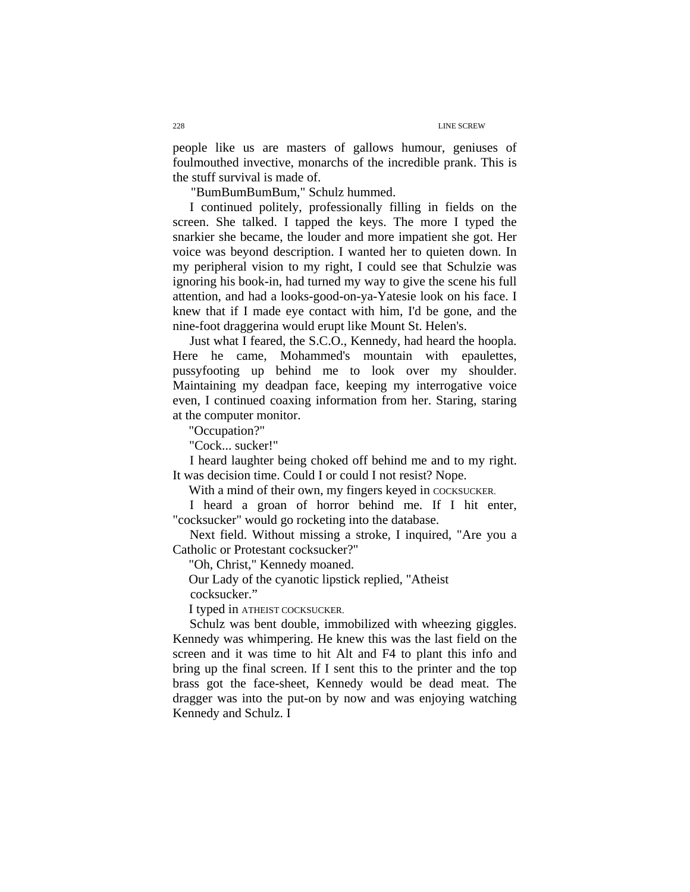people like us are masters of gallows humour, geniuses of foulmouthed invective, monarchs of the incredible prank. This is the stuff survival is made of.

"BumBumBumBum," Schulz hummed.

I continued politely, professionally filling in fields on the screen. She talked. I tapped the keys. The more I typed the snarkier she became, the louder and more impatient she got. Her voice was beyond description. I wanted her to quieten down. In my peripheral vision to my right, I could see that Schulzie was ignoring his book-in, had turned my way to give the scene his full attention, and had a looks-good-on-ya-Yatesie look on his face. I knew that if I made eye contact with him, I'd be gone, and the nine-foot draggerina would erupt like Mount St. Helen's.

Just what I feared, the S.C.O., Kennedy, had heard the hoopla. Here he came, Mohammed's mountain with epaulettes, pussyfooting up behind me to look over my shoulder. Maintaining my deadpan face, keeping my interrogative voice even, I continued coaxing information from her. Staring, staring at the computer monitor.

"Occupation?"

"Cock... sucker!"

I heard laughter being choked off behind me and to my right. It was decision time. Could I or could I not resist? Nope.

With a mind of their own, my fingers keyed in COCKSUCKER.

I heard a groan of horror behind me. If I hit enter, "cocksucker" would go rocketing into the database.

Next field. Without missing a stroke, I inquired, "Are you a Catholic or Protestant cocksucker?"

"Oh, Christ," Kennedy moaned.

Our Lady of the cyanotic lipstick replied, "Atheist cocksucker."

I typed in ATHEIST COCKSUCKER.

Schulz was bent double, immobilized with wheezing giggles. Kennedy was whimpering. He knew this was the last field on the screen and it was time to hit Alt and F4 to plant this info and bring up the final screen. If I sent this to the printer and the top brass got the face-sheet, Kennedy would be dead meat. The dragger was into the put-on by now and was enjoying watching Kennedy and Schulz. I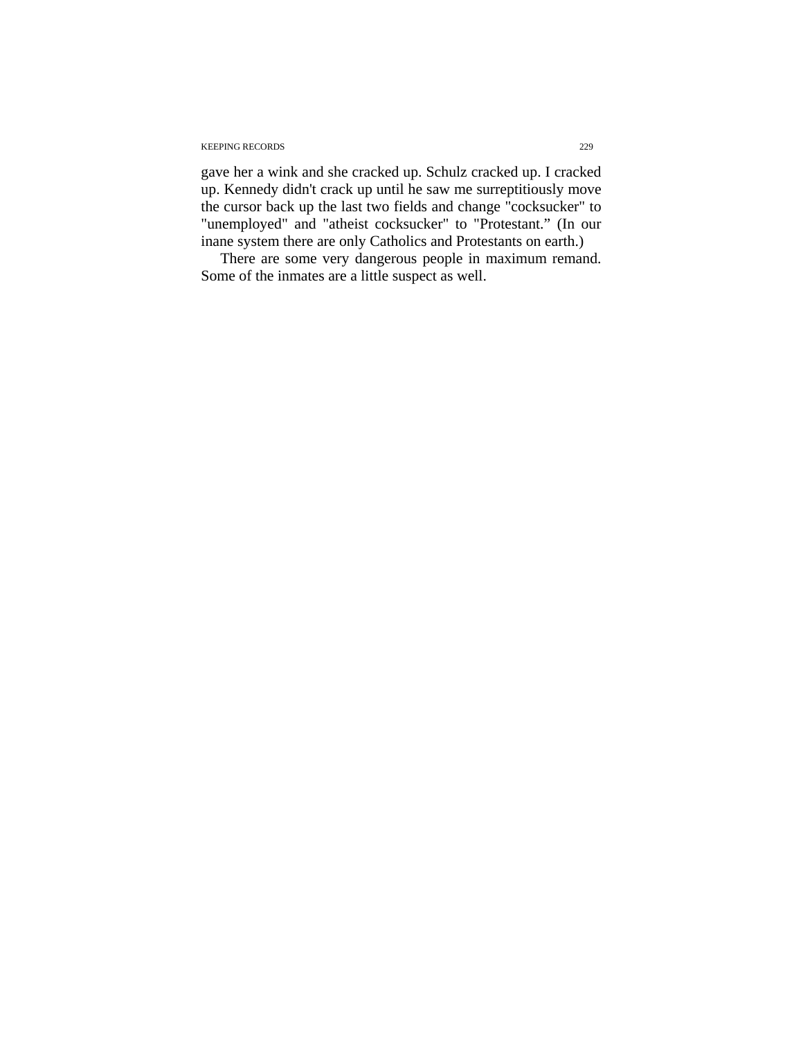gave her a wink and she cracked up. Schulz cracked up. I cracked up. Kennedy didn't crack up until he saw me surreptitiously move the cursor back up the last two fields and change "cocksucker" to "unemployed" and "atheist cocksucker" to "Protestant." (In our inane system there are only Catholics and Protestants on earth.)

There are some very dangerous people in maximum remand. Some of the inmates are a little suspect as well.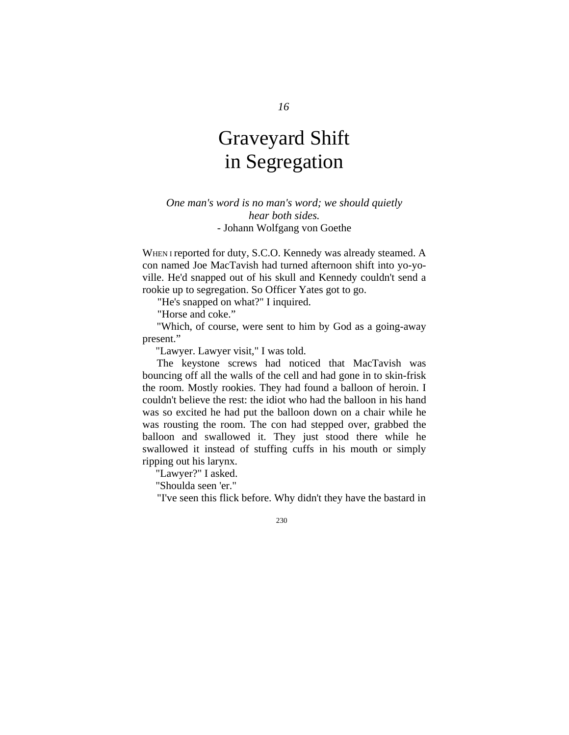16

# Graveyard Shift in Segregation

*One man's word is no man's word; we should quietly hear both sides.*
- Johann Wolfgang von Goethe

WHEN I reported for duty, S.C.O. Kennedy was already steamed. A con named Joe MacTavish had turned afternoon shift into yo-yo-ville. He'd snapped out of his skull and Kennedy couldn't send a rookie up to segregation. So Officer Yates got to go.

"He's snapped on what?" I inquired.

"Horse and coke."

"Which, of course, were sent to him by God as a going-away present."

"Lawyer. Lawyer visit," I was told.

The keystone screws had noticed that MacTavish was bouncing off all the walls of the cell and had gone in to skin-frisk the room. Mostly rookies. They had found a balloon of heroin. I couldn't believe the rest: the idiot who had the balloon in his hand was so excited he had put the balloon down on a chair while he was rousting the room. The con had stepped over, grabbed the balloon and swallowed it. They just stood there while he swallowed it instead of stuffing cuffs in his mouth or simply ripping out his larynx.

"Lawyer?" I asked.

"Shoulda seen 'er."

"I've seen this flick before. Why didn't they have the bastard in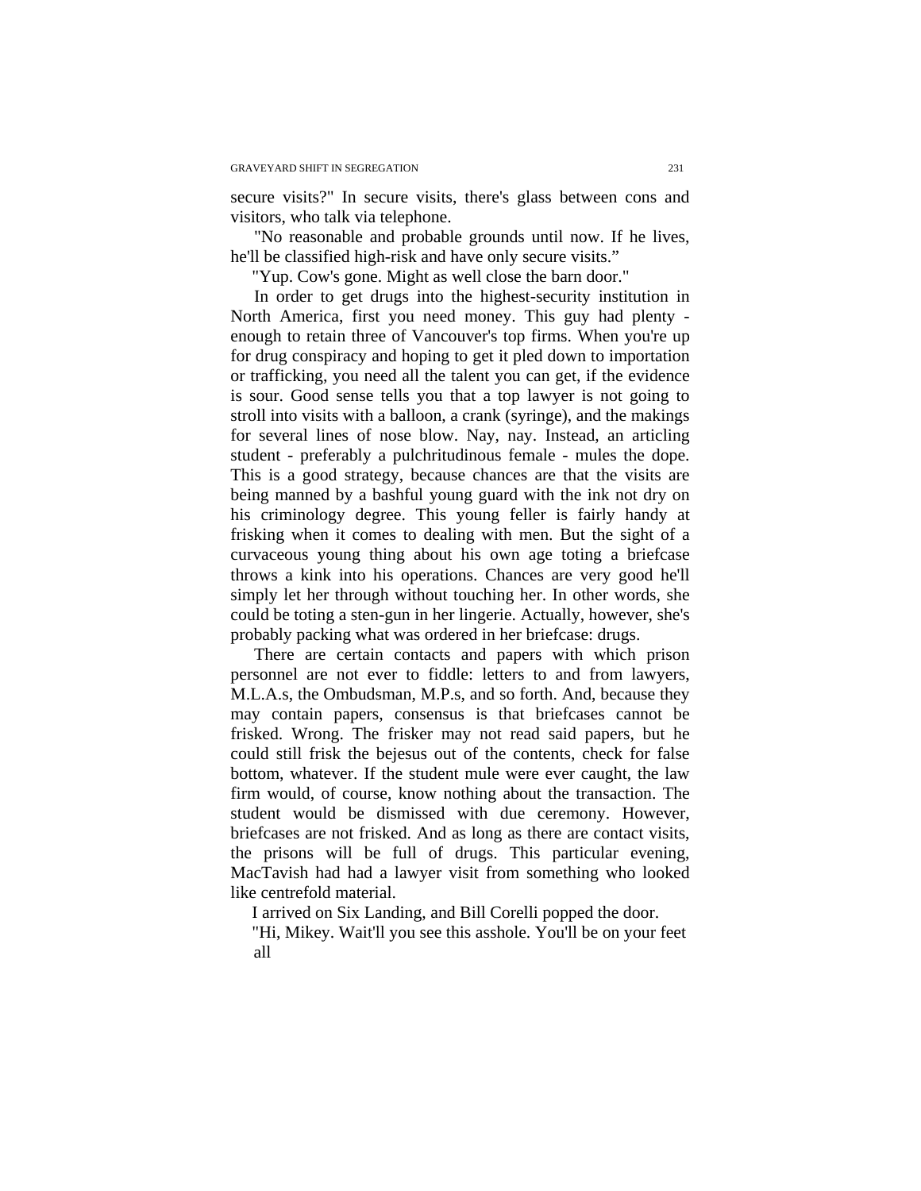secure visits?" In secure visits, there's glass between cons and visitors, who talk via telephone.

"No reasonable and probable grounds until now. If he lives, he'll be classified high-risk and have only secure visits."

"Yup. Cow's gone. Might as well close the barn door."

In order to get drugs into the highest-security institution in North America, first you need money. This guy had plenty - enough to retain three of Vancouver's top firms. When you're up for drug conspiracy and hoping to get it pled down to importation or trafficking, you need all the talent you can get, if the evidence is sour. Good sense tells you that a top lawyer is not going to stroll into visits with a balloon, a crank (syringe), and the makings for several lines of nose blow. Nay, nay. Instead, an articling student - preferably a pulchritudinous female - mules the dope. This is a good strategy, because chances are that the visits are being manned by a bashful young guard with the ink not dry on his criminology degree. This young feller is fairly handy at frisking when it comes to dealing with men. But the sight of a curvaceous young thing about his own age toting a briefcase throws a kink into his operations. Chances are very good he'll simply let her through without touching her. In other words, she could be toting a sten-gun in her lingerie. Actually, however, she's probably packing what was ordered in her briefcase: drugs.

There are certain contacts and papers with which prison personnel are not ever to fiddle: letters to and from lawyers, M.L.A.s, the Ombudsman, M.P.s, and so forth. And, because they may contain papers, consensus is that briefcases cannot be frisked. Wrong. The frisker may not read said papers, but he could still frisk the bejesus out of the contents, check for false bottom, whatever. If the student mule were ever caught, the law firm would, of course, know nothing about the transaction. The student would be dismissed with due ceremony. However, briefcases are not frisked. And as long as there are contact visits, the prisons will be full of drugs. This particular evening, MacTavish had had a lawyer visit from something who looked like centrefold material.

I arrived on Six Landing, and Bill Corelli popped the door.

"Hi, Mikey. Wait'll you see this asshole. You'll be on your feet all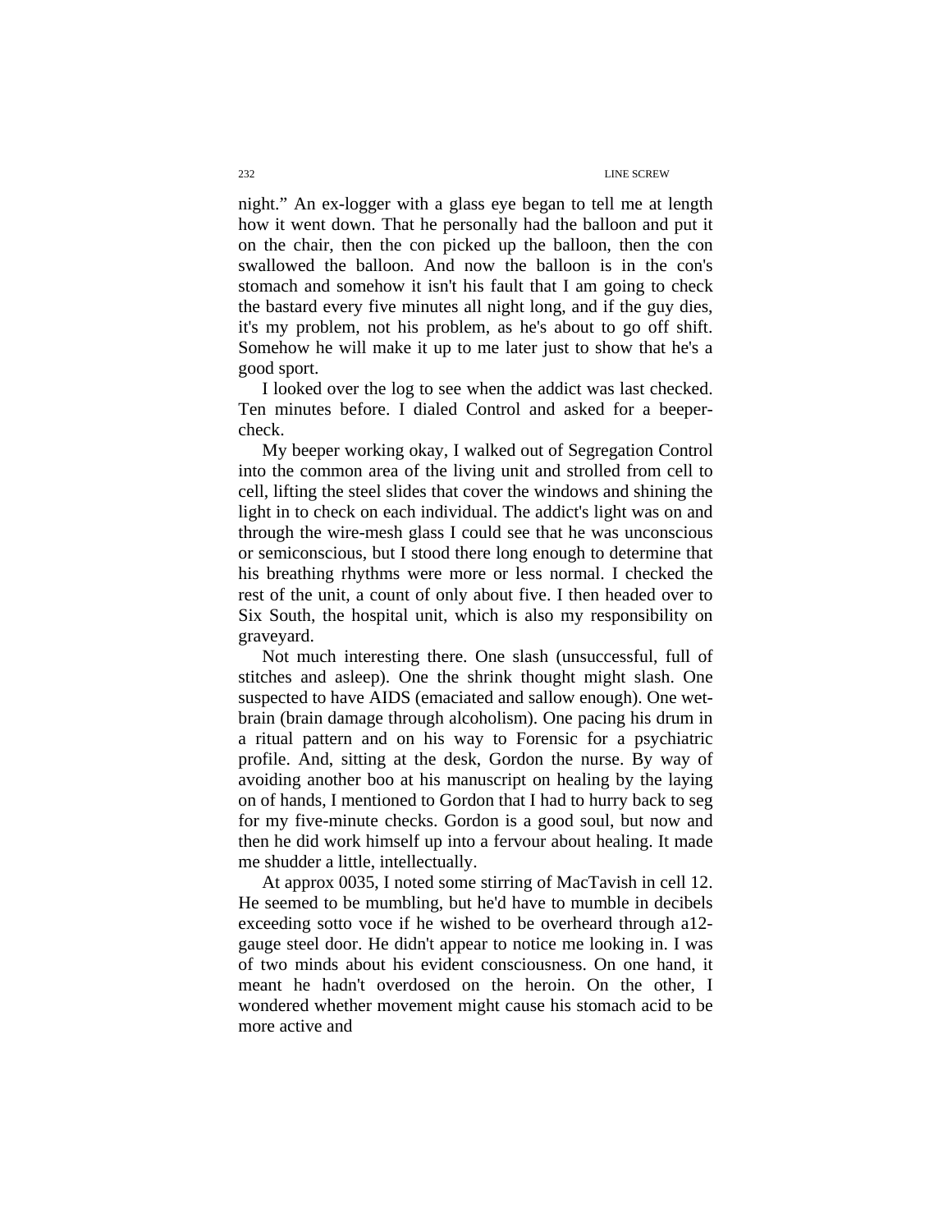night." An ex-logger with a glass eye began to tell me at length how it went down. That he personally had the balloon and put it on the chair, then the con picked up the balloon, then the con swallowed the balloon. And now the balloon is in the con's stomach and somehow it isn't his fault that I am going to check the bastard every five minutes all night long, and if the guy dies, it's my problem, not his problem, as he's about to go off shift. Somehow he will make it up to me later just to show that he's a good sport.

I looked over the log to see when the addict was last checked. Ten minutes before. I dialed Control and asked for a beeper-check.

My beeper working okay, I walked out of Segregation Control into the common area of the living unit and strolled from cell to cell, lifting the steel slides that cover the windows and shining the light in to check on each individual. The addict's light was on and through the wire-mesh glass I could see that he was unconscious or semiconscious, but I stood there long enough to determine that his breathing rhythms were more or less normal. I checked the rest of the unit, a count of only about five. I then headed over to Six South, the hospital unit, which is also my responsibility on graveyard.

Not much interesting there. One slash (unsuccessful, full of stitches and asleep). One the shrink thought might slash. One suspected to have AIDS (emaciated and sallow enough). One wet-brain (brain damage through alcoholism). One pacing his drum in a ritual pattern and on his way to Forensic for a psychiatric profile. And, sitting at the desk, Gordon the nurse. By way of avoiding another boo at his manuscript on healing by the laying on of hands, I mentioned to Gordon that I had to hurry back to seg for my five-minute checks. Gordon is a good soul, but now and then he did work himself up into a fervour about healing. It made me shudder a little, intellectually.

At approx 0035, I noted some stirring of MacTavish in cell 12. He seemed to be mumbling, but he'd have to mumble in decibels exceeding sotto voce if he wished to be overheard through a12-gauge steel door. He didn't appear to notice me looking in. I was of two minds about his evident consciousness. On one hand, it meant he hadn't overdosed on the heroin. On the other, I wondered whether movement might cause his stomach acid to be more active and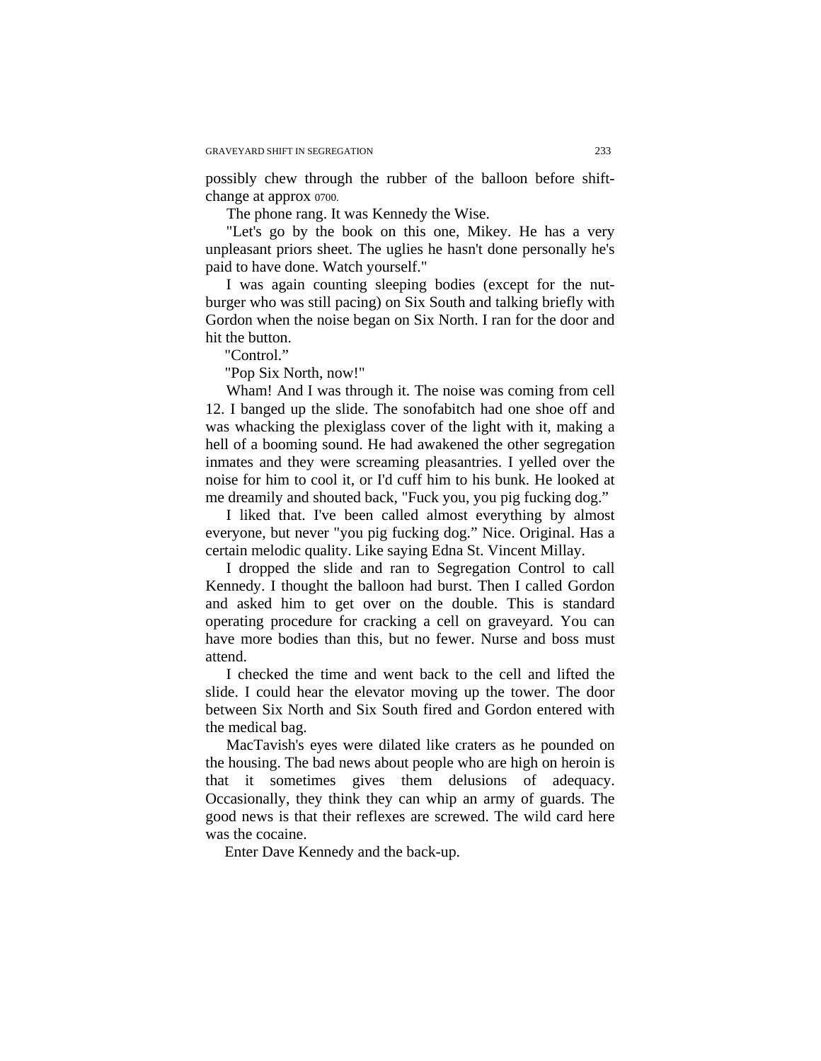possibly chew through the rubber of the balloon before shift-change at approx 0700.

The phone rang. It was Kennedy the Wise.

"Let's go by the book on this one, Mikey. He has a very unpleasant priors sheet. The uglies he hasn't done personally he's paid to have done. Watch yourself."

I was again counting sleeping bodies (except for the nut-burger who was still pacing) on Six South and talking briefly with Gordon when the noise began on Six North. I ran for the door and hit the button.

"Control."

"Pop Six North, now!"

Wham! And I was through it. The noise was coming from cell 12. I banged up the slide. The sonofabitch had one shoe off and was whacking the plexiglass cover of the light with it, making a hell of a booming sound. He had awakened the other segregation inmates and they were screaming pleasantries. I yelled over the noise for him to cool it, or I'd cuff him to his bunk. He looked at me dreamily and shouted back, "Fuck you, you pig fucking dog."

I liked that. I've been called almost everything by almost everyone, but never "you pig fucking dog." Nice. Original. Has a certain melodic quality. Like saying Edna St. Vincent Millay.

I dropped the slide and ran to Segregation Control to call Kennedy. I thought the balloon had burst. Then I called Gordon and asked him to get over on the double. This is standard operating procedure for cracking a cell on graveyard. You can have more bodies than this, but no fewer. Nurse and boss must attend.

I checked the time and went back to the cell and lifted the slide. I could hear the elevator moving up the tower. The door between Six North and Six South fired and Gordon entered with the medical bag.

MacTavish's eyes were dilated like craters as he pounded on the housing. The bad news about people who are high on heroin is that it sometimes gives them delusions of adequacy. Occasionally, they think they can whip an army of guards. The good news is that their reflexes are screwed. The wild card here was the cocaine.

Enter Dave Kennedy and the back-up.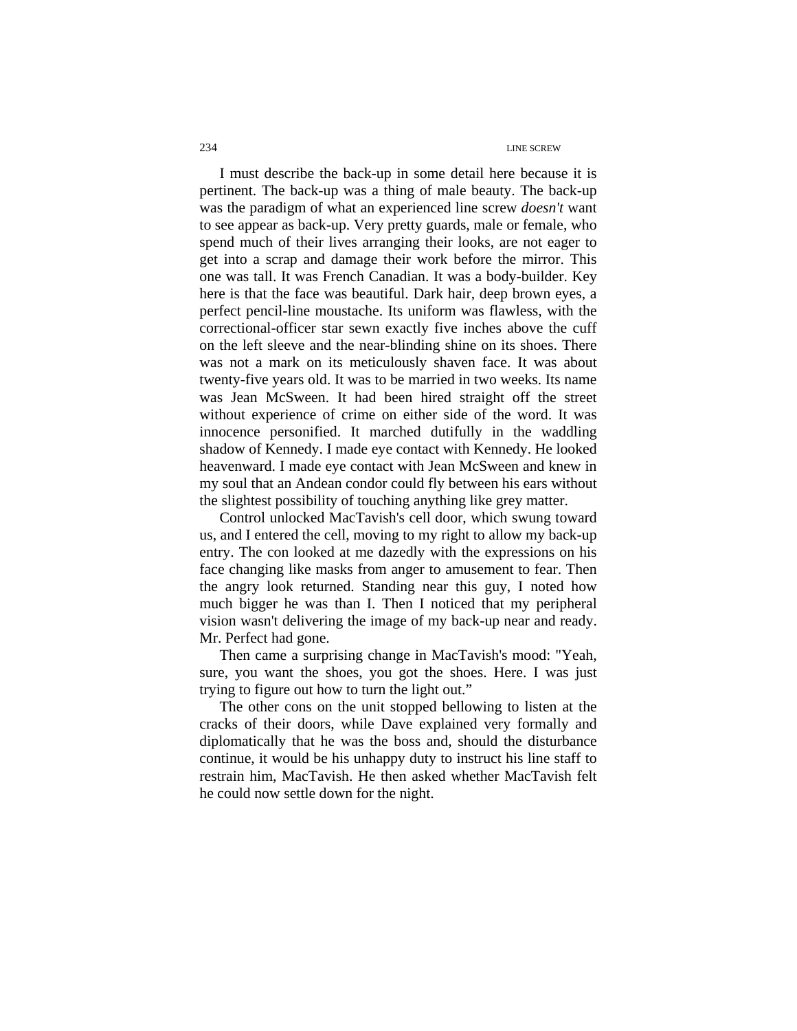I must describe the back-up in some detail here because it is pertinent. The back-up was a thing of male beauty. The back-up was the paradigm of what an experienced line screw *doesn't* want to see appear as back-up. Very pretty guards, male or female, who spend much of their lives arranging their looks, are not eager to get into a scrap and damage their work before the mirror. This one was tall. It was French Canadian. It was a body-builder. Key here is that the face was beautiful. Dark hair, deep brown eyes, a perfect pencil-line moustache. Its uniform was flawless, with the correctional-officer star sewn exactly five inches above the cuff on the left sleeve and the near-blinding shine on its shoes. There was not a mark on its meticulously shaven face. It was about twenty-five years old. It was to be married in two weeks. Its name was Jean McSween. It had been hired straight off the street without experience of crime on either side of the word. It was innocence personified. It marched dutifully in the waddling shadow of Kennedy. I made eye contact with Kennedy. He looked heavenward. I made eye contact with Jean McSween and knew in my soul that an Andean condor could fly between his ears without the slightest possibility of touching anything like grey matter.

Control unlocked MacTavish's cell door, which swung toward us, and I entered the cell, moving to my right to allow my back-up entry. The con looked at me dazedly with the expressions on his face changing like masks from anger to amusement to fear. Then the angry look returned. Standing near this guy, I noted how much bigger he was than I. Then I noticed that my peripheral vision wasn't delivering the image of my back-up near and ready. Mr. Perfect had gone.

Then came a surprising change in MacTavish's mood: "Yeah, sure, you want the shoes, you got the shoes. Here. I was just trying to figure out how to turn the light out."

The other cons on the unit stopped bellowing to listen at the cracks of their doors, while Dave explained very formally and diplomatically that he was the boss and, should the disturbance continue, it would be his unhappy duty to instruct his line staff to restrain him, MacTavish. He then asked whether MacTavish felt he could now settle down for the night.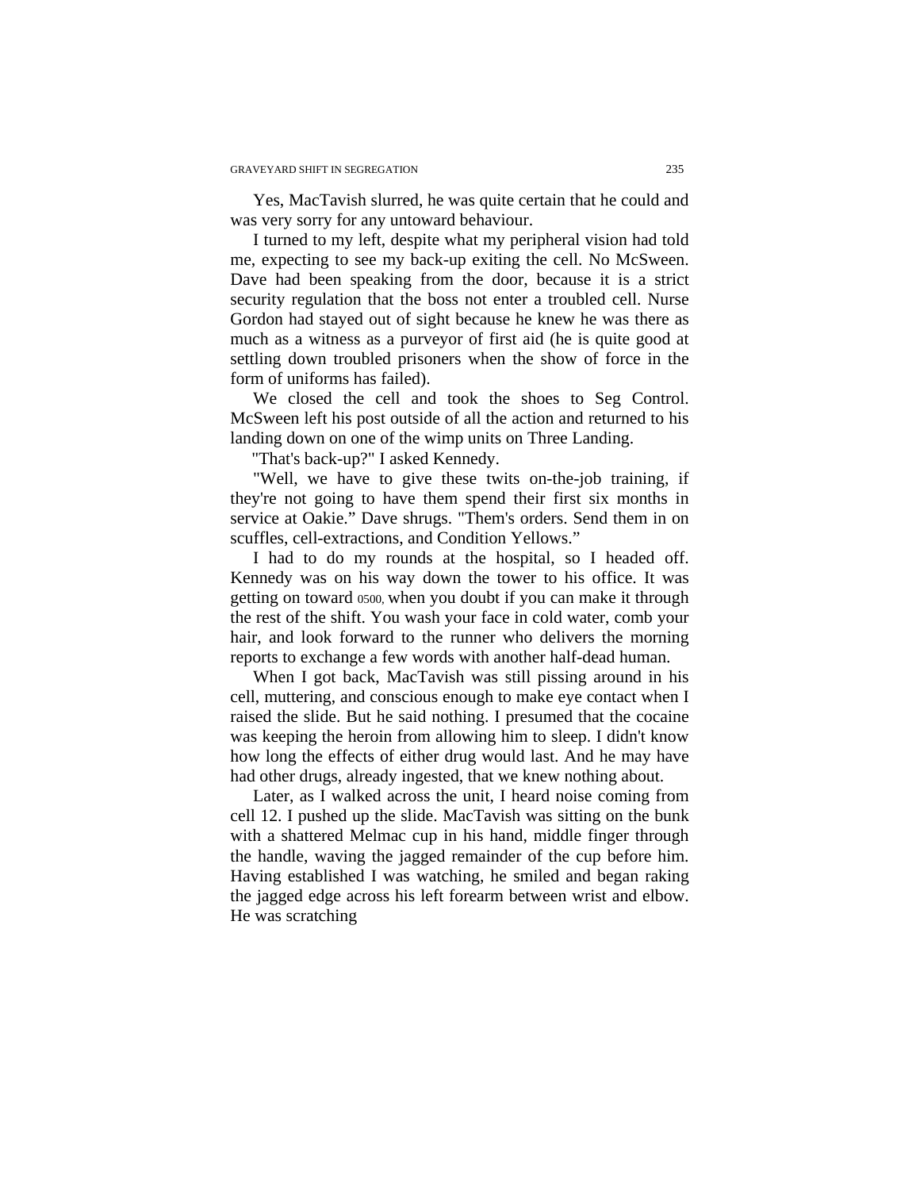Yes, MacTavish slurred, he was quite certain that he could and was very sorry for any untoward behaviour.

I turned to my left, despite what my peripheral vision had told me, expecting to see my back-up exiting the cell. No McSween. Dave had been speaking from the door, because it is a strict security regulation that the boss not enter a troubled cell. Nurse Gordon had stayed out of sight because he knew he was there as much as a witness as a purveyor of first aid (he is quite good at settling down troubled prisoners when the show of force in the form of uniforms has failed).

We closed the cell and took the shoes to Seg Control. McSween left his post outside of all the action and returned to his landing down on one of the wimp units on Three Landing.

"That's back-up?" I asked Kennedy.

"Well, we have to give these twits on-the-job training, if they're not going to have them spend their first six months in service at Oakie." Dave shrugs. "Them's orders. Send them in on scuffles, cell-extractions, and Condition Yellows."

I had to do my rounds at the hospital, so I headed off. Kennedy was on his way down the tower to his office. It was getting on toward 0500, when you doubt if you can make it through the rest of the shift. You wash your face in cold water, comb your hair, and look forward to the runner who delivers the morning reports to exchange a few words with another half-dead human.

When I got back, MacTavish was still pissing around in his cell, muttering, and conscious enough to make eye contact when I raised the slide. But he said nothing. I presumed that the cocaine was keeping the heroin from allowing him to sleep. I didn't know how long the effects of either drug would last. And he may have had other drugs, already ingested, that we knew nothing about.

Later, as I walked across the unit, I heard noise coming from cell 12. I pushed up the slide. MacTavish was sitting on the bunk with a shattered Melmac cup in his hand, middle finger through the handle, waving the jagged remainder of the cup before him. Having established I was watching, he smiled and began raking the jagged edge across his left forearm between wrist and elbow. He was scratching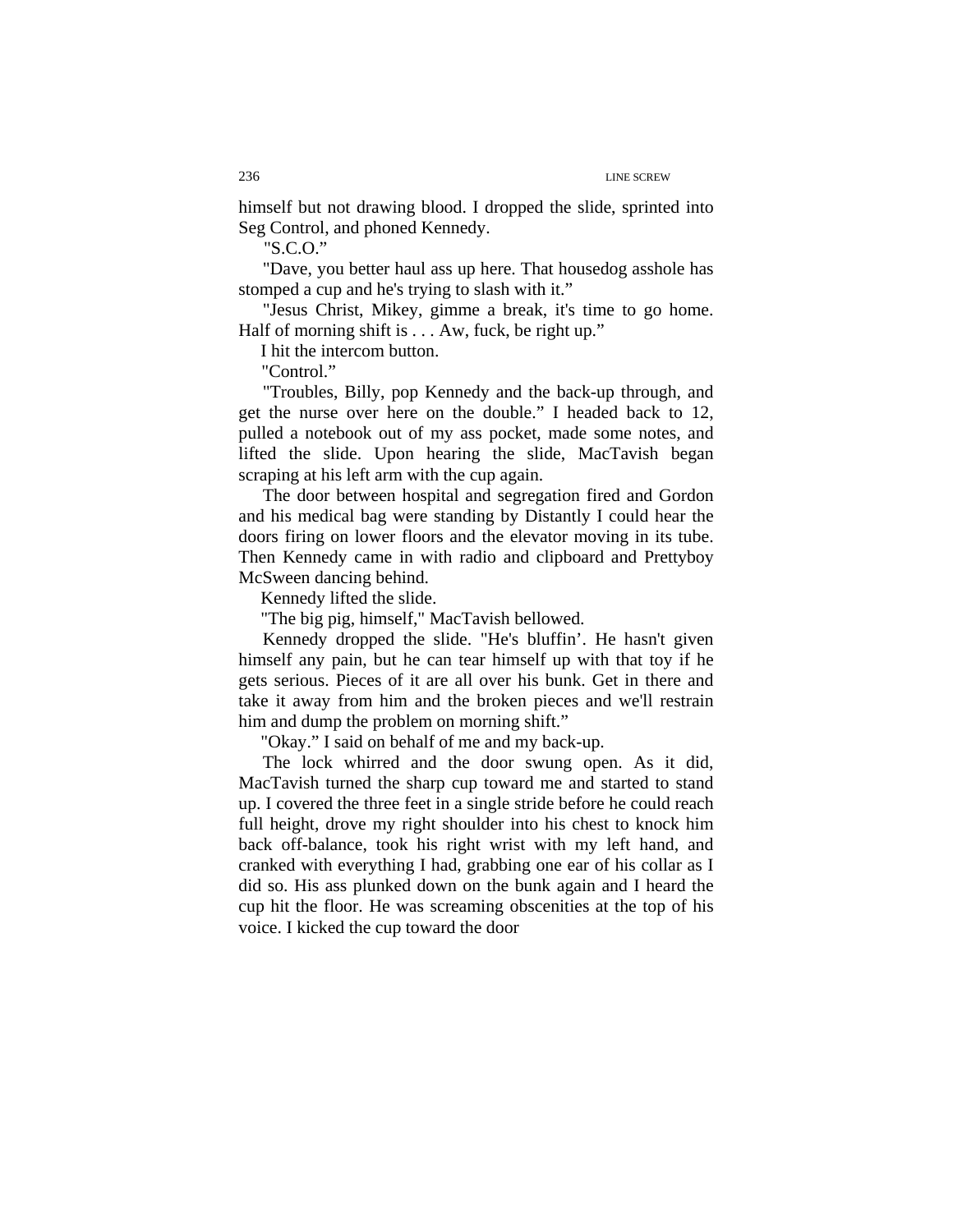himself but not drawing blood. I dropped the slide, sprinted into Seg Control, and phoned Kennedy.

"S.C.O."

"Dave, you better haul ass up here. That housedog asshole has stomped a cup and he's trying to slash with it."

"Jesus Christ, Mikey, gimme a break, it's time to go home. Half of morning shift is . . . Aw, fuck, be right up."

I hit the intercom button.

"Control."

"Troubles, Billy, pop Kennedy and the back-up through, and get the nurse over here on the double." I headed back to 12, pulled a notebook out of my ass pocket, made some notes, and lifted the slide. Upon hearing the slide, MacTavish began scraping at his left arm with the cup again.

The door between hospital and segregation fired and Gordon and his medical bag were standing by Distantly I could hear the doors firing on lower floors and the elevator moving in its tube. Then Kennedy came in with radio and clipboard and Prettyboy McSween dancing behind.

Kennedy lifted the slide.

"The big pig, himself," MacTavish bellowed.

Kennedy dropped the slide. "He's bluffin'. He hasn't given himself any pain, but he can tear himself up with that toy if he gets serious. Pieces of it are all over his bunk. Get in there and take it away from him and the broken pieces and we'll restrain him and dump the problem on morning shift."

"Okay." I said on behalf of me and my back-up.

The lock whirred and the door swung open. As it did, MacTavish turned the sharp cup toward me and started to stand up. I covered the three feet in a single stride before he could reach full height, drove my right shoulder into his chest to knock him back off-balance, took his right wrist with my left hand, and cranked with everything I had, grabbing one ear of his collar as I did so. His ass plunked down on the bunk again and I heard the cup hit the floor. He was screaming obscenities at the top of his voice. I kicked the cup toward the door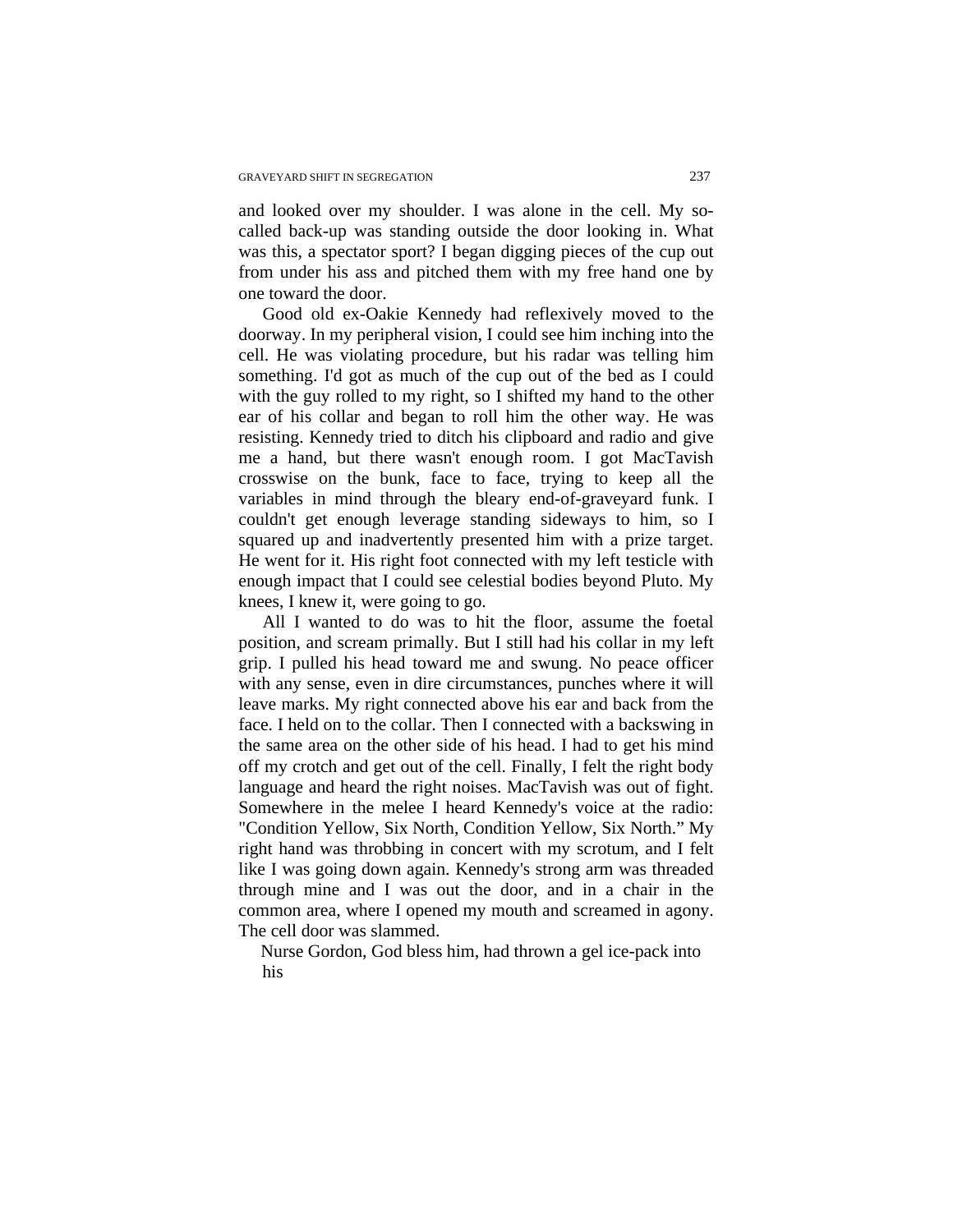and looked over my shoulder. I was alone in the cell. My so-called back-up was standing outside the door looking in. What was this, a spectator sport? I began digging pieces of the cup out from under his ass and pitched them with my free hand one by one toward the door.

Good old ex-Oakie Kennedy had reflexively moved to the doorway. In my peripheral vision, I could see him inching into the cell. He was violating procedure, but his radar was telling him something. I'd got as much of the cup out of the bed as I could with the guy rolled to my right, so I shifted my hand to the other ear of his collar and began to roll him the other way. He was resisting. Kennedy tried to ditch his clipboard and radio and give me a hand, but there wasn't enough room. I got MacTavish crosswise on the bunk, face to face, trying to keep all the variables in mind through the bleary end-of-graveyard funk. I couldn't get enough leverage standing sideways to him, so I squared up and inadvertently presented him with a prize target. He went for it. His right foot connected with my left testicle with enough impact that I could see celestial bodies beyond Pluto. My knees, I knew it, were going to go.

All I wanted to do was to hit the floor, assume the foetal position, and scream primally. But I still had his collar in my left grip. I pulled his head toward me and swung. No peace officer with any sense, even in dire circumstances, punches where it will leave marks. My right connected above his ear and back from the face. I held on to the collar. Then I connected with a backswing in the same area on the other side of his head. I had to get his mind off my crotch and get out of the cell. Finally, I felt the right body language and heard the right noises. MacTavish was out of fight. Somewhere in the melee I heard Kennedy's voice at the radio: "Condition Yellow, Six North, Condition Yellow, Six North." My right hand was throbbing in concert with my scrotum, and I felt like I was going down again. Kennedy's strong arm was threaded through mine and I was out the door, and in a chair in the common area, where I opened my mouth and screamed in agony. The cell door was slammed.

Nurse Gordon, God bless him, had thrown a gel ice-pack into his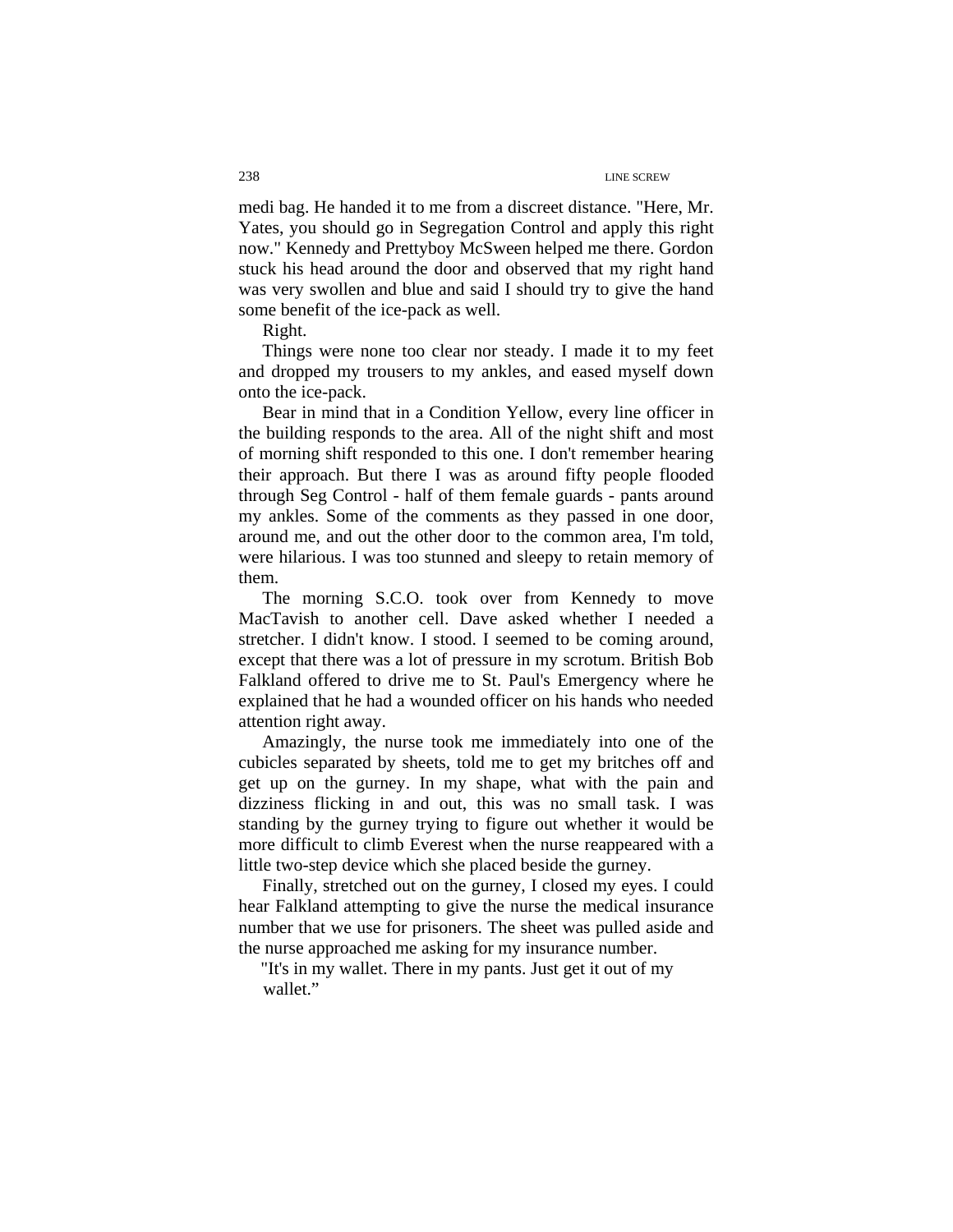medi bag. He handed it to me from a discreet distance. "Here, Mr. Yates, you should go in Segregation Control and apply this right now." Kennedy and Prettyboy McSween helped me there. Gordon stuck his head around the door and observed that my right hand was very swollen and blue and said I should try to give the hand some benefit of the ice-pack as well.

Right.

Things were none too clear nor steady. I made it to my feet and dropped my trousers to my ankles, and eased myself down onto the ice-pack.

Bear in mind that in a Condition Yellow, every line officer in the building responds to the area. All of the night shift and most of morning shift responded to this one. I don't remember hearing their approach. But there I was as around fifty people flooded through Seg Control - half of them female guards - pants around my ankles. Some of the comments as they passed in one door, around me, and out the other door to the common area, I'm told, were hilarious. I was too stunned and sleepy to retain memory of them.

The morning S.C.O. took over from Kennedy to move MacTavish to another cell. Dave asked whether I needed a stretcher. I didn't know. I stood. I seemed to be coming around, except that there was a lot of pressure in my scrotum. British Bob Falkland offered to drive me to St. Paul's Emergency where he explained that he had a wounded officer on his hands who needed attention right away.

Amazingly, the nurse took me immediately into one of the cubicles separated by sheets, told me to get my britches off and get up on the gurney. In my shape, what with the pain and dizziness flicking in and out, this was no small task. I was standing by the gurney trying to figure out whether it would be more difficult to climb Everest when the nurse reappeared with a little two-step device which she placed beside the gurney.

Finally, stretched out on the gurney, I closed my eyes. I could hear Falkland attempting to give the nurse the medical insurance number that we use for prisoners. The sheet was pulled aside and the nurse approached me asking for my insurance number.

"It's in my wallet. There in my pants. Just get it out of my wallet."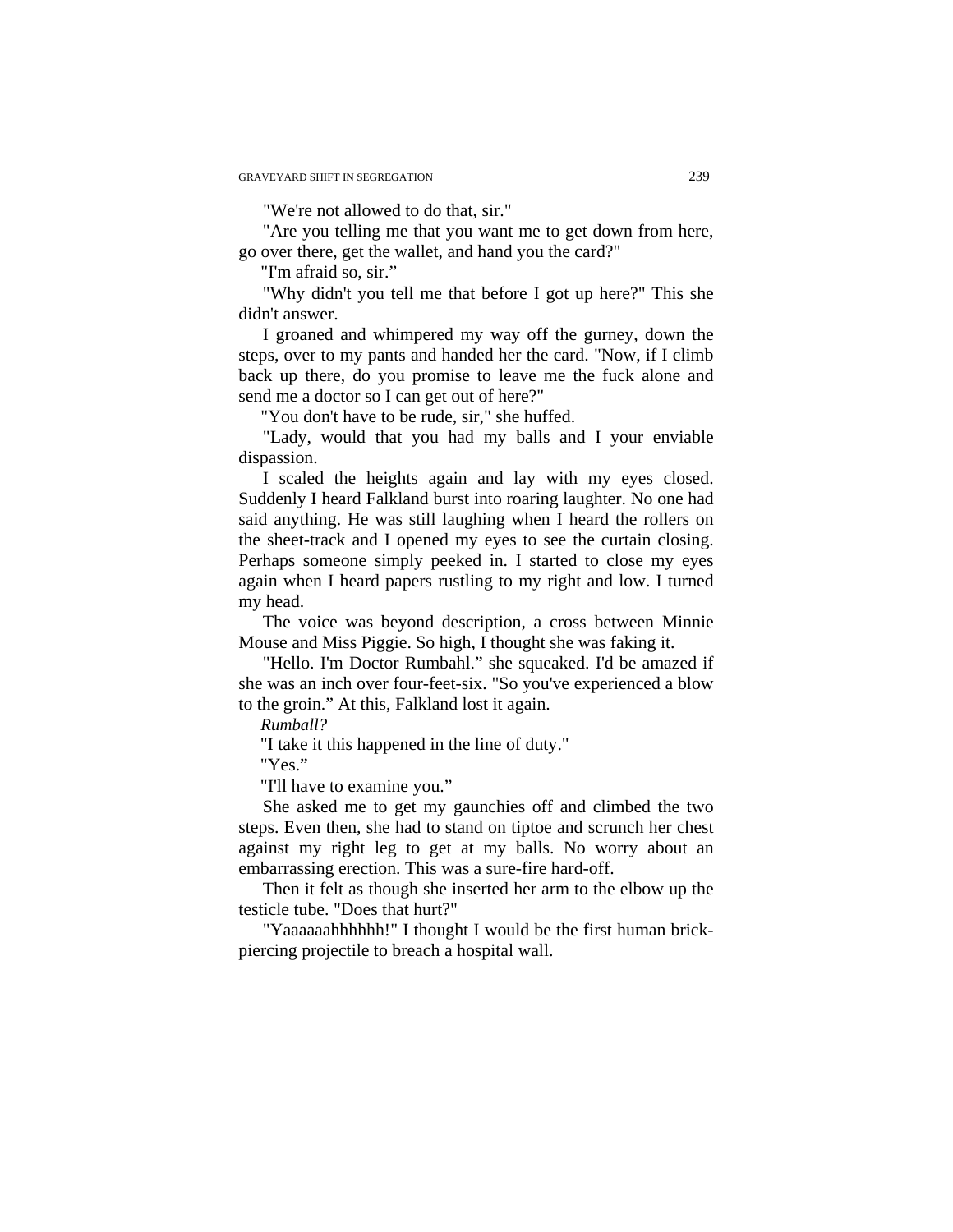"We're not allowed to do that, sir."

"Are you telling me that you want me to get down from here, go over there, get the wallet, and hand you the card?"

"I'm afraid so, sir."

"Why didn't you tell me that before I got up here?" This she didn't answer.

I groaned and whimpered my way off the gurney, down the steps, over to my pants and handed her the card. "Now, if I climb back up there, do you promise to leave me the fuck alone and send me a doctor so I can get out of here?"

"You don't have to be rude, sir," she huffed.

"Lady, would that you had my balls and I your enviable dispassion.

I scaled the heights again and lay with my eyes closed. Suddenly I heard Falkland burst into roaring laughter. No one had said anything. He was still laughing when I heard the rollers on the sheet-track and I opened my eyes to see the curtain closing. Perhaps someone simply peeked in. I started to close my eyes again when I heard papers rustling to my right and low. I turned my head.

The voice was beyond description, a cross between Minnie Mouse and Miss Piggie. So high, I thought she was faking it.

"Hello. I'm Doctor Rumbahl." she squeaked. I'd be amazed if she was an inch over four-feet-six. "So you've experienced a blow to the groin." At this, Falkland lost it again.

*Rumball?*

"I take it this happened in the line of duty."

"Yes."

"I'll have to examine you."

She asked me to get my gaunchies off and climbed the two steps. Even then, she had to stand on tiptoe and scrunch her chest against my right leg to get at my balls. No worry about an embarrassing erection. This was a sure-fire hard-off.

Then it felt as though she inserted her arm to the elbow up the testicle tube. "Does that hurt?"

"Yaaaaaahhhhhh!" I thought I would be the first human brick-piercing projectile to breach a hospital wall.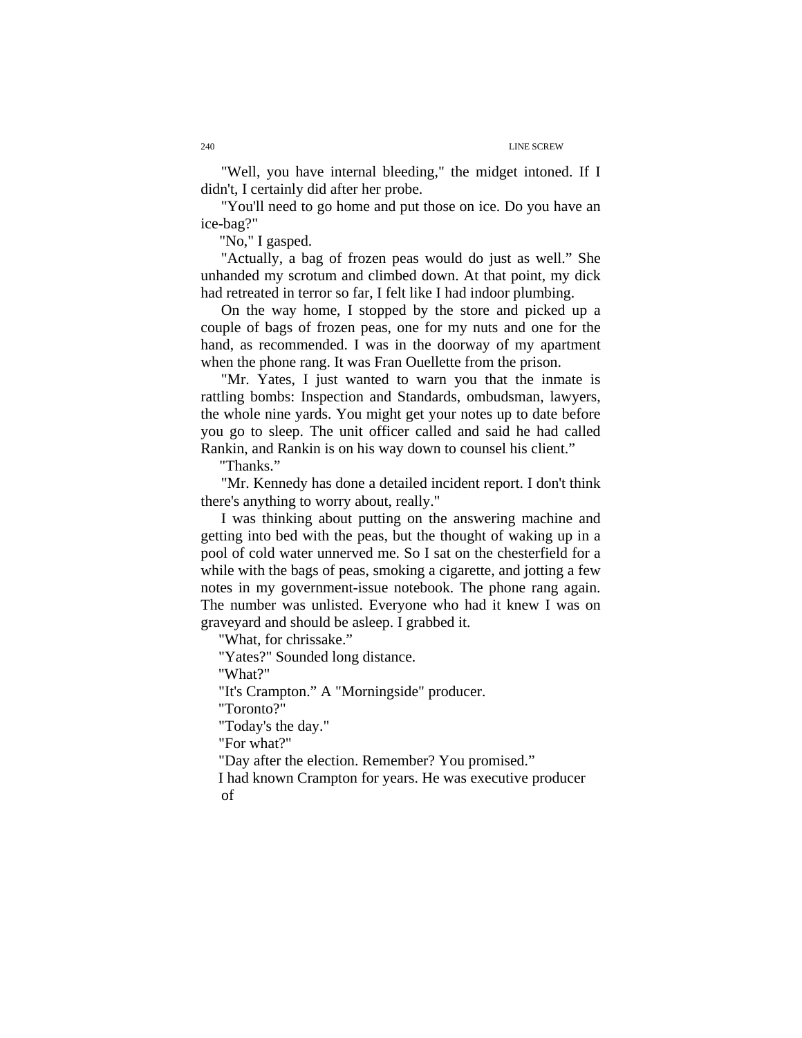"Well, you have internal bleeding," the midget intoned. If I didn't, I certainly did after her probe.

"You'll need to go home and put those on ice. Do you have an ice-bag?"

"No," I gasped.

"Actually, a bag of frozen peas would do just as well." She unhanded my scrotum and climbed down. At that point, my dick had retreated in terror so far, I felt like I had indoor plumbing.

On the way home, I stopped by the store and picked up a couple of bags of frozen peas, one for my nuts and one for the hand, as recommended. I was in the doorway of my apartment when the phone rang. It was Fran Ouellette from the prison.

"Mr. Yates, I just wanted to warn you that the inmate is rattling bombs: Inspection and Standards, ombudsman, lawyers, the whole nine yards. You might get your notes up to date before you go to sleep. The unit officer called and said he had called Rankin, and Rankin is on his way down to counsel his client."

"Thanks."

"Mr. Kennedy has done a detailed incident report. I don't think there's anything to worry about, really."

I was thinking about putting on the answering machine and getting into bed with the peas, but the thought of waking up in a pool of cold water unnerved me. So I sat on the chesterfield for a while with the bags of peas, smoking a cigarette, and jotting a few notes in my government-issue notebook. The phone rang again. The number was unlisted. Everyone who had it knew I was on graveyard and should be asleep. I grabbed it.

"What, for chrissake."

"Yates?" Sounded long distance.

"What?"

"It's Crampton." A "Morningside" producer.

"Toronto?"

"Today's the day."

"For what?"

"Day after the election. Remember? You promised."

I had known Crampton for years. He was executive producer of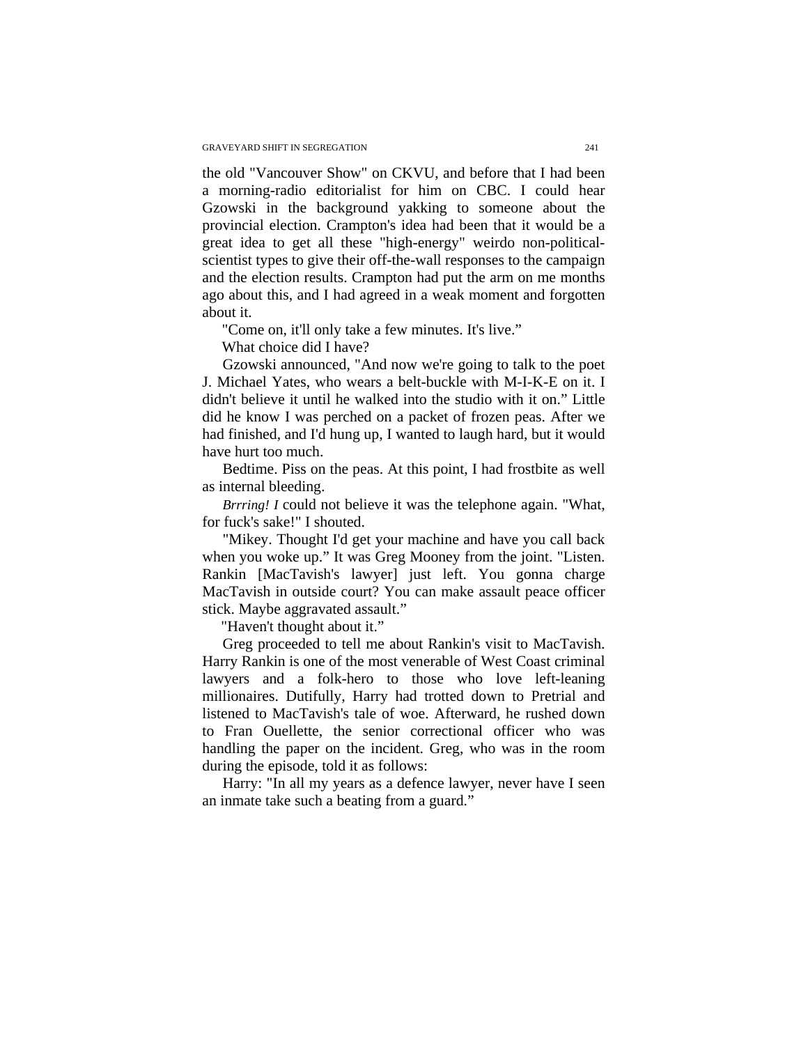the old "Vancouver Show" on CKVU, and before that I had been a morning-radio editorialist for him on CBC. I could hear Gzowski in the background yakking to someone about the provincial election. Crampton's idea had been that it would be a great idea to get all these "high-energy" weirdo non-political-scientist types to give their off-the-wall responses to the campaign and the election results. Crampton had put the arm on me months ago about this, and I had agreed in a weak moment and forgotten about it.

"Come on, it'll only take a few minutes. It's live."

What choice did I have?

Gzowski announced, "And now we're going to talk to the poet J. Michael Yates, who wears a belt-buckle with M-I-K-E on it. I didn't believe it until he walked into the studio with it on." Little did he know I was perched on a packet of frozen peas. After we had finished, and I'd hung up, I wanted to laugh hard, but it would have hurt too much.

Bedtime. Piss on the peas. At this point, I had frostbite as well as internal bleeding.

*Brrring! I* could not believe it was the telephone again. "What, for fuck's sake!" I shouted.

"Mikey. Thought I'd get your machine and have you call back when you woke up." It was Greg Mooney from the joint. "Listen. Rankin [MacTavish's lawyer] just left. You gonna charge MacTavish in outside court? You can make assault peace officer stick. Maybe aggravated assault."

"Haven't thought about it."

Greg proceeded to tell me about Rankin's visit to MacTavish. Harry Rankin is one of the most venerable of West Coast criminal lawyers and a folk-hero to those who love left-leaning millionaires. Dutifully, Harry had trotted down to Pretrial and listened to MacTavish's tale of woe. Afterward, he rushed down to Fran Ouellette, the senior correctional officer who was handling the paper on the incident. Greg, who was in the room during the episode, told it as follows:

Harry: "In all my years as a defence lawyer, never have I seen an inmate take such a beating from a guard."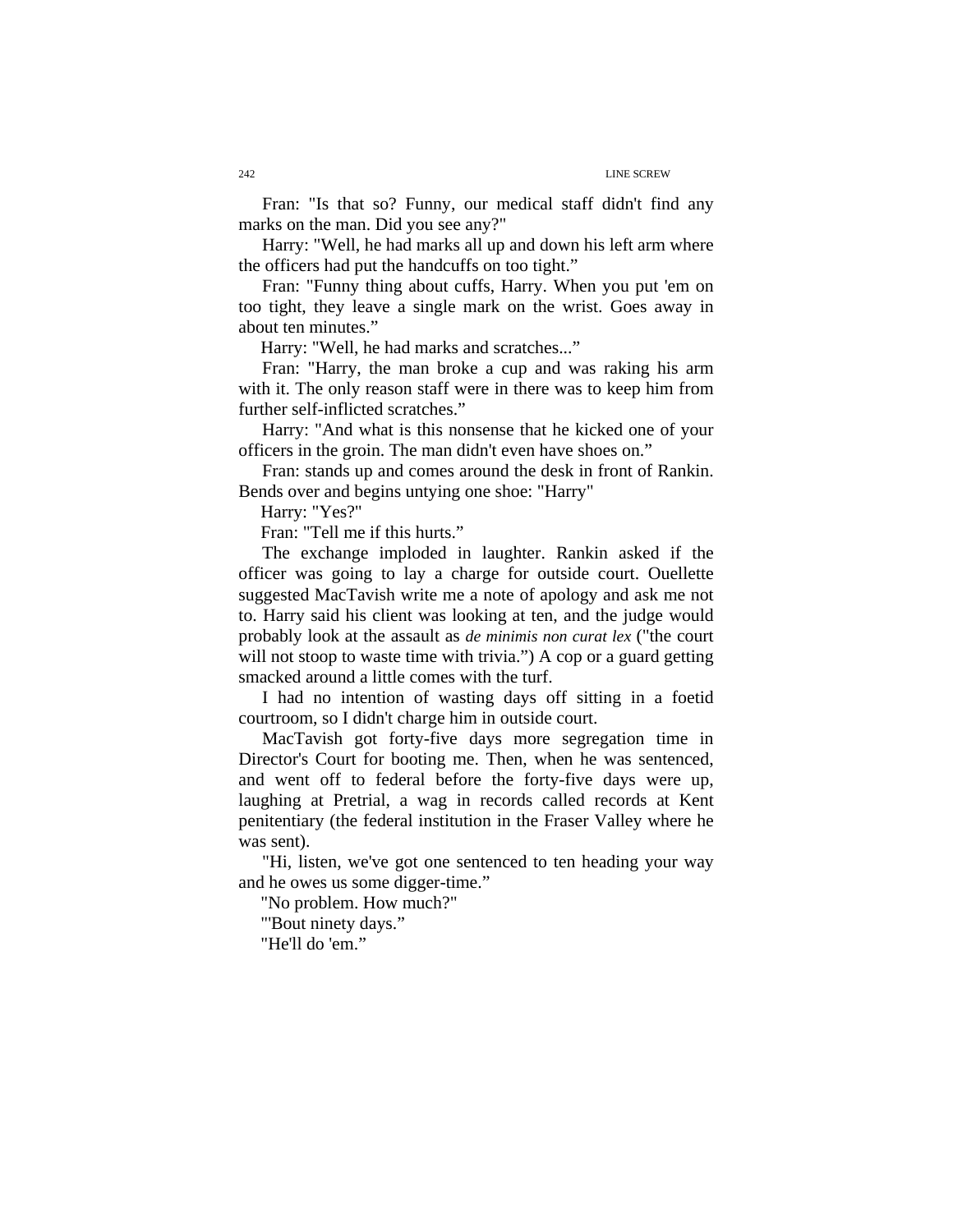Fran: "Is that so? Funny, our medical staff didn't find any marks on the man. Did you see any?"

Harry: "Well, he had marks all up and down his left arm where the officers had put the handcuffs on too tight."

Fran: "Funny thing about cuffs, Harry. When you put 'em on too tight, they leave a single mark on the wrist. Goes away in about ten minutes."

Harry: "Well, he had marks and scratches..."

Fran: "Harry, the man broke a cup and was raking his arm with it. The only reason staff were in there was to keep him from further self-inflicted scratches."

Harry: "And what is this nonsense that he kicked one of your officers in the groin. The man didn't even have shoes on."

Fran: stands up and comes around the desk in front of Rankin. Bends over and begins untying one shoe: "Harry"

Harry: "Yes?"

Fran: "Tell me if this hurts."

The exchange imploded in laughter. Rankin asked if the officer was going to lay a charge for outside court. Ouellette suggested MacTavish write me a note of apology and ask me not to. Harry said his client was looking at ten, and the judge would probably look at the assault as *de minimis non curat lex* ("the court will not stoop to waste time with trivia.") A cop or a guard getting smacked around a little comes with the turf.

I had no intention of wasting days off sitting in a foetid courtroom, so I didn't charge him in outside court.

MacTavish got forty-five days more segregation time in Director's Court for booting me. Then, when he was sentenced, and went off to federal before the forty-five days were up, laughing at Pretrial, a wag in records called records at Kent penitentiary (the federal institution in the Fraser Valley where he was sent).

"Hi, listen, we've got one sentenced to ten heading your way and he owes us some digger-time."

"No problem. How much?"

"'Bout ninety days."

"He'll do 'em."